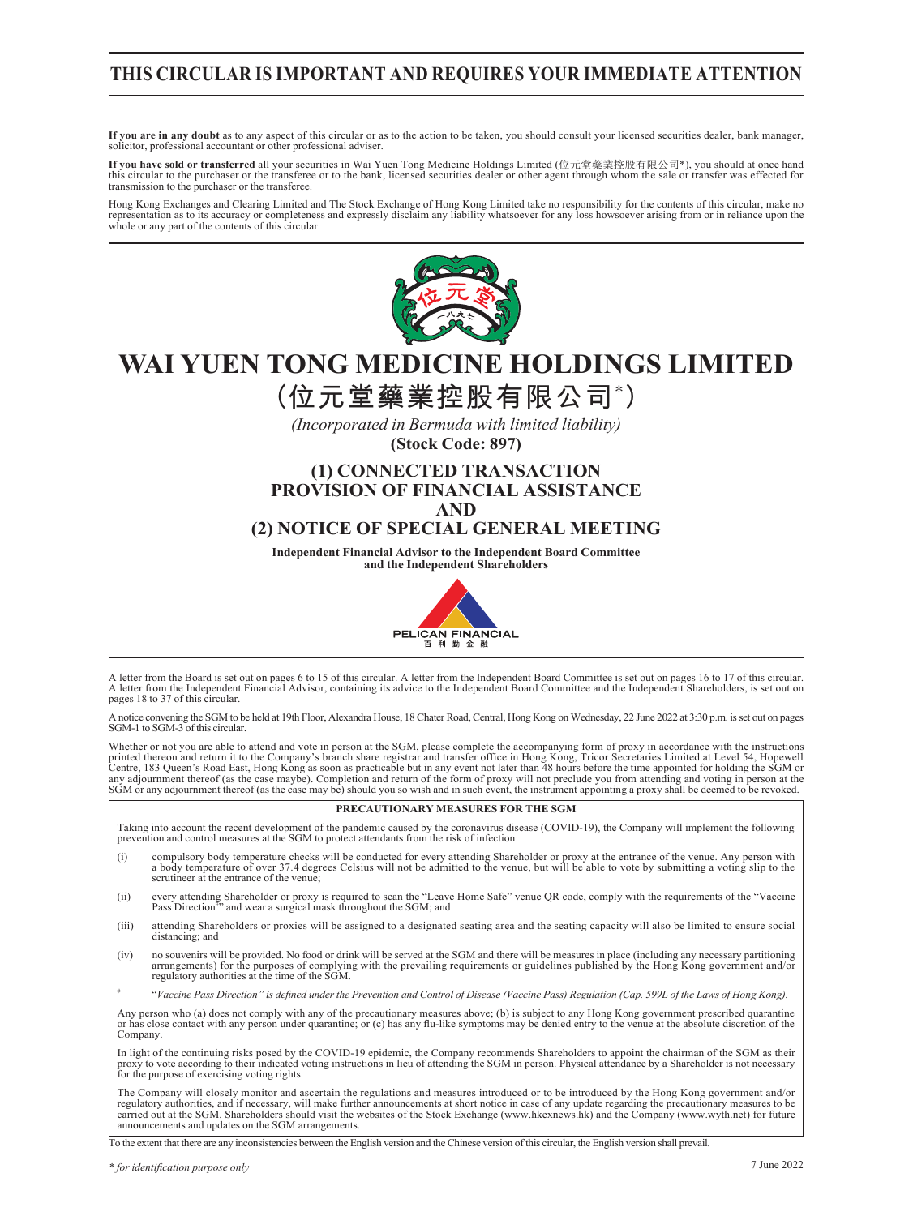# THIS CIRCULAR IS IMPORTANT AND REQUIRES YOUR IMMEDIATE ATTENTION

**If you are in any doubt** as to any aspect of this circular or as to the action to be taken, you should consult your licensed securities dealer, bank manager, solicitor, professional accountant or other professional adviser.

**If you have sold or transferred** all your securities in Wai Yuen Tong Medicine Holdings Limited (位元堂藥業控股有限公司*), you should at once hand this circular to the purchaser or the transferee or to the bank, licensed securities dealer or other agent through whom the sale or transfer was effected for transmission to the purchaser or the transferee.

Hong Kong Exchanges and Clearing Limited and The Stock Exchange of Hong Kong Limited take no responsibility for the contents of this circular, make no representation as to its accuracy or completeness and expressly disclaim any liability whatsoever for any loss howsoever arising from or in reliance upon the whole or any part of the contents of this circular.

# WAI YUEN TONG MEDICINE HOLDINGS LIMITED
# (位元堂藥業控股有限公司*)

*(Incorporated in Bermuda with limited liability)*

**(Stock Code: 897)**

## (1) CONNECTED TRANSACTION PROVISION OF FINANCIAL ASSISTANCE AND (2) NOTICE OF SPECIAL GENERAL MEETING

**Independent Financial Advisor to the Independent Board Committee and the Independent Shareholders**

PELICAN FINANCIAL 百利勤金融

A letter from the Board is set out on pages 6 to 15 of this circular. A letter from the Independent Board Committee is set out on pages 16 to 17 of this circular. A letter from the Independent Financial Advisor, containing its advice to the Independent Board Committee and the Independent Shareholders, is set out on pages 18 to 37 of this circular.

A notice convening the SGM to be held at 19th Floor, Alexandra House, 18 Chater Road, Central, Hong Kong on Wednesday, 22 June 2022 at 3:30 p.m. is set out on pages SGM-1 to SGM-3 of this circular.

Whether or not you are able to attend and vote in person at the SGM, please complete the accompanying form of proxy in accordance with the instructions printed thereon and return it to the Company's branch share registrar and transfer office in Hong Kong, Tricor Secretaries Limited at Level 54, Hopewell Centre, 183 Queen's Road East, Hong Kong as soon as practicable but in any event not later than 48 hours before the time appointed for holding the SGM or any adjournment thereof (as the case maybe). Completion and return of the form of proxy will not preclude you from attending and voting in person at the SGM or any adjournment thereof (as the case may be) should you so wish and in such event, the instrument appointing a proxy shall be deemed to be revoked.

**PRECAUTIONARY MEASURES FOR THE SGM**

Taking into account the recent development of the pandemic caused by the coronavirus disease (COVID-19), the Company will implement the following prevention and control measures at the SGM to protect attendants from the risk of infection:

(i) compulsory body temperature checks will be conducted for every attending Shareholder or proxy at the entrance of the venue. Any person with a body temperature of over 37.4 degrees Celsius will not be admitted to the venue, but will be able to vote by submitting a voting slip to the scrutineer at the entrance of the venue;

(ii) every attending Shareholder or proxy is required to scan the "Leave Home Safe" venue QR code, comply with the requirements of the "Vaccine Pass Direction#" and wear a surgical mask throughout the SGM; and

(iii) attending Shareholders or proxies will be assigned to a designated seating area and the seating capacity will also be limited to ensure social distancing; and

(iv) no souvenirs will be provided. No food or drink will be served at the SGM and there will be measures in place (including any necessary partitioning arrangements) for the purposes of complying with the prevailing requirements or guidelines published by the Hong Kong government and/or regulatory authorities at the time of the SGM.

# "*Vaccine Pass Direction" is defined under the Prevention and Control of Disease (Vaccine Pass) Regulation (Cap. 599L of the Laws of Hong Kong).*

Any person who (a) does not comply with any of the precautionary measures above; (b) is subject to any Hong Kong government prescribed quarantine or has close contact with any person under quarantine; or (c) has any flu-like symptoms may be denied entry to the venue at the absolute discretion of the Company.

In light of the continuing risks posed by the COVID-19 epidemic, the Company recommends Shareholders to appoint the chairman of the SGM as their proxy to vote according to their indicated voting instructions in lieu of attending the SGM in person. Physical attendance by a Shareholder is not necessary for the purpose of exercising voting rights.

The Company will closely monitor and ascertain the regulations and measures introduced or to be introduced by the Hong Kong government and/or regulatory authorities, and if necessary, will make further announcements at short notice in case of any update regarding the precautionary measures to be carried out at the SGM. Shareholders should visit the websites of the Stock Exchange (www.hkexnews.hk) and the Company (www.wyth.net) for future announcements and updates on the SGM arrangements.

To the extent that there are any inconsistencies between the English version and the Chinese version of this circular, the English version shall prevail.

*\* for identification purpose only*

7 June 2022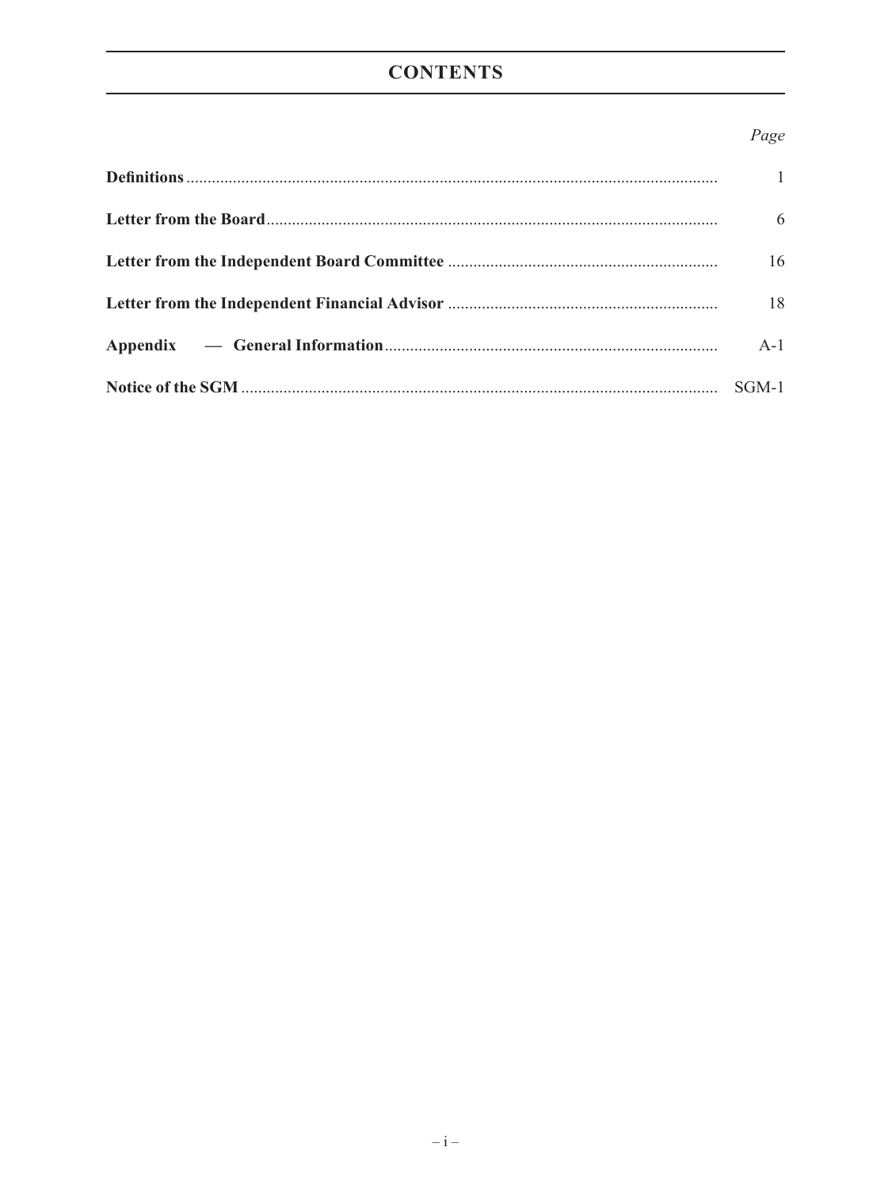# CONTENTS

| | Page |
|---|---|
| **Definitions** | 1 |
| **Letter from the Board** | 6 |
| **Letter from the Independent Board Committee** | 16 |
| **Letter from the Independent Financial Advisor** | 18 |
| **Appendix — General Information** | A-1 |
| **Notice of the SGM** | SGM-1 |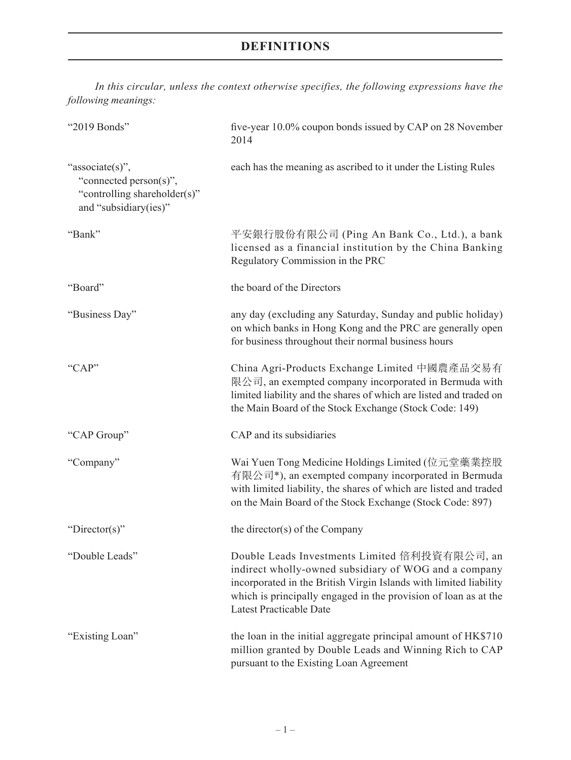# DEFINITIONS

*In this circular, unless the context otherwise specifies, the following expressions have the following meanings:*

| | |
|---|---|
| "2019 Bonds" | five-year 10.0% coupon bonds issued by CAP on 28 November 2014 |
| "associate(s)", "connected person(s)", "controlling shareholder(s)" and "subsidiary(ies)" | each has the meaning as ascribed to it under the Listing Rules |
| "Bank" | 平安銀行股份有限公司 (Ping An Bank Co., Ltd.), a bank licensed as a financial institution by the China Banking Regulatory Commission in the PRC |
| "Board" | the board of the Directors |
| "Business Day" | any day (excluding any Saturday, Sunday and public holiday) on which banks in Hong Kong and the PRC are generally open for business throughout their normal business hours |
| "CAP" | China Agri-Products Exchange Limited 中國農產品交易有限公司, an exempted company incorporated in Bermuda with limited liability and the shares of which are listed and traded on the Main Board of the Stock Exchange (Stock Code: 149) |
| "CAP Group" | CAP and its subsidiaries |
| "Company" | Wai Yuen Tong Medicine Holdings Limited (位元堂藥業控股有限公司*), an exempted company incorporated in Bermuda with limited liability, the shares of which are listed and traded on the Main Board of the Stock Exchange (Stock Code: 897) |
| "Director(s)" | the director(s) of the Company |
| "Double Leads" | Double Leads Investments Limited 倍利投資有限公司, an indirect wholly-owned subsidiary of WOG and a company incorporated in the British Virgin Islands with limited liability which is principally engaged in the provision of loan as at the Latest Practicable Date |
| "Existing Loan" | the loan in the initial aggregate principal amount of HK$710 million granted by Double Leads and Winning Rich to CAP pursuant to the Existing Loan Agreement |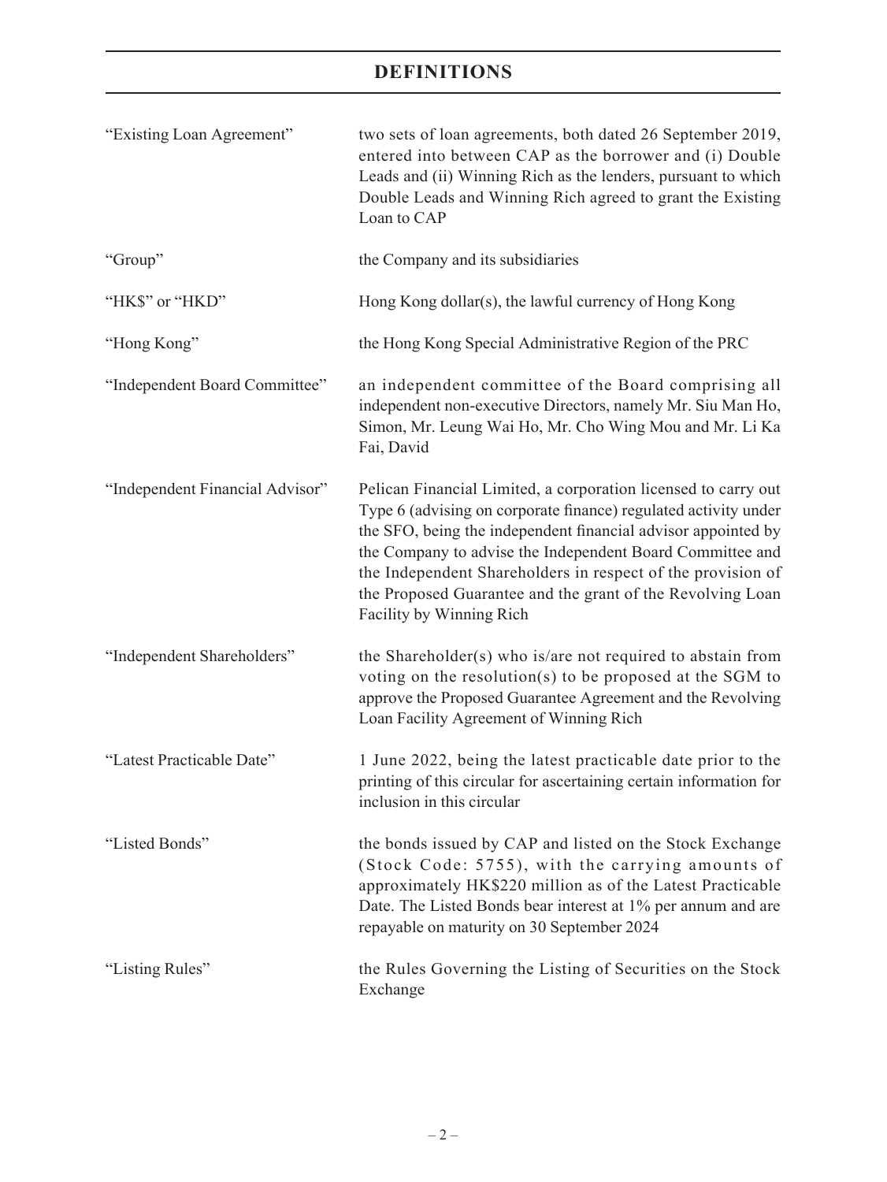# DEFINITIONS

| | |
|---|---|
| "Existing Loan Agreement" | two sets of loan agreements, both dated 26 September 2019, entered into between CAP as the borrower and (i) Double Leads and (ii) Winning Rich as the lenders, pursuant to which Double Leads and Winning Rich agreed to grant the Existing Loan to CAP |
| "Group" | the Company and its subsidiaries |
| "HK$" or "HKD" | Hong Kong dollar(s), the lawful currency of Hong Kong |
| "Hong Kong" | the Hong Kong Special Administrative Region of the PRC |
| "Independent Board Committee" | an independent committee of the Board comprising all independent non-executive Directors, namely Mr. Siu Man Ho, Simon, Mr. Leung Wai Ho, Mr. Cho Wing Mou and Mr. Li Ka Fai, David |
| "Independent Financial Advisor" | Pelican Financial Limited, a corporation licensed to carry out Type 6 (advising on corporate finance) regulated activity under the SFO, being the independent financial advisor appointed by the Company to advise the Independent Board Committee and the Independent Shareholders in respect of the provision of the Proposed Guarantee and the grant of the Revolving Loan Facility by Winning Rich |
| "Independent Shareholders" | the Shareholder(s) who is/are not required to abstain from voting on the resolution(s) to be proposed at the SGM to approve the Proposed Guarantee Agreement and the Revolving Loan Facility Agreement of Winning Rich |
| "Latest Practicable Date" | 1 June 2022, being the latest practicable date prior to the printing of this circular for ascertaining certain information for inclusion in this circular |
| "Listed Bonds" | the bonds issued by CAP and listed on the Stock Exchange (Stock Code: 5755), with the carrying amounts of approximately HK$220 million as of the Latest Practicable Date. The Listed Bonds bear interest at 1% per annum and are repayable on maturity on 30 September 2024 |
| "Listing Rules" | the Rules Governing the Listing of Securities on the Stock Exchange |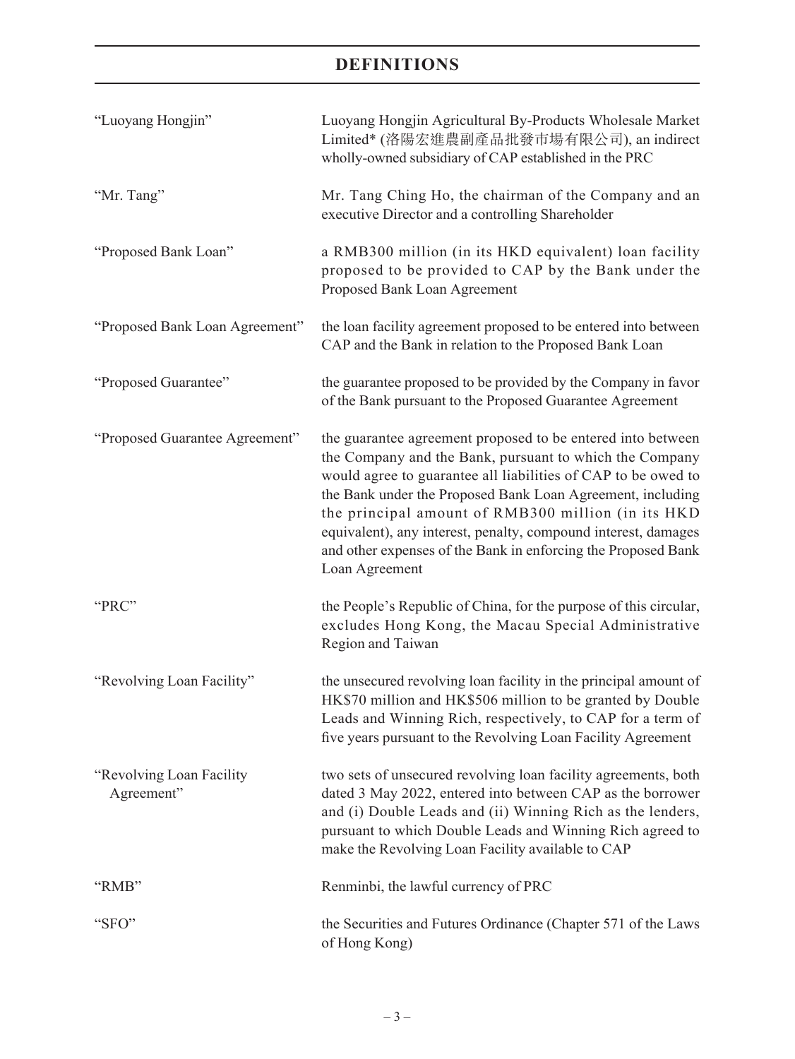# DEFINITIONS

| | |
|---|---|
| "Luoyang Hongjin" | Luoyang Hongjin Agricultural By-Products Wholesale Market Limited* (洛陽宏進農副產品批發市場有限公司), an indirect wholly-owned subsidiary of CAP established in the PRC |
| "Mr. Tang" | Mr. Tang Ching Ho, the chairman of the Company and an executive Director and a controlling Shareholder |
| "Proposed Bank Loan" | a RMB300 million (in its HKD equivalent) loan facility proposed to be provided to CAP by the Bank under the Proposed Bank Loan Agreement |
| "Proposed Bank Loan Agreement" | the loan facility agreement proposed to be entered into between CAP and the Bank in relation to the Proposed Bank Loan |
| "Proposed Guarantee" | the guarantee proposed to be provided by the Company in favor of the Bank pursuant to the Proposed Guarantee Agreement |
| "Proposed Guarantee Agreement" | the guarantee agreement proposed to be entered into between the Company and the Bank, pursuant to which the Company would agree to guarantee all liabilities of CAP to be owed to the Bank under the Proposed Bank Loan Agreement, including the principal amount of RMB300 million (in its HKD equivalent), any interest, penalty, compound interest, damages and other expenses of the Bank in enforcing the Proposed Bank Loan Agreement |
| "PRC" | the People's Republic of China, for the purpose of this circular, excludes Hong Kong, the Macau Special Administrative Region and Taiwan |
| "Revolving Loan Facility" | the unsecured revolving loan facility in the principal amount of HK$70 million and HK$506 million to be granted by Double Leads and Winning Rich, respectively, to CAP for a term of five years pursuant to the Revolving Loan Facility Agreement |
| "Revolving Loan Facility Agreement" | two sets of unsecured revolving loan facility agreements, both dated 3 May 2022, entered into between CAP as the borrower and (i) Double Leads and (ii) Winning Rich as the lenders, pursuant to which Double Leads and Winning Rich agreed to make the Revolving Loan Facility available to CAP |
| "RMB" | Renminbi, the lawful currency of PRC |
| "SFO" | the Securities and Futures Ordinance (Chapter 571 of the Laws of Hong Kong) |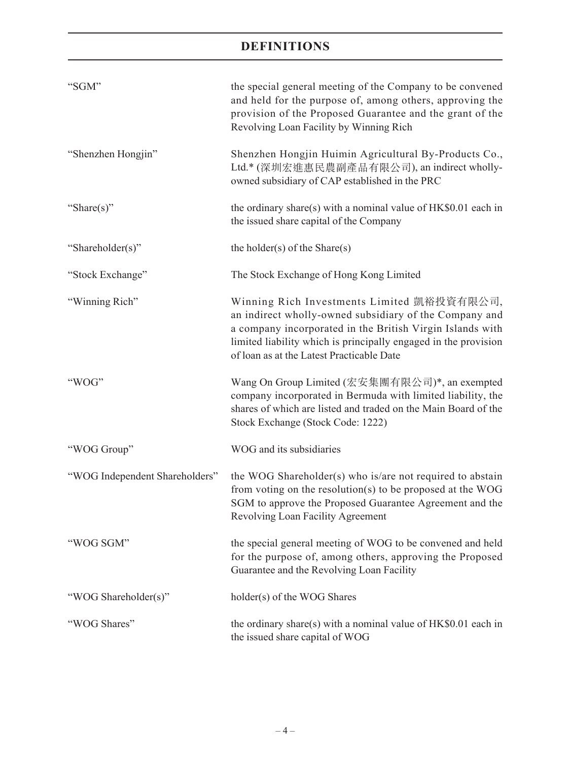# DEFINITIONS

| | |
|---|---|
| "SGM" | the special general meeting of the Company to be convened and held for the purpose of, among others, approving the provision of the Proposed Guarantee and the grant of the Revolving Loan Facility by Winning Rich |
| "Shenzhen Hongjin" | Shenzhen Hongjin Huimin Agricultural By-Products Co., Ltd.* (深圳宏進惠民農副產品有限公司), an indirect wholly-owned subsidiary of CAP established in the PRC |
| "Share(s)" | the ordinary share(s) with a nominal value of HK$0.01 each in the issued share capital of the Company |
| "Shareholder(s)" | the holder(s) of the Share(s) |
| "Stock Exchange" | The Stock Exchange of Hong Kong Limited |
| "Winning Rich" | Winning Rich Investments Limited 凱裕投資有限公司, an indirect wholly-owned subsidiary of the Company and a company incorporated in the British Virgin Islands with limited liability which is principally engaged in the provision of loan as at the Latest Practicable Date |
| "WOG" | Wang On Group Limited (宏安集團有限公司)*, an exempted company incorporated in Bermuda with limited liability, the shares of which are listed and traded on the Main Board of the Stock Exchange (Stock Code: 1222) |
| "WOG Group" | WOG and its subsidiaries |
| "WOG Independent Shareholders" | the WOG Shareholder(s) who is/are not required to abstain from voting on the resolution(s) to be proposed at the WOG SGM to approve the Proposed Guarantee Agreement and the Revolving Loan Facility Agreement |
| "WOG SGM" | the special general meeting of WOG to be convened and held for the purpose of, among others, approving the Proposed Guarantee and the Revolving Loan Facility |
| "WOG Shareholder(s)" | holder(s) of the WOG Shares |
| "WOG Shares" | the ordinary share(s) with a nominal value of HK$0.01 each in the issued share capital of WOG |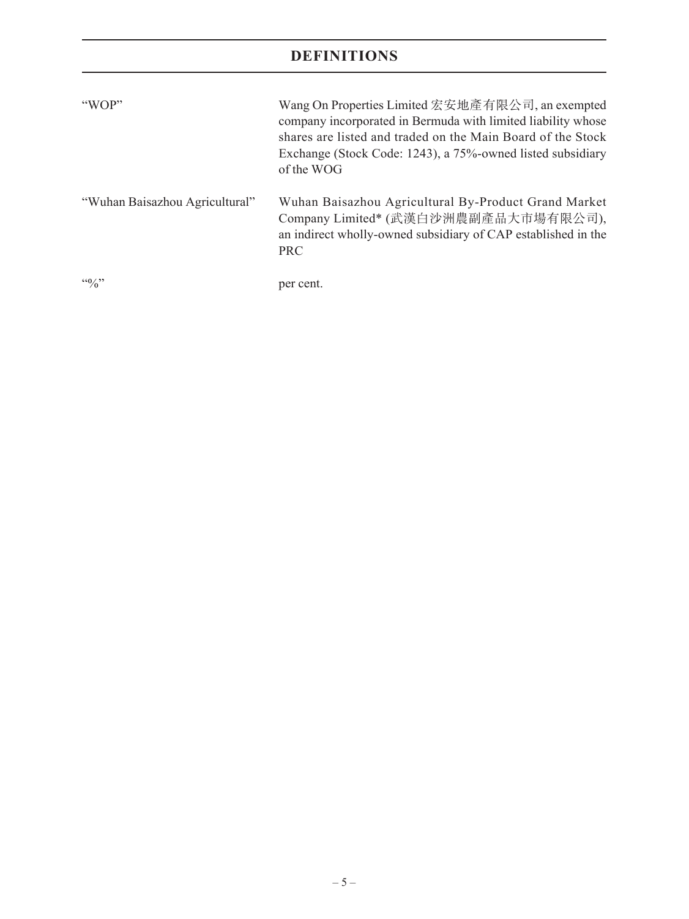# DEFINITIONS

| | |
|---|---|
| "WOP" | Wang On Properties Limited 宏安地產有限公司, an exempted company incorporated in Bermuda with limited liability whose shares are listed and traded on the Main Board of the Stock Exchange (Stock Code: 1243), a 75%-owned listed subsidiary of the WOG |
| "Wuhan Baisazhou Agricultural" | Wuhan Baisazhou Agricultural By-Product Grand Market Company Limited* (武漢白沙洲農副產品大市場有限公司), an indirect wholly-owned subsidiary of CAP established in the PRC |
| "%" | per cent. |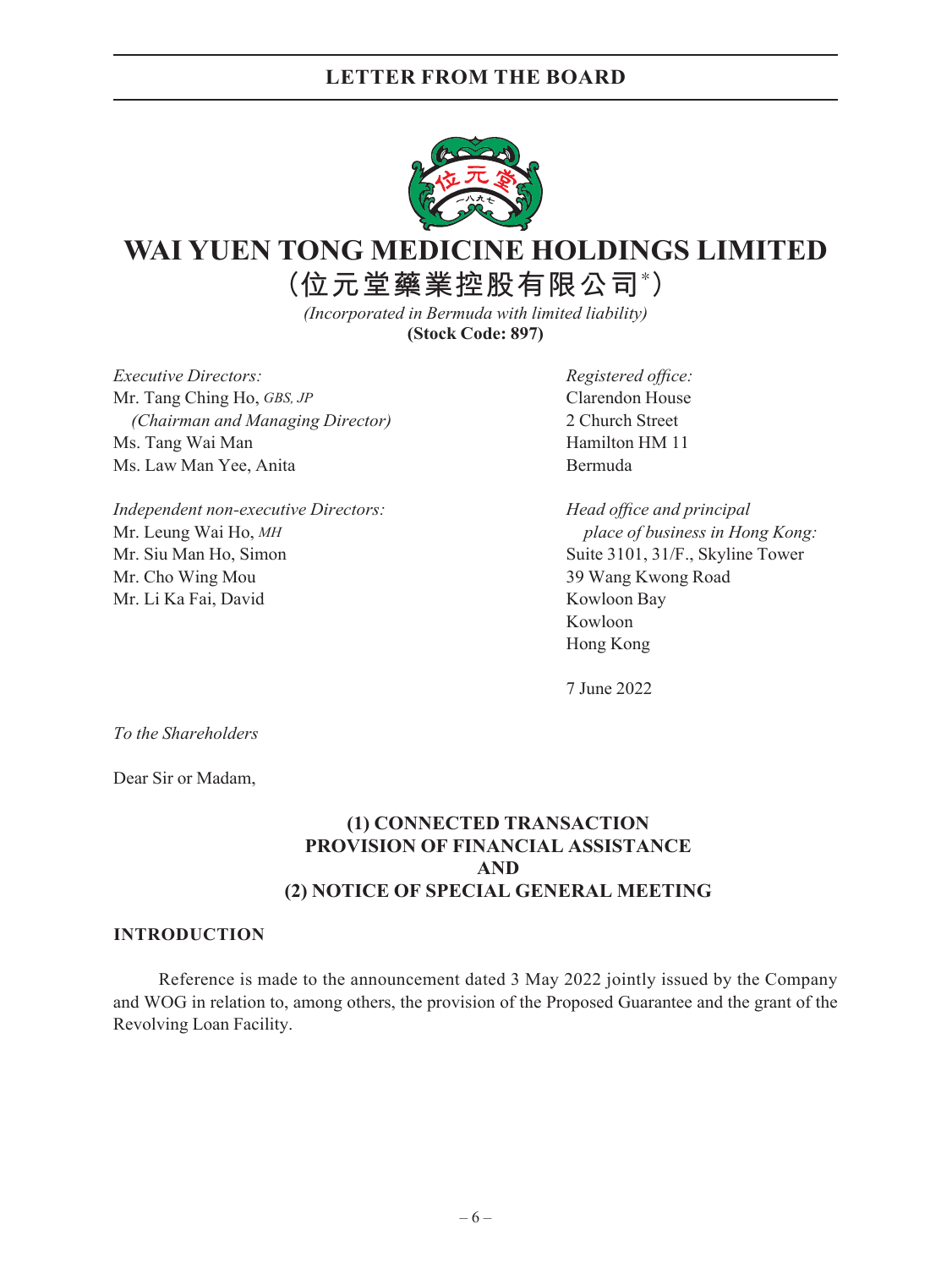# WAI YUEN TONG MEDICINE HOLDINGS LIMITED

# (位元堂藥業控股有限公司*)

*(Incorporated in Bermuda with limited liability)*

**(Stock Code: 897)**

*Executive Directors:*
Mr. Tang Ching Ho, *GBS, JP*
*(Chairman and Managing Director)*
Ms. Tang Wai Man
Ms. Law Man Yee, Anita

*Independent non-executive Directors:*
Mr. Leung Wai Ho, *MH*
Mr. Siu Man Ho, Simon
Mr. Cho Wing Mou
Mr. Li Ka Fai, David

*Registered office:*
Clarendon House
2 Church Street
Hamilton HM 11
Bermuda

*Head office and principal place of business in Hong Kong:*
Suite 3101, 31/F., Skyline Tower
39 Wang Kwong Road
Kowloon Bay
Kowloon
Hong Kong

7 June 2022

*To the Shareholders*

Dear Sir or Madam,

## (1) CONNECTED TRANSACTION PROVISION OF FINANCIAL ASSISTANCE AND (2) NOTICE OF SPECIAL GENERAL MEETING

### INTRODUCTION

Reference is made to the announcement dated 3 May 2022 jointly issued by the Company and WOG in relation to, among others, the provision of the Proposed Guarantee and the grant of the Revolving Loan Facility.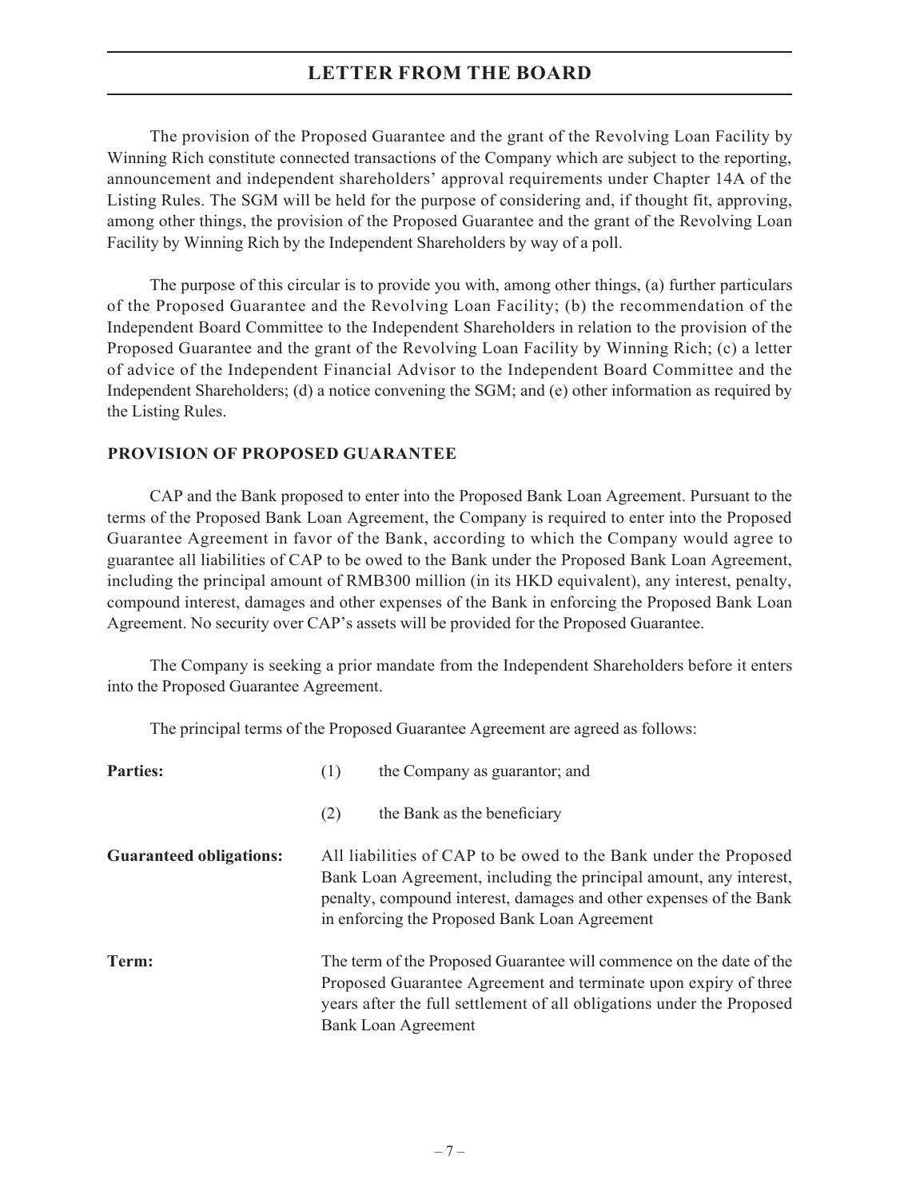The provision of the Proposed Guarantee and the grant of the Revolving Loan Facility by Winning Rich constitute connected transactions of the Company which are subject to the reporting, announcement and independent shareholders' approval requirements under Chapter 14A of the Listing Rules. The SGM will be held for the purpose of considering and, if thought fit, approving, among other things, the provision of the Proposed Guarantee and the grant of the Revolving Loan Facility by Winning Rich by the Independent Shareholders by way of a poll.

The purpose of this circular is to provide you with, among other things, (a) further particulars of the Proposed Guarantee and the Revolving Loan Facility; (b) the recommendation of the Independent Board Committee to the Independent Shareholders in relation to the provision of the Proposed Guarantee and the grant of the Revolving Loan Facility by Winning Rich; (c) a letter of advice of the Independent Financial Advisor to the Independent Board Committee and the Independent Shareholders; (d) a notice convening the SGM; and (e) other information as required by the Listing Rules.

## PROVISION OF PROPOSED GUARANTEE

CAP and the Bank proposed to enter into the Proposed Bank Loan Agreement. Pursuant to the terms of the Proposed Bank Loan Agreement, the Company is required to enter into the Proposed Guarantee Agreement in favor of the Bank, according to which the Company would agree to guarantee all liabilities of CAP to be owed to the Bank under the Proposed Bank Loan Agreement, including the principal amount of RMB300 million (in its HKD equivalent), any interest, penalty, compound interest, damages and other expenses of the Bank in enforcing the Proposed Bank Loan Agreement. No security over CAP's assets will be provided for the Proposed Guarantee.

The Company is seeking a prior mandate from the Independent Shareholders before it enters into the Proposed Guarantee Agreement.

The principal terms of the Proposed Guarantee Agreement are agreed as follows:

**Parties:**

(1) the Company as guarantor; and

(2) the Bank as the beneficiary

**Guaranteed obligations:** All liabilities of CAP to be owed to the Bank under the Proposed Bank Loan Agreement, including the principal amount, any interest, penalty, compound interest, damages and other expenses of the Bank in enforcing the Proposed Bank Loan Agreement

**Term:** The term of the Proposed Guarantee will commence on the date of the Proposed Guarantee Agreement and terminate upon expiry of three years after the full settlement of all obligations under the Proposed Bank Loan Agreement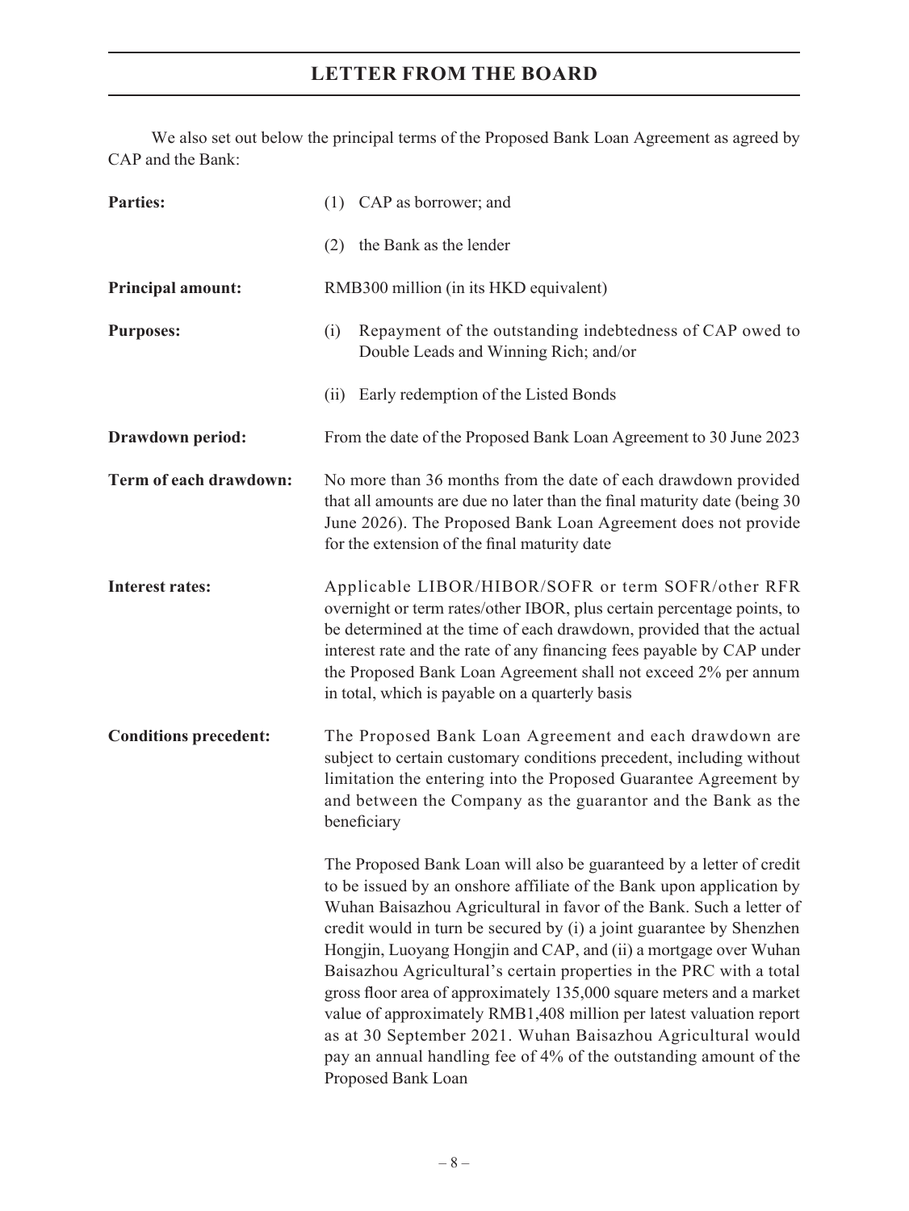We also set out below the principal terms of the Proposed Bank Loan Agreement as agreed by CAP and the Bank:

| | |
|---|---|
| **Parties:** | (1) CAP as borrower; and<br>(2) the Bank as the lender |
| **Principal amount:** | RMB300 million (in its HKD equivalent) |
| **Purposes:** | (i) Repayment of the outstanding indebtedness of CAP owed to Double Leads and Winning Rich; and/or<br>(ii) Early redemption of the Listed Bonds |
| **Drawdown period:** | From the date of the Proposed Bank Loan Agreement to 30 June 2023 |
| **Term of each drawdown:** | No more than 36 months from the date of each drawdown provided that all amounts are due no later than the final maturity date (being 30 June 2026). The Proposed Bank Loan Agreement does not provide for the extension of the final maturity date |
| **Interest rates:** | Applicable LIBOR/HIBOR/SOFR or term SOFR/other RFR overnight or term rates/other IBOR, plus certain percentage points, to be determined at the time of each drawdown, provided that the actual interest rate and the rate of any financing fees payable by CAP under the Proposed Bank Loan Agreement shall not exceed 2% per annum in total, which is payable on a quarterly basis |
| **Conditions precedent:** | The Proposed Bank Loan Agreement and each drawdown are subject to certain customary conditions precedent, including without limitation the entering into the Proposed Guarantee Agreement by and between the Company as the guarantor and the Bank as the beneficiary<br><br>The Proposed Bank Loan will also be guaranteed by a letter of credit to be issued by an onshore affiliate of the Bank upon application by Wuhan Baisazhou Agricultural in favor of the Bank. Such a letter of credit would in turn be secured by (i) a joint guarantee by Shenzhen Hongjin, Luoyang Hongjin and CAP, and (ii) a mortgage over Wuhan Baisazhou Agricultural's certain properties in the PRC with a total gross floor area of approximately 135,000 square meters and a market value of approximately RMB1,408 million per latest valuation report as at 30 September 2021. Wuhan Baisazhou Agricultural would pay an annual handling fee of 4% of the outstanding amount of the Proposed Bank Loan |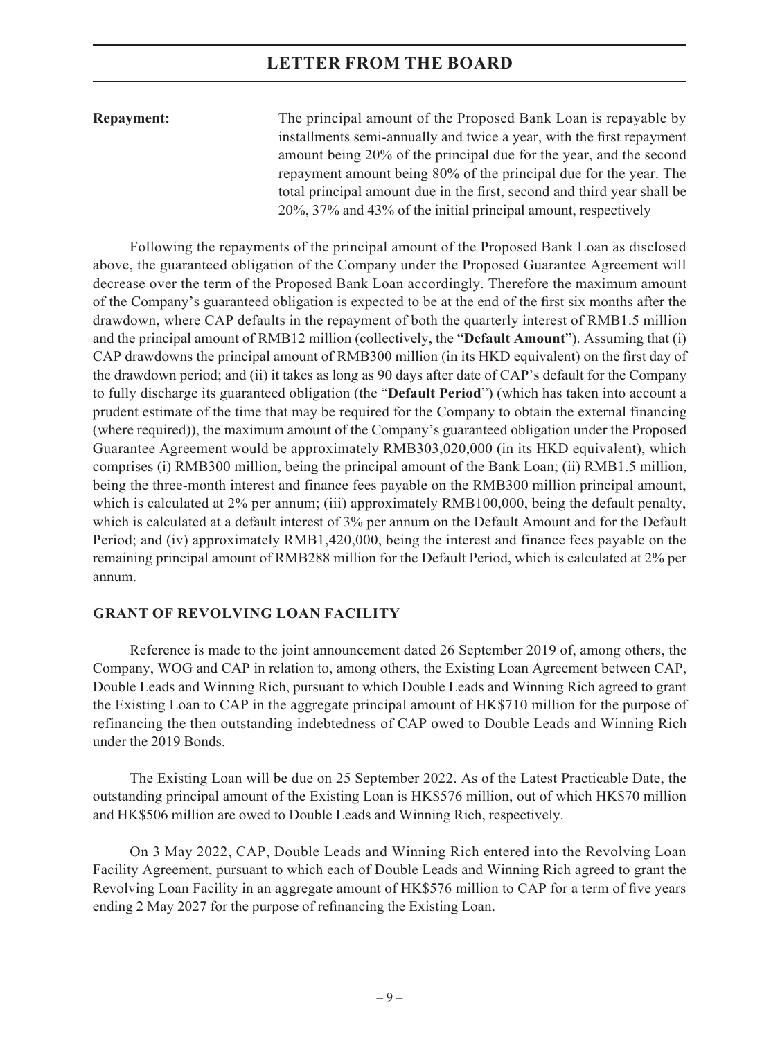**Repayment:** The principal amount of the Proposed Bank Loan is repayable by installments semi-annually and twice a year, with the first repayment amount being 20% of the principal due for the year, and the second repayment amount being 80% of the principal due for the year. The total principal amount due in the first, second and third year shall be 20%, 37% and 43% of the initial principal amount, respectively

Following the repayments of the principal amount of the Proposed Bank Loan as disclosed above, the guaranteed obligation of the Company under the Proposed Guarantee Agreement will decrease over the term of the Proposed Bank Loan accordingly. Therefore the maximum amount of the Company's guaranteed obligation is expected to be at the end of the first six months after the drawdown, where CAP defaults in the repayment of both the quarterly interest of RMB1.5 million and the principal amount of RMB12 million (collectively, the "**Default Amount**"). Assuming that (i) CAP drawdowns the principal amount of RMB300 million (in its HKD equivalent) on the first day of the drawdown period; and (ii) it takes as long as 90 days after date of CAP's default for the Company to fully discharge its guaranteed obligation (the "**Default Period**") (which has taken into account a prudent estimate of the time that may be required for the Company to obtain the external financing (where required)), the maximum amount of the Company's guaranteed obligation under the Proposed Guarantee Agreement would be approximately RMB303,020,000 (in its HKD equivalent), which comprises (i) RMB300 million, being the principal amount of the Bank Loan; (ii) RMB1.5 million, being the three-month interest and finance fees payable on the RMB300 million principal amount, which is calculated at 2% per annum; (iii) approximately RMB100,000, being the default penalty, which is calculated at a default interest of 3% per annum on the Default Amount and for the Default Period; and (iv) approximately RMB1,420,000, being the interest and finance fees payable on the remaining principal amount of RMB288 million for the Default Period, which is calculated at 2% per annum.

## GRANT OF REVOLVING LOAN FACILITY

Reference is made to the joint announcement dated 26 September 2019 of, among others, the Company, WOG and CAP in relation to, among others, the Existing Loan Agreement between CAP, Double Leads and Winning Rich, pursuant to which Double Leads and Winning Rich agreed to grant the Existing Loan to CAP in the aggregate principal amount of HK$710 million for the purpose of refinancing the then outstanding indebtedness of CAP owed to Double Leads and Winning Rich under the 2019 Bonds.

The Existing Loan will be due on 25 September 2022. As of the Latest Practicable Date, the outstanding principal amount of the Existing Loan is HK$576 million, out of which HK$70 million and HK$506 million are owed to Double Leads and Winning Rich, respectively.

On 3 May 2022, CAP, Double Leads and Winning Rich entered into the Revolving Loan Facility Agreement, pursuant to which each of Double Leads and Winning Rich agreed to grant the Revolving Loan Facility in an aggregate amount of HK$576 million to CAP for a term of five years ending 2 May 2027 for the purpose of refinancing the Existing Loan.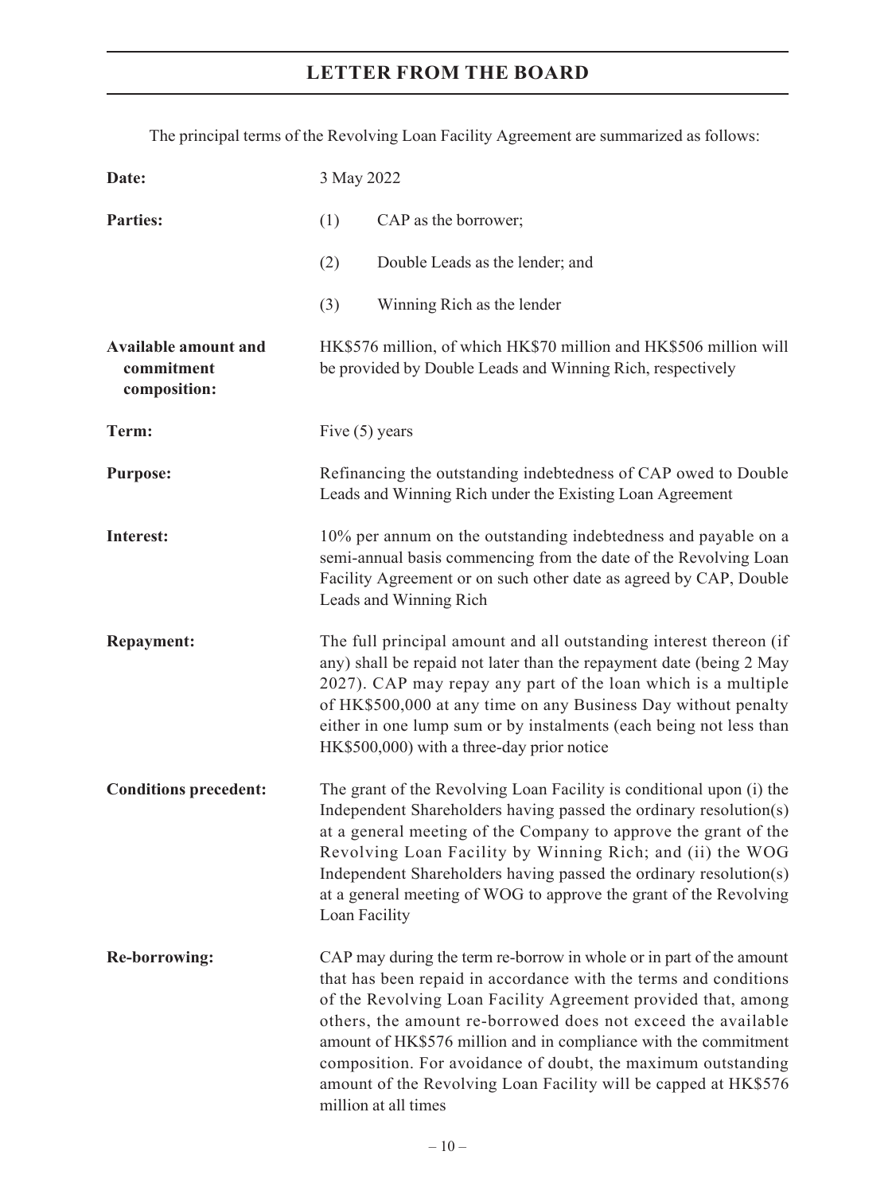The principal terms of the Revolving Loan Facility Agreement are summarized as follows:

| | |
|---|---|
| **Date:** | 3 May 2022 |
| **Parties:** | (1) CAP as the borrower;<br>(2) Double Leads as the lender; and<br>(3) Winning Rich as the lender |
| **Available amount and commitment composition:** | HK$576 million, of which HK$70 million and HK$506 million will be provided by Double Leads and Winning Rich, respectively |
| **Term:** | Five (5) years |
| **Purpose:** | Refinancing the outstanding indebtedness of CAP owed to Double Leads and Winning Rich under the Existing Loan Agreement |
| **Interest:** | 10% per annum on the outstanding indebtedness and payable on a semi-annual basis commencing from the date of the Revolving Loan Facility Agreement or on such other date as agreed by CAP, Double Leads and Winning Rich |
| **Repayment:** | The full principal amount and all outstanding interest thereon (if any) shall be repaid not later than the repayment date (being 2 May 2027). CAP may repay any part of the loan which is a multiple of HK$500,000 at any time on any Business Day without penalty either in one lump sum or by instalments (each being not less than HK$500,000) with a three-day prior notice |
| **Conditions precedent:** | The grant of the Revolving Loan Facility is conditional upon (i) the Independent Shareholders having passed the ordinary resolution(s) at a general meeting of the Company to approve the grant of the Revolving Loan Facility by Winning Rich; and (ii) the WOG Independent Shareholders having passed the ordinary resolution(s) at a general meeting of WOG to approve the grant of the Revolving Loan Facility |
| **Re-borrowing:** | CAP may during the term re-borrow in whole or in part of the amount that has been repaid in accordance with the terms and conditions of the Revolving Loan Facility Agreement provided that, among others, the amount re-borrowed does not exceed the available amount of HK$576 million and in compliance with the commitment composition. For avoidance of doubt, the maximum outstanding amount of the Revolving Loan Facility will be capped at HK$576 million at all times |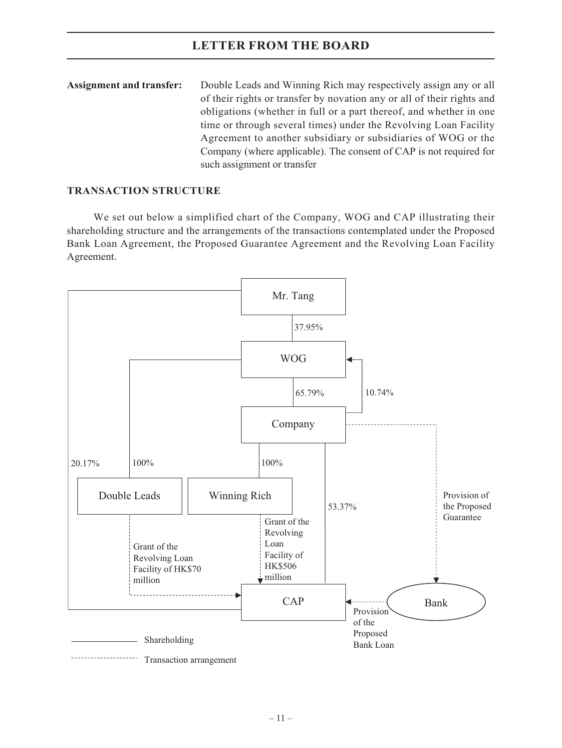**Assignment and transfer:** Double Leads and Winning Rich may respectively assign any or all of their rights or transfer by novation any or all of their rights and obligations (whether in full or a part thereof, and whether in one time or through several times) under the Revolving Loan Facility Agreement to another subsidiary or subsidiaries of WOG or the Company (where applicable). The consent of CAP is not required for such assignment or transfer

## TRANSACTION STRUCTURE

We set out below a simplified chart of the Company, WOG and CAP illustrating their shareholding structure and the arrangements of the transactions contemplated under the Proposed Bank Loan Agreement, the Proposed Guarantee Agreement and the Revolving Loan Facility Agreement.

Mr. Tang

37.95%

WOG

65.79%

10.74%

Company

20.17%

100%

100%

Double Leads

Winning Rich

53.37%

Provision of the Proposed Guarantee

Grant of the Revolving Loan Facility of HK$70 million

Grant of the Revolving Loan Facility of HK$506 million

CAP

Bank

Provision of the Proposed Bank Loan

Shareholding

Transaction arrangement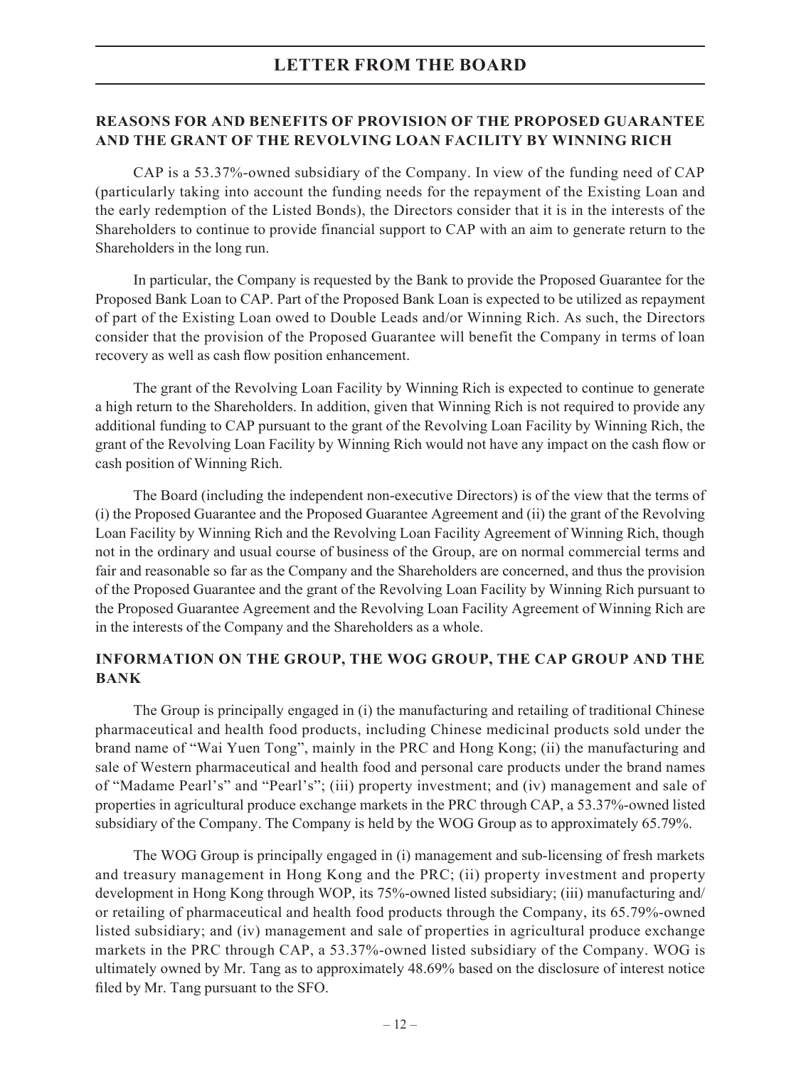## REASONS FOR AND BENEFITS OF PROVISION OF THE PROPOSED GUARANTEE AND THE GRANT OF THE REVOLVING LOAN FACILITY BY WINNING RICH

CAP is a 53.37%-owned subsidiary of the Company. In view of the funding need of CAP (particularly taking into account the funding needs for the repayment of the Existing Loan and the early redemption of the Listed Bonds), the Directors consider that it is in the interests of the Shareholders to continue to provide financial support to CAP with an aim to generate return to the Shareholders in the long run.

In particular, the Company is requested by the Bank to provide the Proposed Guarantee for the Proposed Bank Loan to CAP. Part of the Proposed Bank Loan is expected to be utilized as repayment of part of the Existing Loan owed to Double Leads and/or Winning Rich. As such, the Directors consider that the provision of the Proposed Guarantee will benefit the Company in terms of loan recovery as well as cash flow position enhancement.

The grant of the Revolving Loan Facility by Winning Rich is expected to continue to generate a high return to the Shareholders. In addition, given that Winning Rich is not required to provide any additional funding to CAP pursuant to the grant of the Revolving Loan Facility by Winning Rich, the grant of the Revolving Loan Facility by Winning Rich would not have any impact on the cash flow or cash position of Winning Rich.

The Board (including the independent non-executive Directors) is of the view that the terms of (i) the Proposed Guarantee and the Proposed Guarantee Agreement and (ii) the grant of the Revolving Loan Facility by Winning Rich and the Revolving Loan Facility Agreement of Winning Rich, though not in the ordinary and usual course of business of the Group, are on normal commercial terms and fair and reasonable so far as the Company and the Shareholders are concerned, and thus the provision of the Proposed Guarantee and the grant of the Revolving Loan Facility by Winning Rich pursuant to the Proposed Guarantee Agreement and the Revolving Loan Facility Agreement of Winning Rich are in the interests of the Company and the Shareholders as a whole.

## INFORMATION ON THE GROUP, THE WOG GROUP, THE CAP GROUP AND THE BANK

The Group is principally engaged in (i) the manufacturing and retailing of traditional Chinese pharmaceutical and health food products, including Chinese medicinal products sold under the brand name of "Wai Yuen Tong", mainly in the PRC and Hong Kong; (ii) the manufacturing and sale of Western pharmaceutical and health food and personal care products under the brand names of "Madame Pearl's" and "Pearl's"; (iii) property investment; and (iv) management and sale of properties in agricultural produce exchange markets in the PRC through CAP, a 53.37%-owned listed subsidiary of the Company. The Company is held by the WOG Group as to approximately 65.79%.

The WOG Group is principally engaged in (i) management and sub-licensing of fresh markets and treasury management in Hong Kong and the PRC; (ii) property investment and property development in Hong Kong through WOP, its 75%-owned listed subsidiary; (iii) manufacturing and/or retailing of pharmaceutical and health food products through the Company, its 65.79%-owned listed subsidiary; and (iv) management and sale of properties in agricultural produce exchange markets in the PRC through CAP, a 53.37%-owned listed subsidiary of the Company. WOG is ultimately owned by Mr. Tang as to approximately 48.69% based on the disclosure of interest notice filed by Mr. Tang pursuant to the SFO.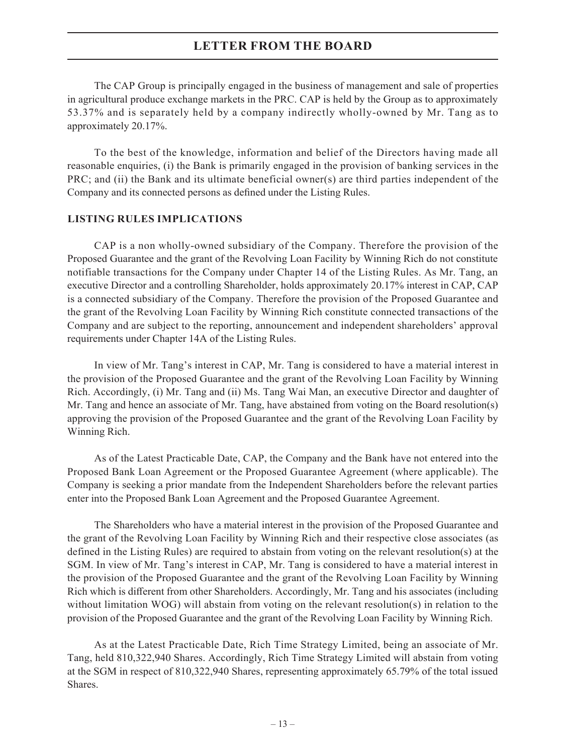The CAP Group is principally engaged in the business of management and sale of properties in agricultural produce exchange markets in the PRC. CAP is held by the Group as to approximately 53.37% and is separately held by a company indirectly wholly-owned by Mr. Tang as to approximately 20.17%.

To the best of the knowledge, information and belief of the Directors having made all reasonable enquiries, (i) the Bank is primarily engaged in the provision of banking services in the PRC; and (ii) the Bank and its ultimate beneficial owner(s) are third parties independent of the Company and its connected persons as defined under the Listing Rules.

## LISTING RULES IMPLICATIONS

CAP is a non wholly-owned subsidiary of the Company. Therefore the provision of the Proposed Guarantee and the grant of the Revolving Loan Facility by Winning Rich do not constitute notifiable transactions for the Company under Chapter 14 of the Listing Rules. As Mr. Tang, an executive Director and a controlling Shareholder, holds approximately 20.17% interest in CAP, CAP is a connected subsidiary of the Company. Therefore the provision of the Proposed Guarantee and the grant of the Revolving Loan Facility by Winning Rich constitute connected transactions of the Company and are subject to the reporting, announcement and independent shareholders' approval requirements under Chapter 14A of the Listing Rules.

In view of Mr. Tang's interest in CAP, Mr. Tang is considered to have a material interest in the provision of the Proposed Guarantee and the grant of the Revolving Loan Facility by Winning Rich. Accordingly, (i) Mr. Tang and (ii) Ms. Tang Wai Man, an executive Director and daughter of Mr. Tang and hence an associate of Mr. Tang, have abstained from voting on the Board resolution(s) approving the provision of the Proposed Guarantee and the grant of the Revolving Loan Facility by Winning Rich.

As of the Latest Practicable Date, CAP, the Company and the Bank have not entered into the Proposed Bank Loan Agreement or the Proposed Guarantee Agreement (where applicable). The Company is seeking a prior mandate from the Independent Shareholders before the relevant parties enter into the Proposed Bank Loan Agreement and the Proposed Guarantee Agreement.

The Shareholders who have a material interest in the provision of the Proposed Guarantee and the grant of the Revolving Loan Facility by Winning Rich and their respective close associates (as defined in the Listing Rules) are required to abstain from voting on the relevant resolution(s) at the SGM. In view of Mr. Tang's interest in CAP, Mr. Tang is considered to have a material interest in the provision of the Proposed Guarantee and the grant of the Revolving Loan Facility by Winning Rich which is different from other Shareholders. Accordingly, Mr. Tang and his associates (including without limitation WOG) will abstain from voting on the relevant resolution(s) in relation to the provision of the Proposed Guarantee and the grant of the Revolving Loan Facility by Winning Rich.

As at the Latest Practicable Date, Rich Time Strategy Limited, being an associate of Mr. Tang, held 810,322,940 Shares. Accordingly, Rich Time Strategy Limited will abstain from voting at the SGM in respect of 810,322,940 Shares, representing approximately 65.79% of the total issued Shares.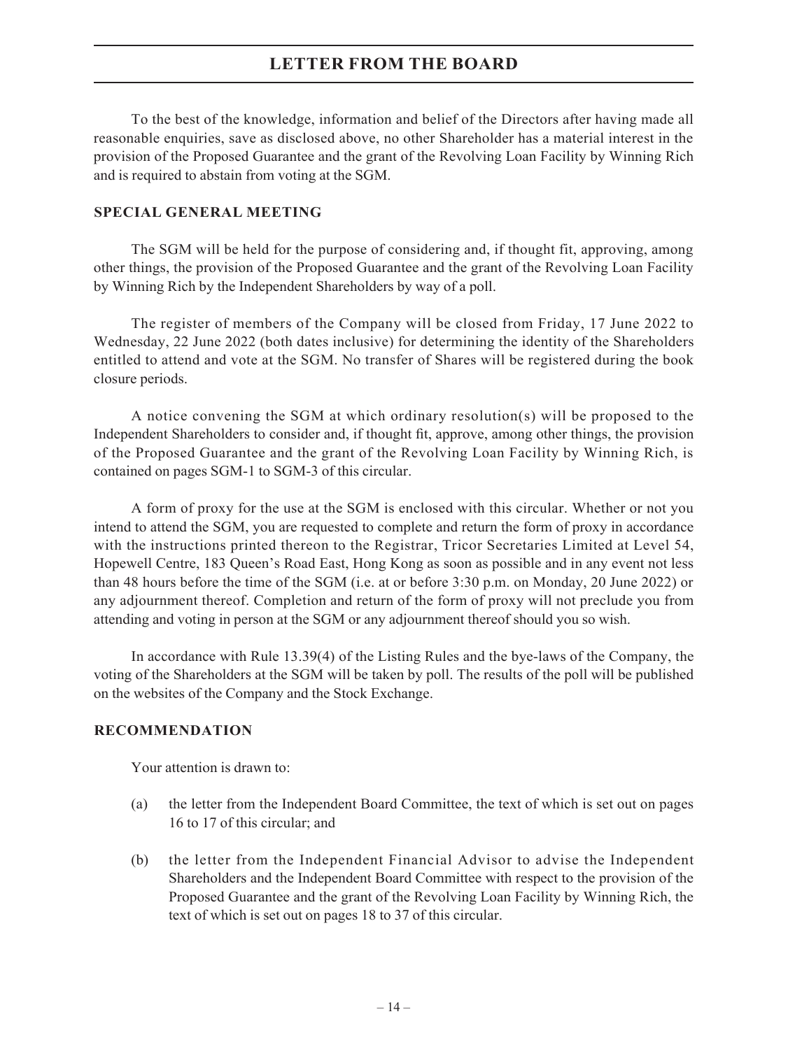# LETTER FROM THE BOARD

To the best of the knowledge, information and belief of the Directors after having made all reasonable enquiries, save as disclosed above, no other Shareholder has a material interest in the provision of the Proposed Guarantee and the grant of the Revolving Loan Facility by Winning Rich and is required to abstain from voting at the SGM.

## SPECIAL GENERAL MEETING

The SGM will be held for the purpose of considering and, if thought fit, approving, among other things, the provision of the Proposed Guarantee and the grant of the Revolving Loan Facility by Winning Rich by the Independent Shareholders by way of a poll.

The register of members of the Company will be closed from Friday, 17 June 2022 to Wednesday, 22 June 2022 (both dates inclusive) for determining the identity of the Shareholders entitled to attend and vote at the SGM. No transfer of Shares will be registered during the book closure periods.

A notice convening the SGM at which ordinary resolution(s) will be proposed to the Independent Shareholders to consider and, if thought fit, approve, among other things, the provision of the Proposed Guarantee and the grant of the Revolving Loan Facility by Winning Rich, is contained on pages SGM-1 to SGM-3 of this circular.

A form of proxy for the use at the SGM is enclosed with this circular. Whether or not you intend to attend the SGM, you are requested to complete and return the form of proxy in accordance with the instructions printed thereon to the Registrar, Tricor Secretaries Limited at Level 54, Hopewell Centre, 183 Queen's Road East, Hong Kong as soon as possible and in any event not less than 48 hours before the time of the SGM (i.e. at or before 3:30 p.m. on Monday, 20 June 2022) or any adjournment thereof. Completion and return of the form of proxy will not preclude you from attending and voting in person at the SGM or any adjournment thereof should you so wish.

In accordance with Rule 13.39(4) of the Listing Rules and the bye-laws of the Company, the voting of the Shareholders at the SGM will be taken by poll. The results of the poll will be published on the websites of the Company and the Stock Exchange.

## RECOMMENDATION

Your attention is drawn to:

(a) the letter from the Independent Board Committee, the text of which is set out on pages 16 to 17 of this circular; and

(b) the letter from the Independent Financial Advisor to advise the Independent Shareholders and the Independent Board Committee with respect to the provision of the Proposed Guarantee and the grant of the Revolving Loan Facility by Winning Rich, the text of which is set out on pages 18 to 37 of this circular.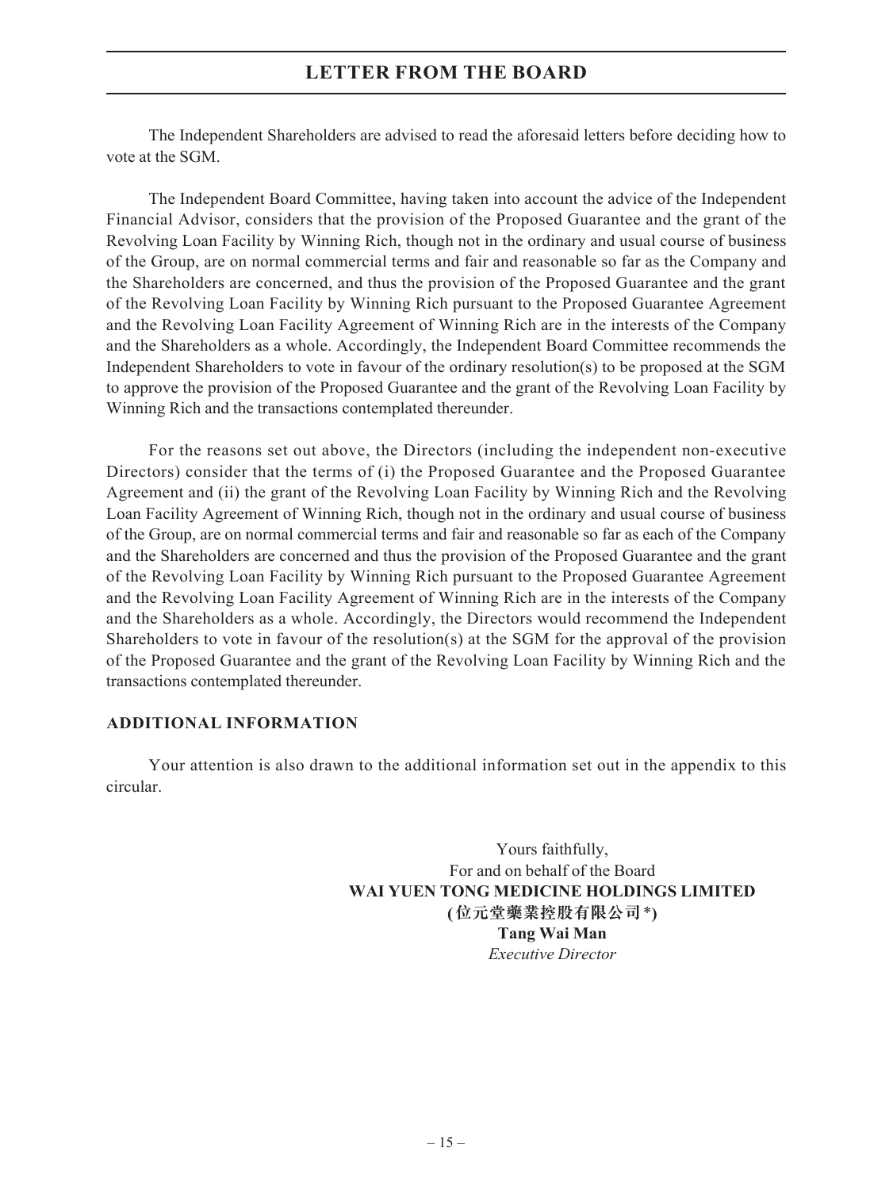The Independent Shareholders are advised to read the aforesaid letters before deciding how to vote at the SGM.

The Independent Board Committee, having taken into account the advice of the Independent Financial Advisor, considers that the provision of the Proposed Guarantee and the grant of the Revolving Loan Facility by Winning Rich, though not in the ordinary and usual course of business of the Group, are on normal commercial terms and fair and reasonable so far as the Company and the Shareholders are concerned, and thus the provision of the Proposed Guarantee and the grant of the Revolving Loan Facility by Winning Rich pursuant to the Proposed Guarantee Agreement and the Revolving Loan Facility Agreement of Winning Rich are in the interests of the Company and the Shareholders as a whole. Accordingly, the Independent Board Committee recommends the Independent Shareholders to vote in favour of the ordinary resolution(s) to be proposed at the SGM to approve the provision of the Proposed Guarantee and the grant of the Revolving Loan Facility by Winning Rich and the transactions contemplated thereunder.

For the reasons set out above, the Directors (including the independent non-executive Directors) consider that the terms of (i) the Proposed Guarantee and the Proposed Guarantee Agreement and (ii) the grant of the Revolving Loan Facility by Winning Rich and the Revolving Loan Facility Agreement of Winning Rich, though not in the ordinary and usual course of business of the Group, are on normal commercial terms and fair and reasonable so far as each of the Company and the Shareholders are concerned and thus the provision of the Proposed Guarantee and the grant of the Revolving Loan Facility by Winning Rich pursuant to the Proposed Guarantee Agreement and the Revolving Loan Facility Agreement of Winning Rich are in the interests of the Company and the Shareholders as a whole. Accordingly, the Directors would recommend the Independent Shareholders to vote in favour of the resolution(s) at the SGM for the approval of the provision of the Proposed Guarantee and the grant of the Revolving Loan Facility by Winning Rich and the transactions contemplated thereunder.

## ADDITIONAL INFORMATION

Your attention is also drawn to the additional information set out in the appendix to this circular.

Yours faithfully,
For and on behalf of the Board
**WAI YUEN TONG MEDICINE HOLDINGS LIMITED**
**(位元堂藥業控股有限公司*)**
**Tang Wai Man**
*Executive Director*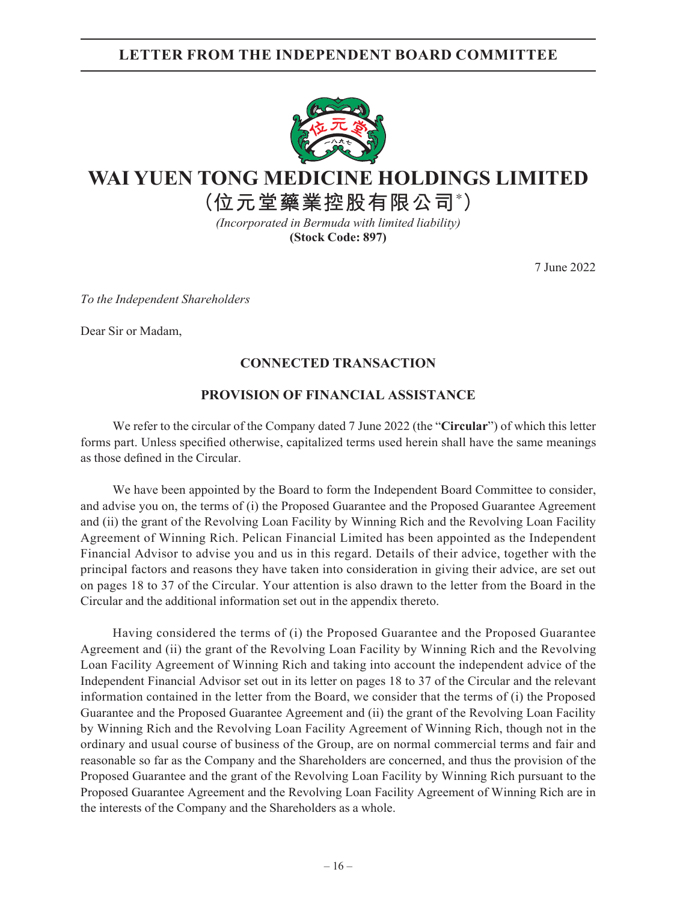# LETTER FROM THE INDEPENDENT BOARD COMMITTEE

# WAI YUEN TONG MEDICINE HOLDINGS LIMITED

## (位元堂藥業控股有限公司*)

*(Incorporated in Bermuda with limited liability)*

**(Stock Code: 897)**

7 June 2022

*To the Independent Shareholders*

Dear Sir or Madam,

**CONNECTED TRANSACTION**

**PROVISION OF FINANCIAL ASSISTANCE**

We refer to the circular of the Company dated 7 June 2022 (the "**Circular**") of which this letter forms part. Unless specified otherwise, capitalized terms used herein shall have the same meanings as those defined in the Circular.

We have been appointed by the Board to form the Independent Board Committee to consider, and advise you on, the terms of (i) the Proposed Guarantee and the Proposed Guarantee Agreement and (ii) the grant of the Revolving Loan Facility by Winning Rich and the Revolving Loan Facility Agreement of Winning Rich. Pelican Financial Limited has been appointed as the Independent Financial Advisor to advise you and us in this regard. Details of their advice, together with the principal factors and reasons they have taken into consideration in giving their advice, are set out on pages 18 to 37 of the Circular. Your attention is also drawn to the letter from the Board in the Circular and the additional information set out in the appendix thereto.

Having considered the terms of (i) the Proposed Guarantee and the Proposed Guarantee Agreement and (ii) the grant of the Revolving Loan Facility by Winning Rich and the Revolving Loan Facility Agreement of Winning Rich and taking into account the independent advice of the Independent Financial Advisor set out in its letter on pages 18 to 37 of the Circular and the relevant information contained in the letter from the Board, we consider that the terms of (i) the Proposed Guarantee and the Proposed Guarantee Agreement and (ii) the grant of the Revolving Loan Facility by Winning Rich and the Revolving Loan Facility Agreement of Winning Rich, though not in the ordinary and usual course of business of the Group, are on normal commercial terms and fair and reasonable so far as the Company and the Shareholders are concerned, and thus the provision of the Proposed Guarantee and the grant of the Revolving Loan Facility by Winning Rich pursuant to the Proposed Guarantee Agreement and the Revolving Loan Facility Agreement of Winning Rich are in the interests of the Company and the Shareholders as a whole.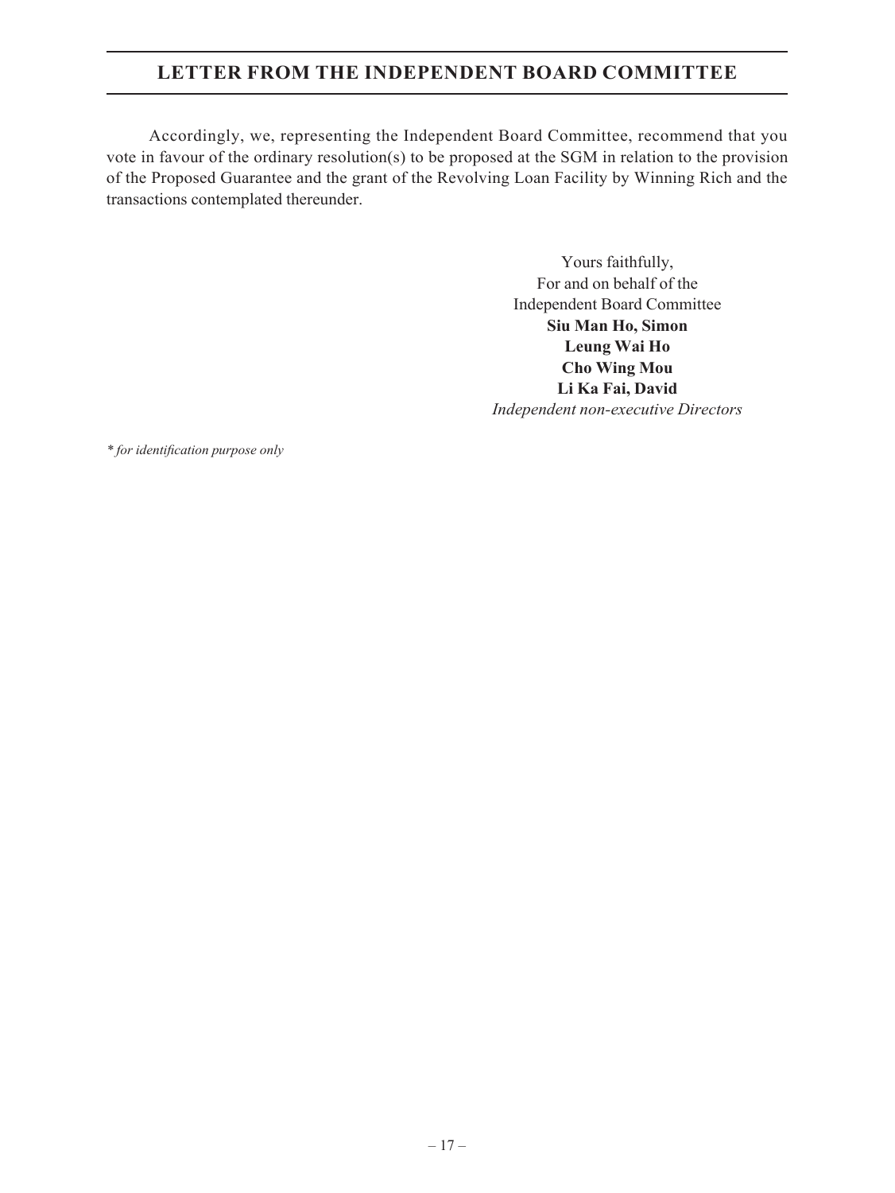# LETTER FROM THE INDEPENDENT BOARD COMMITTEE

Accordingly, we, representing the Independent Board Committee, recommend that you vote in favour of the ordinary resolution(s) to be proposed at the SGM in relation to the provision of the Proposed Guarantee and the grant of the Revolving Loan Facility by Winning Rich and the transactions contemplated thereunder.

Yours faithfully,
For and on behalf of the
Independent Board Committee
**Siu Man Ho, Simon**
**Leung Wai Ho**
**Cho Wing Mou**
**Li Ka Fai, David**
*Independent non-executive Directors*

*\* for identification purpose only*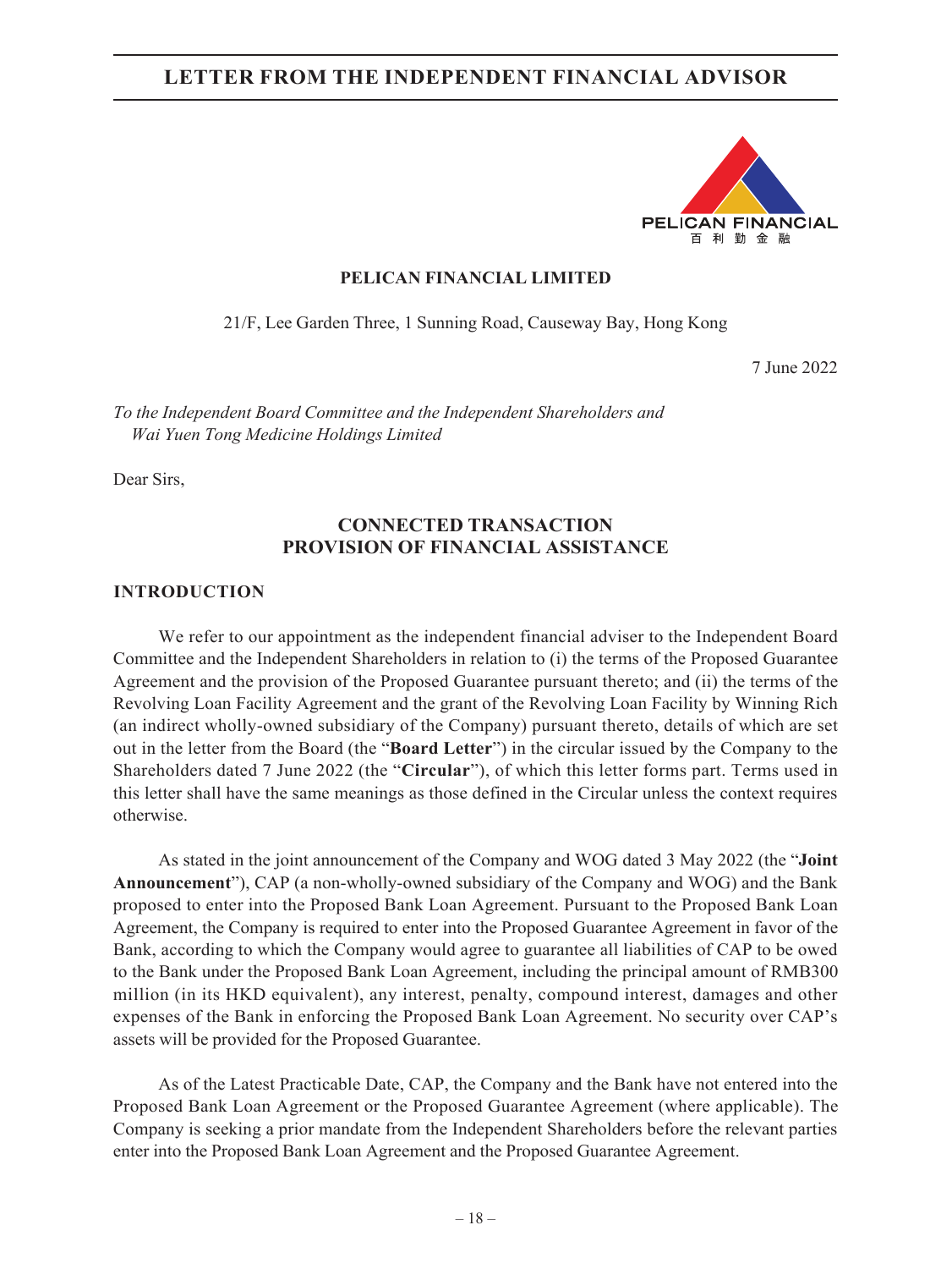# LETTER FROM THE INDEPENDENT FINANCIAL ADVISOR

PELICAN FINANCIAL
百 利 勤 金 融

**PELICAN FINANCIAL LIMITED**

21/F, Lee Garden Three, 1 Sunning Road, Causeway Bay, Hong Kong

7 June 2022

*To the Independent Board Committee and the Independent Shareholders and Wai Yuen Tong Medicine Holdings Limited*

Dear Sirs,

## CONNECTED TRANSACTION
## PROVISION OF FINANCIAL ASSISTANCE

### INTRODUCTION

We refer to our appointment as the independent financial adviser to the Independent Board Committee and the Independent Shareholders in relation to (i) the terms of the Proposed Guarantee Agreement and the provision of the Proposed Guarantee pursuant thereto; and (ii) the terms of the Revolving Loan Facility Agreement and the grant of the Revolving Loan Facility by Winning Rich (an indirect wholly-owned subsidiary of the Company) pursuant thereto, details of which are set out in the letter from the Board (the "**Board Letter**") in the circular issued by the Company to the Shareholders dated 7 June 2022 (the "**Circular**"), of which this letter forms part. Terms used in this letter shall have the same meanings as those defined in the Circular unless the context requires otherwise.

As stated in the joint announcement of the Company and WOG dated 3 May 2022 (the "**Joint Announcement**"), CAP (a non-wholly-owned subsidiary of the Company and WOG) and the Bank proposed to enter into the Proposed Bank Loan Agreement. Pursuant to the Proposed Bank Loan Agreement, the Company is required to enter into the Proposed Guarantee Agreement in favor of the Bank, according to which the Company would agree to guarantee all liabilities of CAP to be owed to the Bank under the Proposed Bank Loan Agreement, including the principal amount of RMB300 million (in its HKD equivalent), any interest, penalty, compound interest, damages and other expenses of the Bank in enforcing the Proposed Bank Loan Agreement. No security over CAP's assets will be provided for the Proposed Guarantee.

As of the Latest Practicable Date, CAP, the Company and the Bank have not entered into the Proposed Bank Loan Agreement or the Proposed Guarantee Agreement (where applicable). The Company is seeking a prior mandate from the Independent Shareholders before the relevant parties enter into the Proposed Bank Loan Agreement and the Proposed Guarantee Agreement.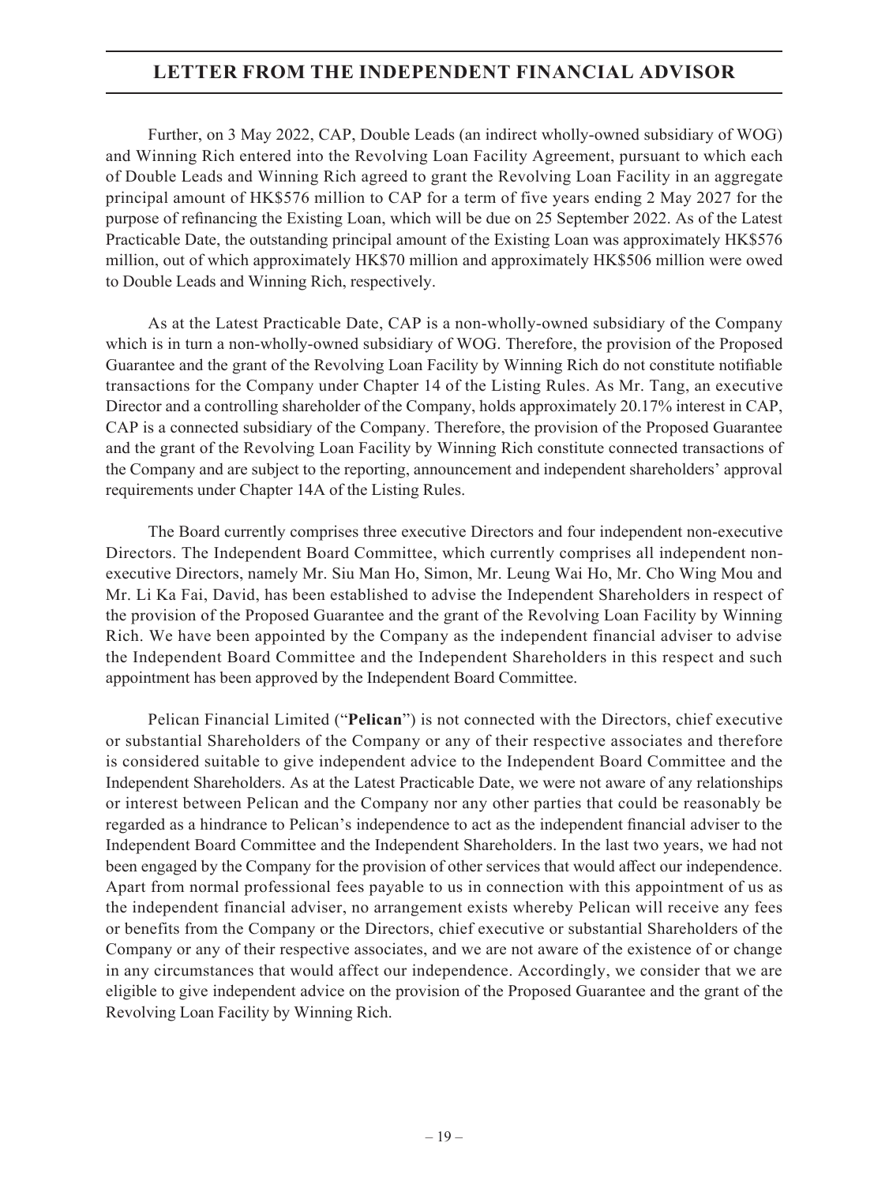Further, on 3 May 2022, CAP, Double Leads (an indirect wholly-owned subsidiary of WOG) and Winning Rich entered into the Revolving Loan Facility Agreement, pursuant to which each of Double Leads and Winning Rich agreed to grant the Revolving Loan Facility in an aggregate principal amount of HK$576 million to CAP for a term of five years ending 2 May 2027 for the purpose of refinancing the Existing Loan, which will be due on 25 September 2022. As of the Latest Practicable Date, the outstanding principal amount of the Existing Loan was approximately HK$576 million, out of which approximately HK$70 million and approximately HK$506 million were owed to Double Leads and Winning Rich, respectively.

As at the Latest Practicable Date, CAP is a non-wholly-owned subsidiary of the Company which is in turn a non-wholly-owned subsidiary of WOG. Therefore, the provision of the Proposed Guarantee and the grant of the Revolving Loan Facility by Winning Rich do not constitute notifiable transactions for the Company under Chapter 14 of the Listing Rules. As Mr. Tang, an executive Director and a controlling shareholder of the Company, holds approximately 20.17% interest in CAP, CAP is a connected subsidiary of the Company. Therefore, the provision of the Proposed Guarantee and the grant of the Revolving Loan Facility by Winning Rich constitute connected transactions of the Company and are subject to the reporting, announcement and independent shareholders' approval requirements under Chapter 14A of the Listing Rules.

The Board currently comprises three executive Directors and four independent non-executive Directors. The Independent Board Committee, which currently comprises all independent non-executive Directors, namely Mr. Siu Man Ho, Simon, Mr. Leung Wai Ho, Mr. Cho Wing Mou and Mr. Li Ka Fai, David, has been established to advise the Independent Shareholders in respect of the provision of the Proposed Guarantee and the grant of the Revolving Loan Facility by Winning Rich. We have been appointed by the Company as the independent financial adviser to advise the Independent Board Committee and the Independent Shareholders in this respect and such appointment has been approved by the Independent Board Committee.

Pelican Financial Limited ("**Pelican**") is not connected with the Directors, chief executive or substantial Shareholders of the Company or any of their respective associates and therefore is considered suitable to give independent advice to the Independent Board Committee and the Independent Shareholders. As at the Latest Practicable Date, we were not aware of any relationships or interest between Pelican and the Company nor any other parties that could be reasonably be regarded as a hindrance to Pelican's independence to act as the independent financial adviser to the Independent Board Committee and the Independent Shareholders. In the last two years, we had not been engaged by the Company for the provision of other services that would affect our independence. Apart from normal professional fees payable to us in connection with this appointment of us as the independent financial adviser, no arrangement exists whereby Pelican will receive any fees or benefits from the Company or the Directors, chief executive or substantial Shareholders of the Company or any of their respective associates, and we are not aware of the existence of or change in any circumstances that would affect our independence. Accordingly, we consider that we are eligible to give independent advice on the provision of the Proposed Guarantee and the grant of the Revolving Loan Facility by Winning Rich.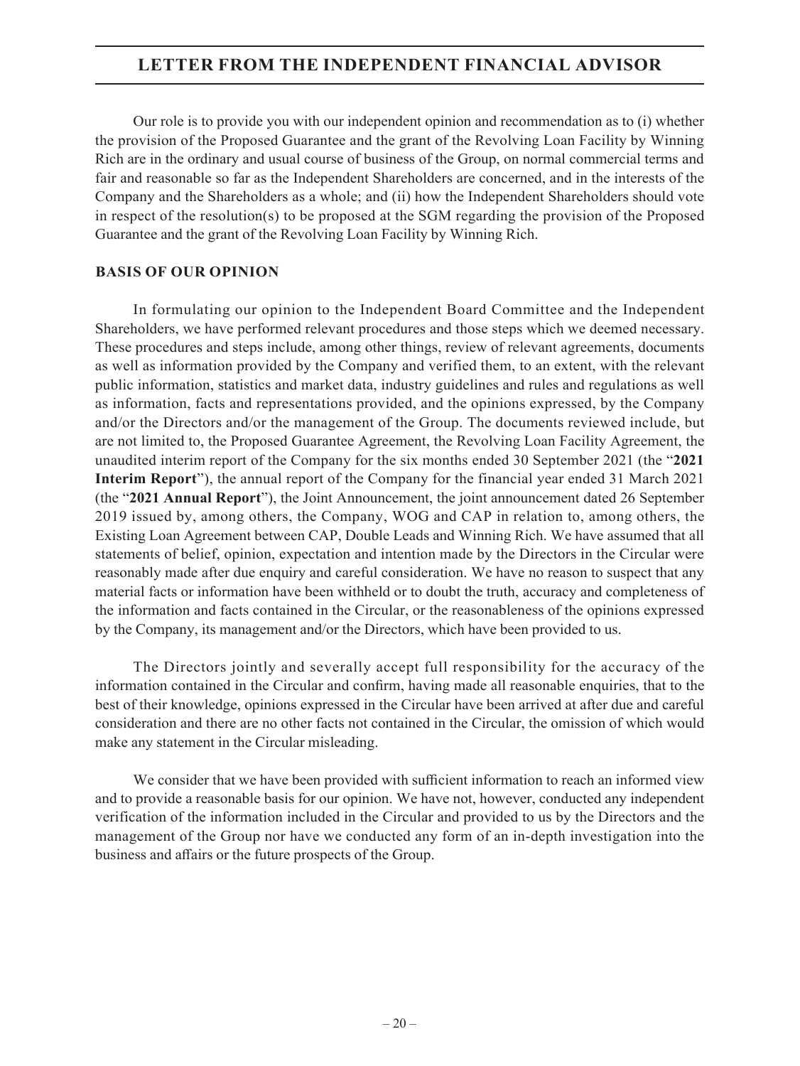Our role is to provide you with our independent opinion and recommendation as to (i) whether the provision of the Proposed Guarantee and the grant of the Revolving Loan Facility by Winning Rich are in the ordinary and usual course of business of the Group, on normal commercial terms and fair and reasonable so far as the Independent Shareholders are concerned, and in the interests of the Company and the Shareholders as a whole; and (ii) how the Independent Shareholders should vote in respect of the resolution(s) to be proposed at the SGM regarding the provision of the Proposed Guarantee and the grant of the Revolving Loan Facility by Winning Rich.

## BASIS OF OUR OPINION

In formulating our opinion to the Independent Board Committee and the Independent Shareholders, we have performed relevant procedures and those steps which we deemed necessary. These procedures and steps include, among other things, review of relevant agreements, documents as well as information provided by the Company and verified them, to an extent, with the relevant public information, statistics and market data, industry guidelines and rules and regulations as well as information, facts and representations provided, and the opinions expressed, by the Company and/or the Directors and/or the management of the Group. The documents reviewed include, but are not limited to, the Proposed Guarantee Agreement, the Revolving Loan Facility Agreement, the unaudited interim report of the Company for the six months ended 30 September 2021 (the "**2021 Interim Report**"), the annual report of the Company for the financial year ended 31 March 2021 (the "**2021 Annual Report**"), the Joint Announcement, the joint announcement dated 26 September 2019 issued by, among others, the Company, WOG and CAP in relation to, among others, the Existing Loan Agreement between CAP, Double Leads and Winning Rich. We have assumed that all statements of belief, opinion, expectation and intention made by the Directors in the Circular were reasonably made after due enquiry and careful consideration. We have no reason to suspect that any material facts or information have been withheld or to doubt the truth, accuracy and completeness of the information and facts contained in the Circular, or the reasonableness of the opinions expressed by the Company, its management and/or the Directors, which have been provided to us.

The Directors jointly and severally accept full responsibility for the accuracy of the information contained in the Circular and confirm, having made all reasonable enquiries, that to the best of their knowledge, opinions expressed in the Circular have been arrived at after due and careful consideration and there are no other facts not contained in the Circular, the omission of which would make any statement in the Circular misleading.

We consider that we have been provided with sufficient information to reach an informed view and to provide a reasonable basis for our opinion. We have not, however, conducted any independent verification of the information included in the Circular and provided to us by the Directors and the management of the Group nor have we conducted any form of an in-depth investigation into the business and affairs or the future prospects of the Group.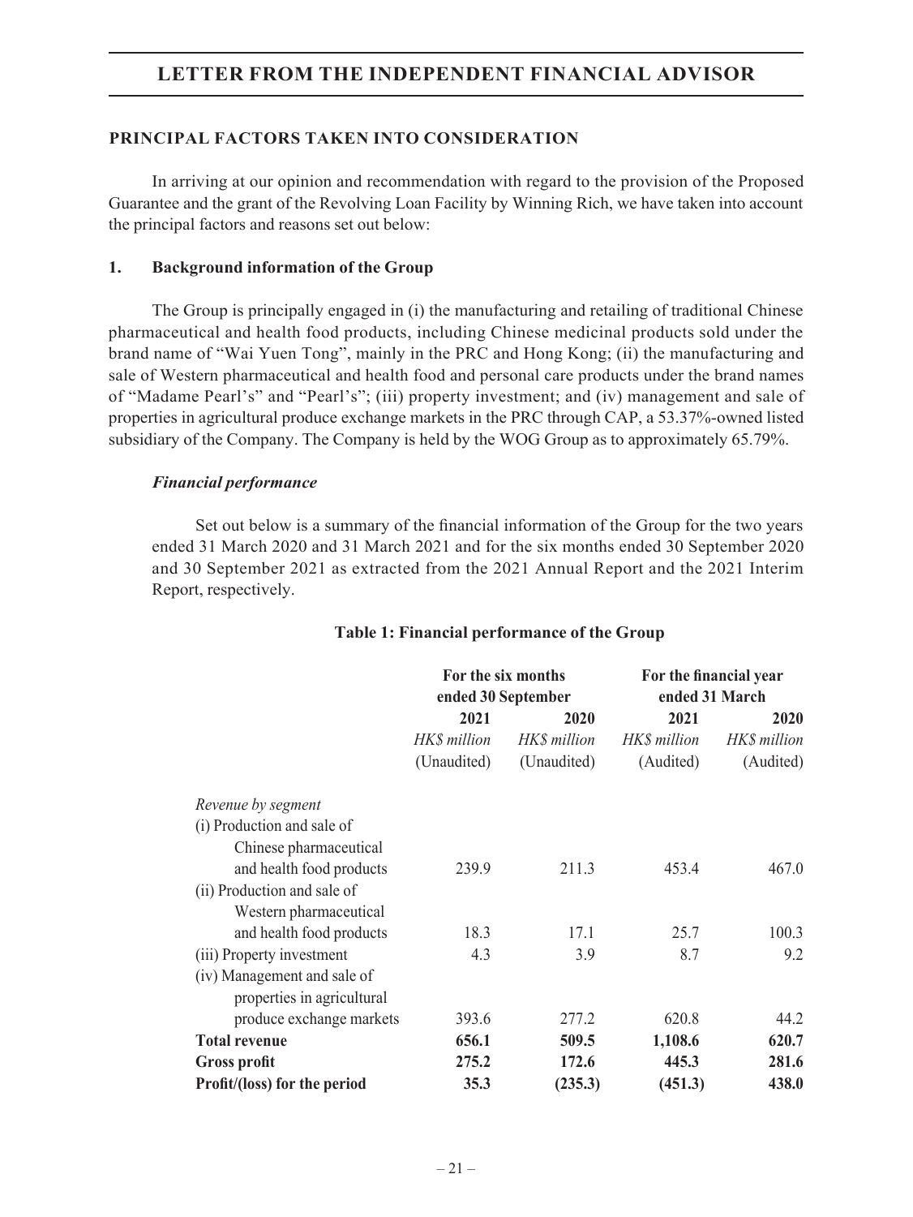# LETTER FROM THE INDEPENDENT FINANCIAL ADVISOR

## PRINCIPAL FACTORS TAKEN INTO CONSIDERATION

In arriving at our opinion and recommendation with regard to the provision of the Proposed Guarantee and the grant of the Revolving Loan Facility by Winning Rich, we have taken into account the principal factors and reasons set out below:

### 1. Background information of the Group

The Group is principally engaged in (i) the manufacturing and retailing of traditional Chinese pharmaceutical and health food products, including Chinese medicinal products sold under the brand name of "Wai Yuen Tong", mainly in the PRC and Hong Kong; (ii) the manufacturing and sale of Western pharmaceutical and health food and personal care products under the brand names of "Madame Pearl's" and "Pearl's"; (iii) property investment; and (iv) management and sale of properties in agricultural produce exchange markets in the PRC through CAP, a 53.37%-owned listed subsidiary of the Company. The Company is held by the WOG Group as to approximately 65.79%.

***Financial performance***

Set out below is a summary of the financial information of the Group for the two years ended 31 March 2020 and 31 March 2021 and for the six months ended 30 September 2020 and 30 September 2021 as extracted from the 2021 Annual Report and the 2021 Interim Report, respectively.

**Table 1: Financial performance of the Group**

| | For the six months ended 30 September | | For the financial year ended 31 March | |
|---|---|---|---|---|
| | 2021 | 2020 | 2021 | 2020 |
| | *HK$ million* | *HK$ million* | *HK$ million* | *HK$ million* |
| | (Unaudited) | (Unaudited) | (Audited) | (Audited) |
| *Revenue by segment* | | | | |
| (i) Production and sale of Chinese pharmaceutical and health food products | 239.9 | 211.3 | 453.4 | 467.0 |
| (ii) Production and sale of Western pharmaceutical and health food products | 18.3 | 17.1 | 25.7 | 100.3 |
| (iii) Property investment | 4.3 | 3.9 | 8.7 | 9.2 |
| (iv) Management and sale of properties in agricultural produce exchange markets | 393.6 | 277.2 | 620.8 | 44.2 |
| **Total revenue** | **656.1** | **509.5** | **1,108.6** | **620.7** |
| **Gross profit** | **275.2** | **172.6** | **445.3** | **281.6** |
| **Profit/(loss) for the period** | **35.3** | **(235.3)** | **(451.3)** | **438.0** |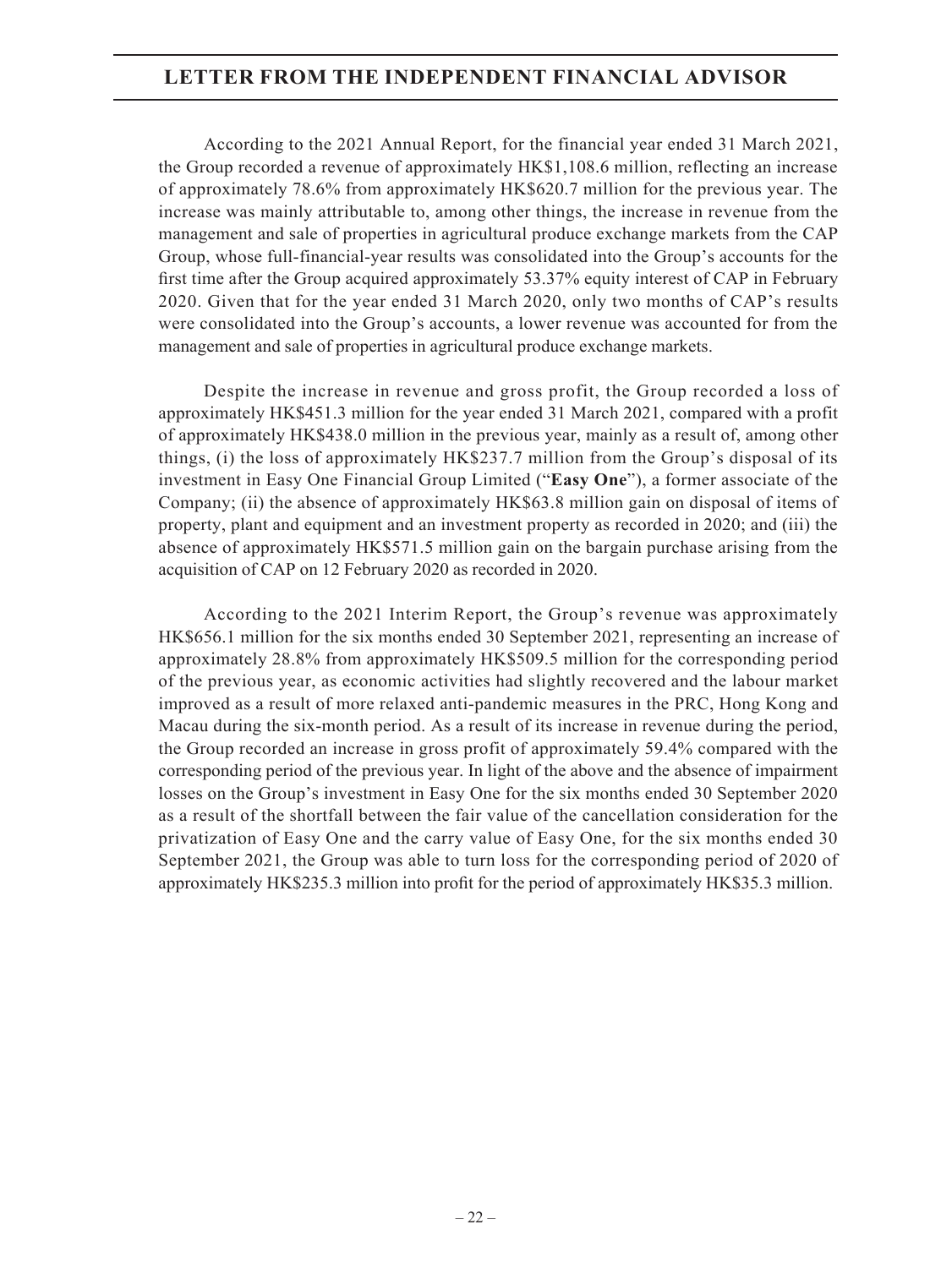According to the 2021 Annual Report, for the financial year ended 31 March 2021, the Group recorded a revenue of approximately HK$1,108.6 million, reflecting an increase of approximately 78.6% from approximately HK$620.7 million for the previous year. The increase was mainly attributable to, among other things, the increase in revenue from the management and sale of properties in agricultural produce exchange markets from the CAP Group, whose full-financial-year results was consolidated into the Group's accounts for the first time after the Group acquired approximately 53.37% equity interest of CAP in February 2020. Given that for the year ended 31 March 2020, only two months of CAP's results were consolidated into the Group's accounts, a lower revenue was accounted for from the management and sale of properties in agricultural produce exchange markets.

Despite the increase in revenue and gross profit, the Group recorded a loss of approximately HK$451.3 million for the year ended 31 March 2021, compared with a profit of approximately HK$438.0 million in the previous year, mainly as a result of, among other things, (i) the loss of approximately HK$237.7 million from the Group's disposal of its investment in Easy One Financial Group Limited ("**Easy One**"), a former associate of the Company; (ii) the absence of approximately HK$63.8 million gain on disposal of items of property, plant and equipment and an investment property as recorded in 2020; and (iii) the absence of approximately HK$571.5 million gain on the bargain purchase arising from the acquisition of CAP on 12 February 2020 as recorded in 2020.

According to the 2021 Interim Report, the Group's revenue was approximately HK$656.1 million for the six months ended 30 September 2021, representing an increase of approximately 28.8% from approximately HK$509.5 million for the corresponding period of the previous year, as economic activities had slightly recovered and the labour market improved as a result of more relaxed anti-pandemic measures in the PRC, Hong Kong and Macau during the six-month period. As a result of its increase in revenue during the period, the Group recorded an increase in gross profit of approximately 59.4% compared with the corresponding period of the previous year. In light of the above and the absence of impairment losses on the Group's investment in Easy One for the six months ended 30 September 2020 as a result of the shortfall between the fair value of the cancellation consideration for the privatization of Easy One and the carry value of Easy One, for the six months ended 30 September 2021, the Group was able to turn loss for the corresponding period of 2020 of approximately HK$235.3 million into profit for the period of approximately HK$35.3 million.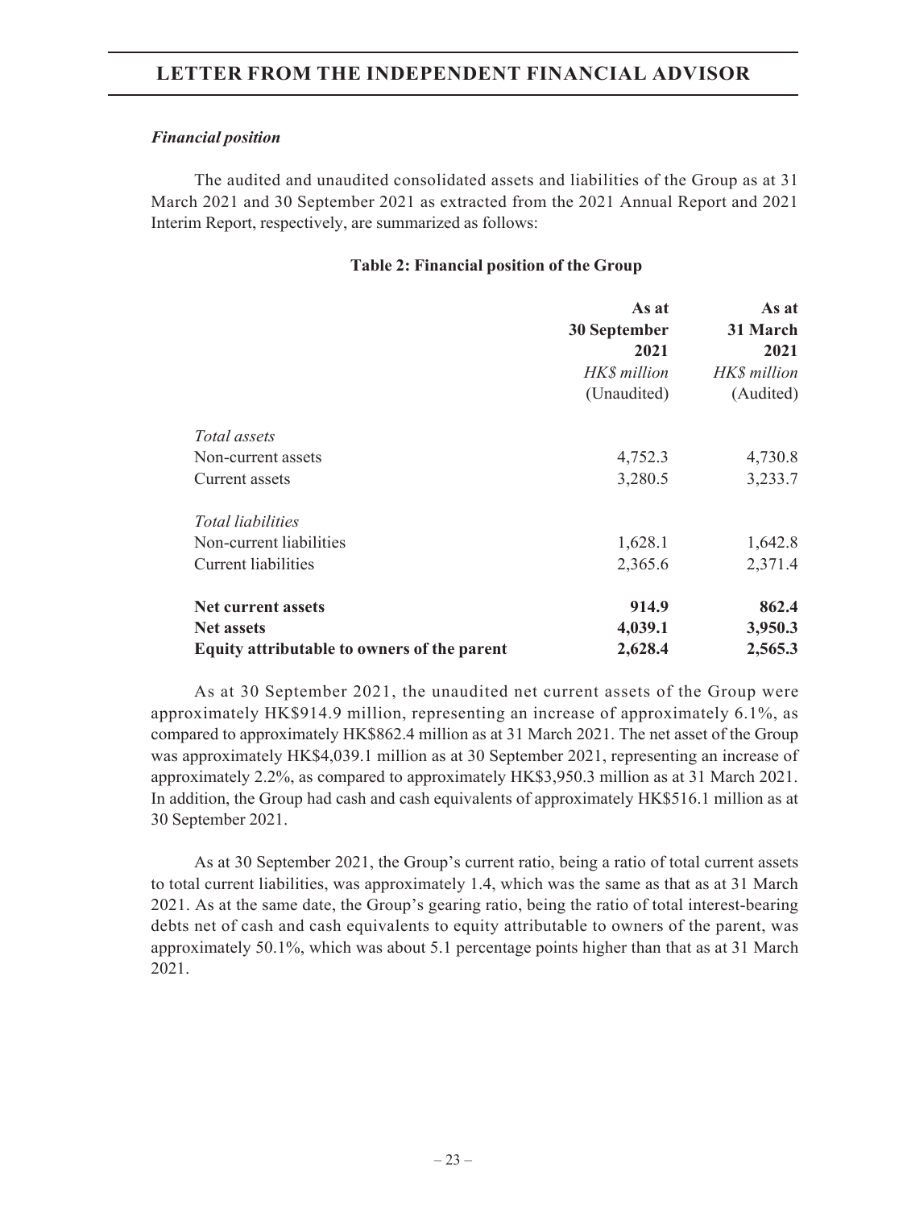*Financial position*

The audited and unaudited consolidated assets and liabilities of the Group as at 31 March 2021 and 30 September 2021 as extracted from the 2021 Annual Report and 2021 Interim Report, respectively, are summarized as follows:

**Table 2: Financial position of the Group**

| | As at 30 September 2021 | As at 31 March 2021 |
|---|---|---|
| | *HK$ million* | *HK$ million* |
| | (Unaudited) | (Audited) |
| *Total assets* | | |
| Non-current assets | 4,752.3 | 4,730.8 |
| Current assets | 3,280.5 | 3,233.7 |
| *Total liabilities* | | |
| Non-current liabilities | 1,628.1 | 1,642.8 |
| Current liabilities | 2,365.6 | 2,371.4 |
| **Net current assets** | **914.9** | **862.4** |
| **Net assets** | **4,039.1** | **3,950.3** |
| **Equity attributable to owners of the parent** | **2,628.4** | **2,565.3** |

As at 30 September 2021, the unaudited net current assets of the Group were approximately HK$914.9 million, representing an increase of approximately 6.1%, as compared to approximately HK$862.4 million as at 31 March 2021. The net asset of the Group was approximately HK$4,039.1 million as at 30 September 2021, representing an increase of approximately 2.2%, as compared to approximately HK$3,950.3 million as at 31 March 2021. In addition, the Group had cash and cash equivalents of approximately HK$516.1 million as at 30 September 2021.

As at 30 September 2021, the Group's current ratio, being a ratio of total current assets to total current liabilities, was approximately 1.4, which was the same as that as at 31 March 2021. As at the same date, the Group's gearing ratio, being the ratio of total interest-bearing debts net of cash and cash equivalents to equity attributable to owners of the parent, was approximately 50.1%, which was about 5.1 percentage points higher than that as at 31 March 2021.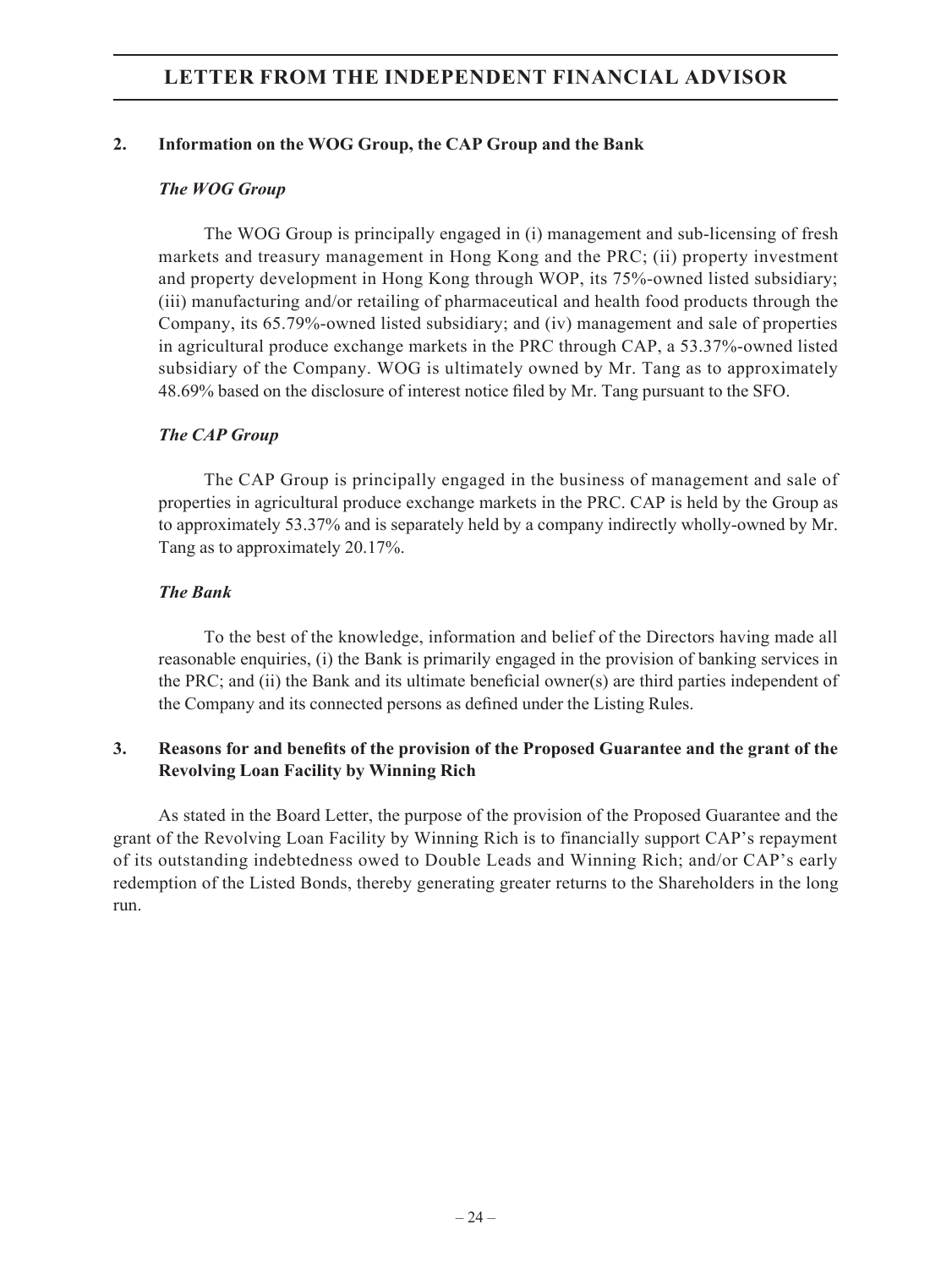## 2. Information on the WOG Group, the CAP Group and the Bank

### *The WOG Group*

The WOG Group is principally engaged in (i) management and sub-licensing of fresh markets and treasury management in Hong Kong and the PRC; (ii) property investment and property development in Hong Kong through WOP, its 75%-owned listed subsidiary; (iii) manufacturing and/or retailing of pharmaceutical and health food products through the Company, its 65.79%-owned listed subsidiary; and (iv) management and sale of properties in agricultural produce exchange markets in the PRC through CAP, a 53.37%-owned listed subsidiary of the Company. WOG is ultimately owned by Mr. Tang as to approximately 48.69% based on the disclosure of interest notice filed by Mr. Tang pursuant to the SFO.

### *The CAP Group*

The CAP Group is principally engaged in the business of management and sale of properties in agricultural produce exchange markets in the PRC. CAP is held by the Group as to approximately 53.37% and is separately held by a company indirectly wholly-owned by Mr. Tang as to approximately 20.17%.

### *The Bank*

To the best of the knowledge, information and belief of the Directors having made all reasonable enquiries, (i) the Bank is primarily engaged in the provision of banking services in the PRC; and (ii) the Bank and its ultimate beneficial owner(s) are third parties independent of the Company and its connected persons as defined under the Listing Rules.

## 3. Reasons for and benefits of the provision of the Proposed Guarantee and the grant of the Revolving Loan Facility by Winning Rich

As stated in the Board Letter, the purpose of the provision of the Proposed Guarantee and the grant of the Revolving Loan Facility by Winning Rich is to financially support CAP's repayment of its outstanding indebtedness owed to Double Leads and Winning Rich; and/or CAP's early redemption of the Listed Bonds, thereby generating greater returns to the Shareholders in the long run.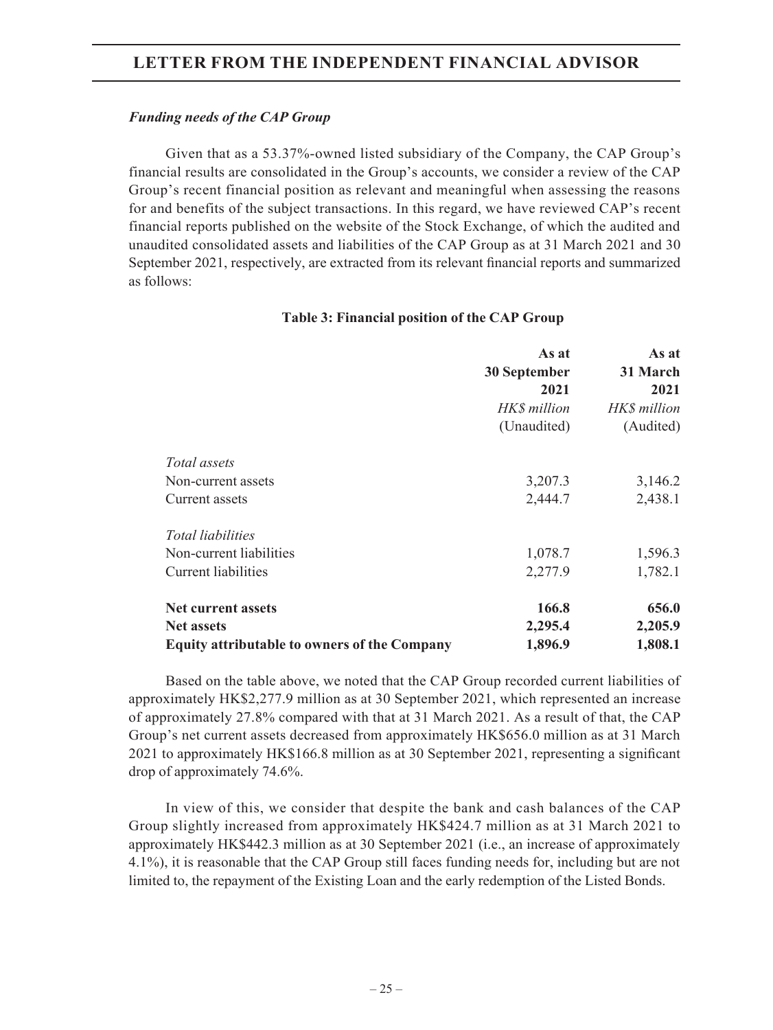### *Funding needs of the CAP Group*

Given that as a 53.37%-owned listed subsidiary of the Company, the CAP Group's financial results are consolidated in the Group's accounts, we consider a review of the CAP Group's recent financial position as relevant and meaningful when assessing the reasons for and benefits of the subject transactions. In this regard, we have reviewed CAP's recent financial reports published on the website of the Stock Exchange, of which the audited and unaudited consolidated assets and liabilities of the CAP Group as at 31 March 2021 and 30 September 2021, respectively, are extracted from its relevant financial reports and summarized as follows:

**Table 3: Financial position of the CAP Group**

| | As at 30 September 2021 | As at 31 March 2021 |
|---|---|---|
| | *HK$ million* | *HK$ million* |
| | (Unaudited) | (Audited) |
| *Total assets* | | |
| Non-current assets | 3,207.3 | 3,146.2 |
| Current assets | 2,444.7 | 2,438.1 |
| *Total liabilities* | | |
| Non-current liabilities | 1,078.7 | 1,596.3 |
| Current liabilities | 2,277.9 | 1,782.1 |
| **Net current assets** | **166.8** | **656.0** |
| **Net assets** | **2,295.4** | **2,205.9** |
| **Equity attributable to owners of the Company** | **1,896.9** | **1,808.1** |

Based on the table above, we noted that the CAP Group recorded current liabilities of approximately HK$2,277.9 million as at 30 September 2021, which represented an increase of approximately 27.8% compared with that at 31 March 2021. As a result of that, the CAP Group's net current assets decreased from approximately HK$656.0 million as at 31 March 2021 to approximately HK$166.8 million as at 30 September 2021, representing a significant drop of approximately 74.6%.

In view of this, we consider that despite the bank and cash balances of the CAP Group slightly increased from approximately HK$424.7 million as at 31 March 2021 to approximately HK$442.3 million as at 30 September 2021 (i.e., an increase of approximately 4.1%), it is reasonable that the CAP Group still faces funding needs for, including but are not limited to, the repayment of the Existing Loan and the early redemption of the Listed Bonds.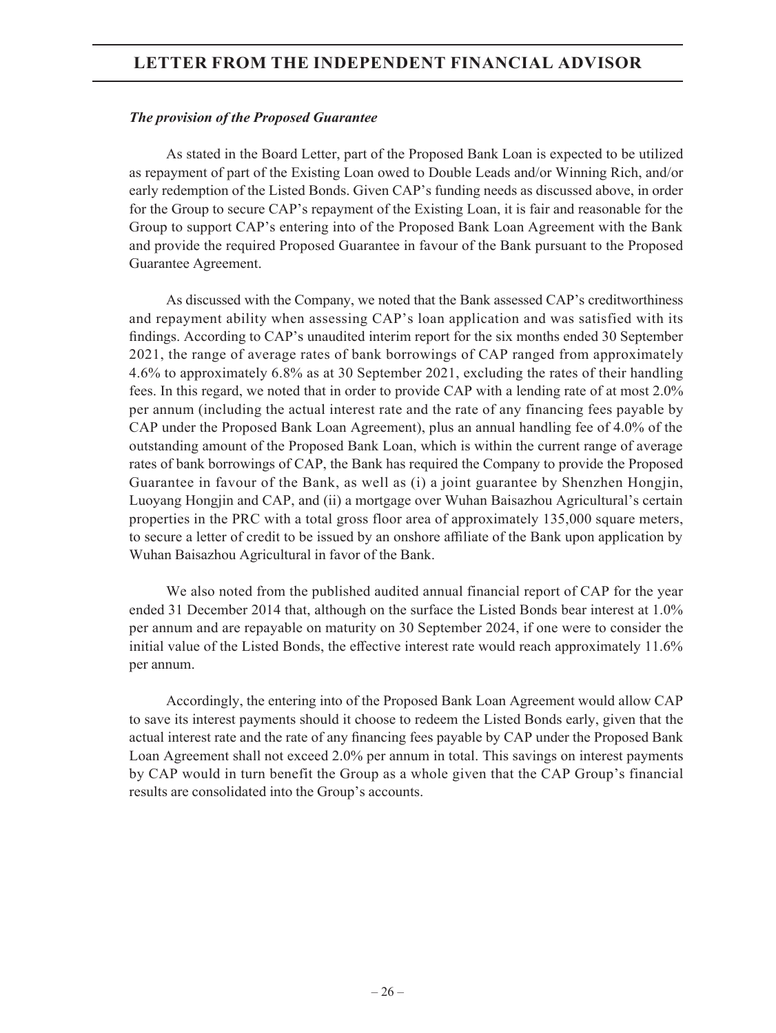*The provision of the Proposed Guarantee*

As stated in the Board Letter, part of the Proposed Bank Loan is expected to be utilized as repayment of part of the Existing Loan owed to Double Leads and/or Winning Rich, and/or early redemption of the Listed Bonds. Given CAP's funding needs as discussed above, in order for the Group to secure CAP's repayment of the Existing Loan, it is fair and reasonable for the Group to support CAP's entering into of the Proposed Bank Loan Agreement with the Bank and provide the required Proposed Guarantee in favour of the Bank pursuant to the Proposed Guarantee Agreement.

As discussed with the Company, we noted that the Bank assessed CAP's creditworthiness and repayment ability when assessing CAP's loan application and was satisfied with its findings. According to CAP's unaudited interim report for the six months ended 30 September 2021, the range of average rates of bank borrowings of CAP ranged from approximately 4.6% to approximately 6.8% as at 30 September 2021, excluding the rates of their handling fees. In this regard, we noted that in order to provide CAP with a lending rate of at most 2.0% per annum (including the actual interest rate and the rate of any financing fees payable by CAP under the Proposed Bank Loan Agreement), plus an annual handling fee of 4.0% of the outstanding amount of the Proposed Bank Loan, which is within the current range of average rates of bank borrowings of CAP, the Bank has required the Company to provide the Proposed Guarantee in favour of the Bank, as well as (i) a joint guarantee by Shenzhen Hongjin, Luoyang Hongjin and CAP, and (ii) a mortgage over Wuhan Baisazhou Agricultural's certain properties in the PRC with a total gross floor area of approximately 135,000 square meters, to secure a letter of credit to be issued by an onshore affiliate of the Bank upon application by Wuhan Baisazhou Agricultural in favor of the Bank.

We also noted from the published audited annual financial report of CAP for the year ended 31 December 2014 that, although on the surface the Listed Bonds bear interest at 1.0% per annum and are repayable on maturity on 30 September 2024, if one were to consider the initial value of the Listed Bonds, the effective interest rate would reach approximately 11.6% per annum.

Accordingly, the entering into of the Proposed Bank Loan Agreement would allow CAP to save its interest payments should it choose to redeem the Listed Bonds early, given that the actual interest rate and the rate of any financing fees payable by CAP under the Proposed Bank Loan Agreement shall not exceed 2.0% per annum in total. This savings on interest payments by CAP would in turn benefit the Group as a whole given that the CAP Group's financial results are consolidated into the Group's accounts.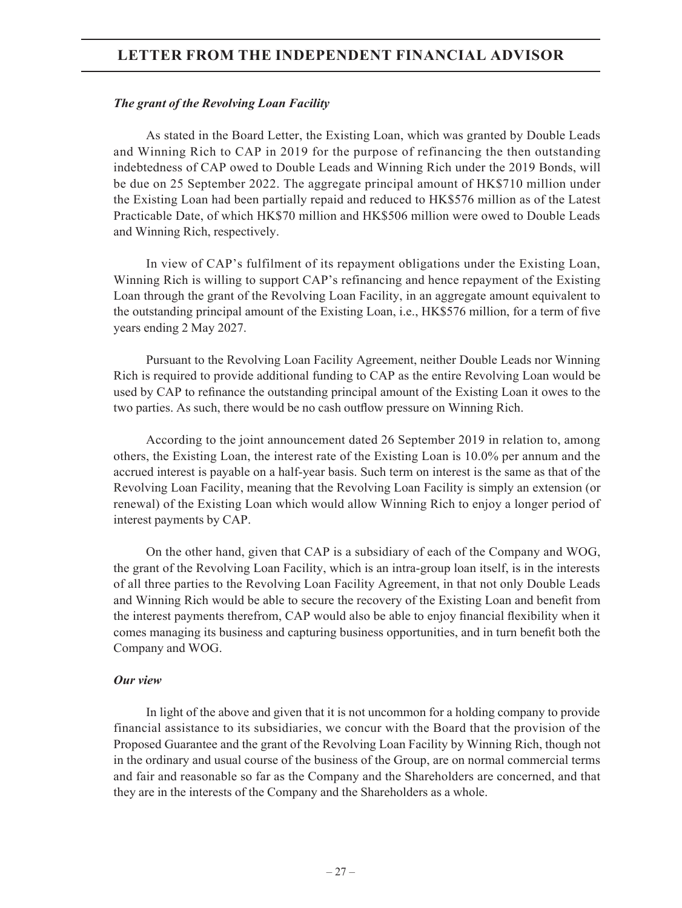***The grant of the Revolving Loan Facility***

As stated in the Board Letter, the Existing Loan, which was granted by Double Leads and Winning Rich to CAP in 2019 for the purpose of refinancing the then outstanding indebtedness of CAP owed to Double Leads and Winning Rich under the 2019 Bonds, will be due on 25 September 2022. The aggregate principal amount of HK$710 million under the Existing Loan had been partially repaid and reduced to HK$576 million as of the Latest Practicable Date, of which HK$70 million and HK$506 million were owed to Double Leads and Winning Rich, respectively.

In view of CAP's fulfilment of its repayment obligations under the Existing Loan, Winning Rich is willing to support CAP's refinancing and hence repayment of the Existing Loan through the grant of the Revolving Loan Facility, in an aggregate amount equivalent to the outstanding principal amount of the Existing Loan, i.e., HK$576 million, for a term of five years ending 2 May 2027.

Pursuant to the Revolving Loan Facility Agreement, neither Double Leads nor Winning Rich is required to provide additional funding to CAP as the entire Revolving Loan would be used by CAP to refinance the outstanding principal amount of the Existing Loan it owes to the two parties. As such, there would be no cash outflow pressure on Winning Rich.

According to the joint announcement dated 26 September 2019 in relation to, among others, the Existing Loan, the interest rate of the Existing Loan is 10.0% per annum and the accrued interest is payable on a half-year basis. Such term on interest is the same as that of the Revolving Loan Facility, meaning that the Revolving Loan Facility is simply an extension (or renewal) of the Existing Loan which would allow Winning Rich to enjoy a longer period of interest payments by CAP.

On the other hand, given that CAP is a subsidiary of each of the Company and WOG, the grant of the Revolving Loan Facility, which is an intra-group loan itself, is in the interests of all three parties to the Revolving Loan Facility Agreement, in that not only Double Leads and Winning Rich would be able to secure the recovery of the Existing Loan and benefit from the interest payments therefrom, CAP would also be able to enjoy financial flexibility when it comes managing its business and capturing business opportunities, and in turn benefit both the Company and WOG.

***Our view***

In light of the above and given that it is not uncommon for a holding company to provide financial assistance to its subsidiaries, we concur with the Board that the provision of the Proposed Guarantee and the grant of the Revolving Loan Facility by Winning Rich, though not in the ordinary and usual course of the business of the Group, are on normal commercial terms and fair and reasonable so far as the Company and the Shareholders are concerned, and that they are in the interests of the Company and the Shareholders as a whole.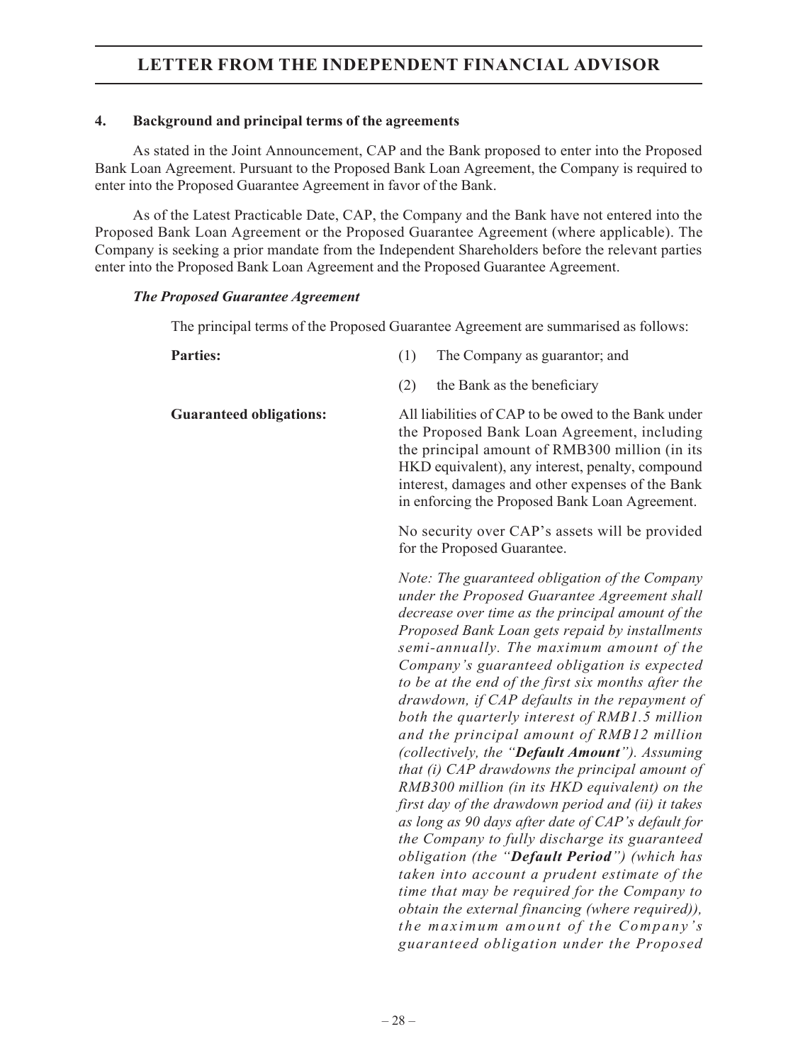#### 4. Background and principal terms of the agreements

As stated in the Joint Announcement, CAP and the Bank proposed to enter into the Proposed Bank Loan Agreement. Pursuant to the Proposed Bank Loan Agreement, the Company is required to enter into the Proposed Guarantee Agreement in favor of the Bank.

As of the Latest Practicable Date, CAP, the Company and the Bank have not entered into the Proposed Bank Loan Agreement or the Proposed Guarantee Agreement (where applicable). The Company is seeking a prior mandate from the Independent Shareholders before the relevant parties enter into the Proposed Bank Loan Agreement and the Proposed Guarantee Agreement.

***The Proposed Guarantee Agreement***

The principal terms of the Proposed Guarantee Agreement are summarised as follows:

**Parties:**

(1) The Company as guarantor; and

(2) the Bank as the beneficiary

**Guaranteed obligations:**

All liabilities of CAP to be owed to the Bank under the Proposed Bank Loan Agreement, including the principal amount of RMB300 million (in its HKD equivalent), any interest, penalty, compound interest, damages and other expenses of the Bank in enforcing the Proposed Bank Loan Agreement.

No security over CAP's assets will be provided for the Proposed Guarantee.

*Note: The guaranteed obligation of the Company under the Proposed Guarantee Agreement shall decrease over time as the principal amount of the Proposed Bank Loan gets repaid by installments semi-annually. The maximum amount of the Company's guaranteed obligation is expected to be at the end of the first six months after the drawdown, if CAP defaults in the repayment of both the quarterly interest of RMB1.5 million and the principal amount of RMB12 million (collectively, the "**Default Amount**"). Assuming that (i) CAP drawdowns the principal amount of RMB300 million (in its HKD equivalent) on the first day of the drawdown period and (ii) it takes as long as 90 days after date of CAP's default for the Company to fully discharge its guaranteed obligation (the "**Default Period**") (which has taken into account a prudent estimate of the time that may be required for the Company to obtain the external financing (where required)), the maximum amount of the Company's guaranteed obligation under the Proposed*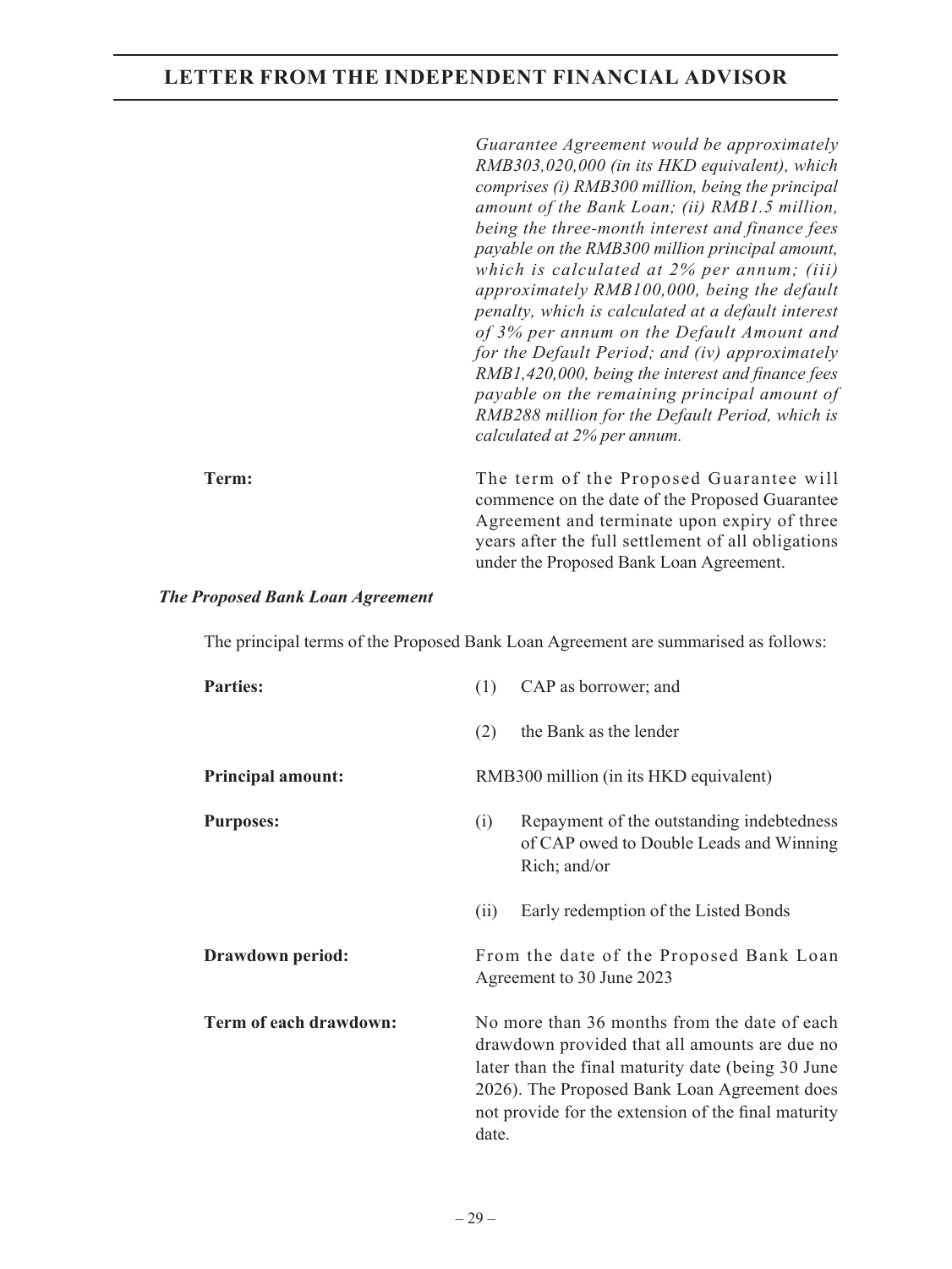| | |
|---|---|
| | *Guarantee Agreement would be approximately RMB303,020,000 (in its HKD equivalent), which comprises (i) RMB300 million, being the principal amount of the Bank Loan; (ii) RMB1.5 million, being the three-month interest and finance fees payable on the RMB300 million principal amount, which is calculated at 2% per annum; (iii) approximately RMB100,000, being the default penalty, which is calculated at a default interest of 3% per annum on the Default Amount and for the Default Period; and (iv) approximately RMB1,420,000, being the interest and finance fees payable on the remaining principal amount of RMB288 million for the Default Period, which is calculated at 2% per annum.* |
| **Term:** | The term of the Proposed Guarantee will commence on the date of the Proposed Guarantee Agreement and terminate upon expiry of three years after the full settlement of all obligations under the Proposed Bank Loan Agreement. |

***The Proposed Bank Loan Agreement***

The principal terms of the Proposed Bank Loan Agreement are summarised as follows:

| | |
|---|---|
| **Parties:** | (1) CAP as borrower; and<br>(2) the Bank as the lender |
| **Principal amount:** | RMB300 million (in its HKD equivalent) |
| **Purposes:** | (i) Repayment of the outstanding indebtedness of CAP owed to Double Leads and Winning Rich; and/or<br>(ii) Early redemption of the Listed Bonds |
| **Drawdown period:** | From the date of the Proposed Bank Loan Agreement to 30 June 2023 |
| **Term of each drawdown:** | No more than 36 months from the date of each drawdown provided that all amounts are due no later than the final maturity date (being 30 June 2026). The Proposed Bank Loan Agreement does not provide for the extension of the final maturity date. |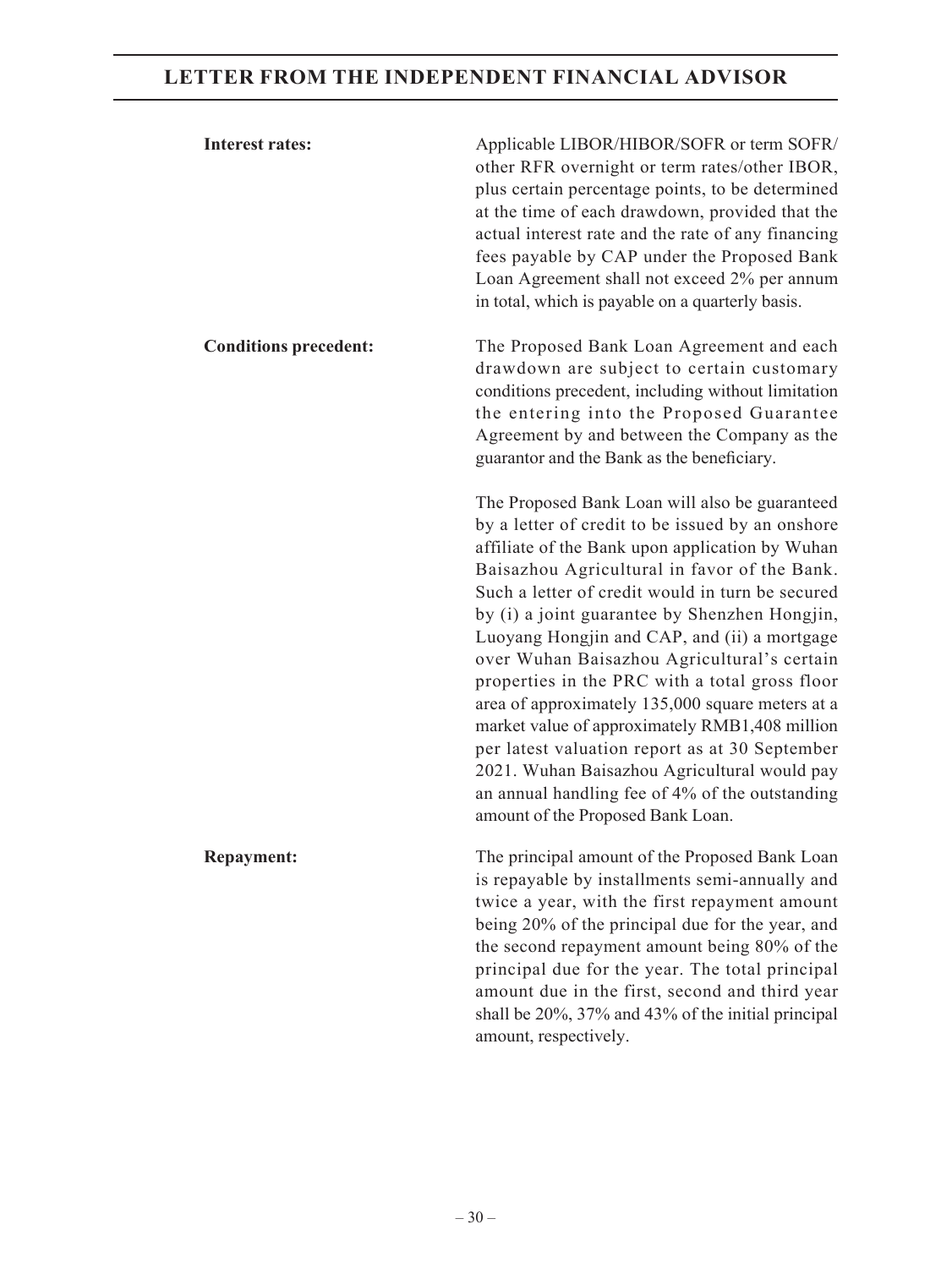| | |
|---|---|
| **Interest rates:** | Applicable LIBOR/HIBOR/SOFR or term SOFR/other RFR overnight or term rates/other IBOR, plus certain percentage points, to be determined at the time of each drawdown, provided that the actual interest rate and the rate of any financing fees payable by CAP under the Proposed Bank Loan Agreement shall not exceed 2% per annum in total, which is payable on a quarterly basis. |
| **Conditions precedent:** | The Proposed Bank Loan Agreement and each drawdown are subject to certain customary conditions precedent, including without limitation the entering into the Proposed Guarantee Agreement by and between the Company as the guarantor and the Bank as the beneficiary.<br><br>The Proposed Bank Loan will also be guaranteed by a letter of credit to be issued by an onshore affiliate of the Bank upon application by Wuhan Baisazhou Agricultural in favor of the Bank. Such a letter of credit would in turn be secured by (i) a joint guarantee by Shenzhen Hongjin, Luoyang Hongjin and CAP, and (ii) a mortgage over Wuhan Baisazhou Agricultural's certain properties in the PRC with a total gross floor area of approximately 135,000 square meters at a market value of approximately RMB1,408 million per latest valuation report as at 30 September 2021. Wuhan Baisazhou Agricultural would pay an annual handling fee of 4% of the outstanding amount of the Proposed Bank Loan. |
| **Repayment:** | The principal amount of the Proposed Bank Loan is repayable by installments semi-annually and twice a year, with the first repayment amount being 20% of the principal due for the year, and the second repayment amount being 80% of the principal due for the year. The total principal amount due in the first, second and third year shall be 20%, 37% and 43% of the initial principal amount, respectively. |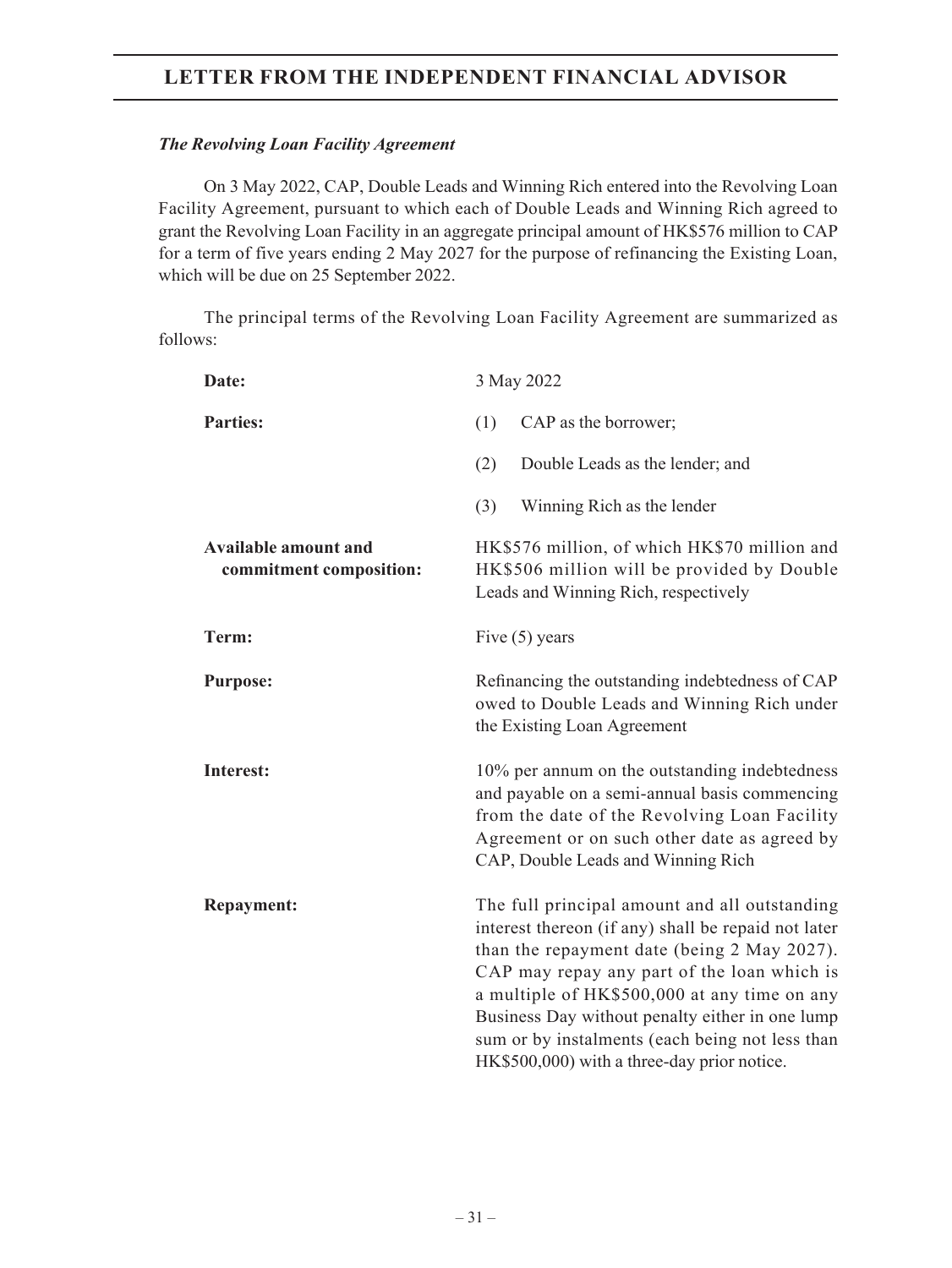*The Revolving Loan Facility Agreement*

On 3 May 2022, CAP, Double Leads and Winning Rich entered into the Revolving Loan Facility Agreement, pursuant to which each of Double Leads and Winning Rich agreed to grant the Revolving Loan Facility in an aggregate principal amount of HK$576 million to CAP for a term of five years ending 2 May 2027 for the purpose of refinancing the Existing Loan, which will be due on 25 September 2022.

The principal terms of the Revolving Loan Facility Agreement are summarized as follows:

| | |
|---|---|
| **Date:** | 3 May 2022 |
| **Parties:** | (1) CAP as the borrower;<br>(2) Double Leads as the lender; and<br>(3) Winning Rich as the lender |
| **Available amount and commitment composition:** | HK$576 million, of which HK$70 million and HK$506 million will be provided by Double Leads and Winning Rich, respectively |
| **Term:** | Five (5) years |
| **Purpose:** | Refinancing the outstanding indebtedness of CAP owed to Double Leads and Winning Rich under the Existing Loan Agreement |
| **Interest:** | 10% per annum on the outstanding indebtedness and payable on a semi-annual basis commencing from the date of the Revolving Loan Facility Agreement or on such other date as agreed by CAP, Double Leads and Winning Rich |
| **Repayment:** | The full principal amount and all outstanding interest thereon (if any) shall be repaid not later than the repayment date (being 2 May 2027). CAP may repay any part of the loan which is a multiple of HK$500,000 at any time on any Business Day without penalty either in one lump sum or by instalments (each being not less than HK$500,000) with a three-day prior notice. |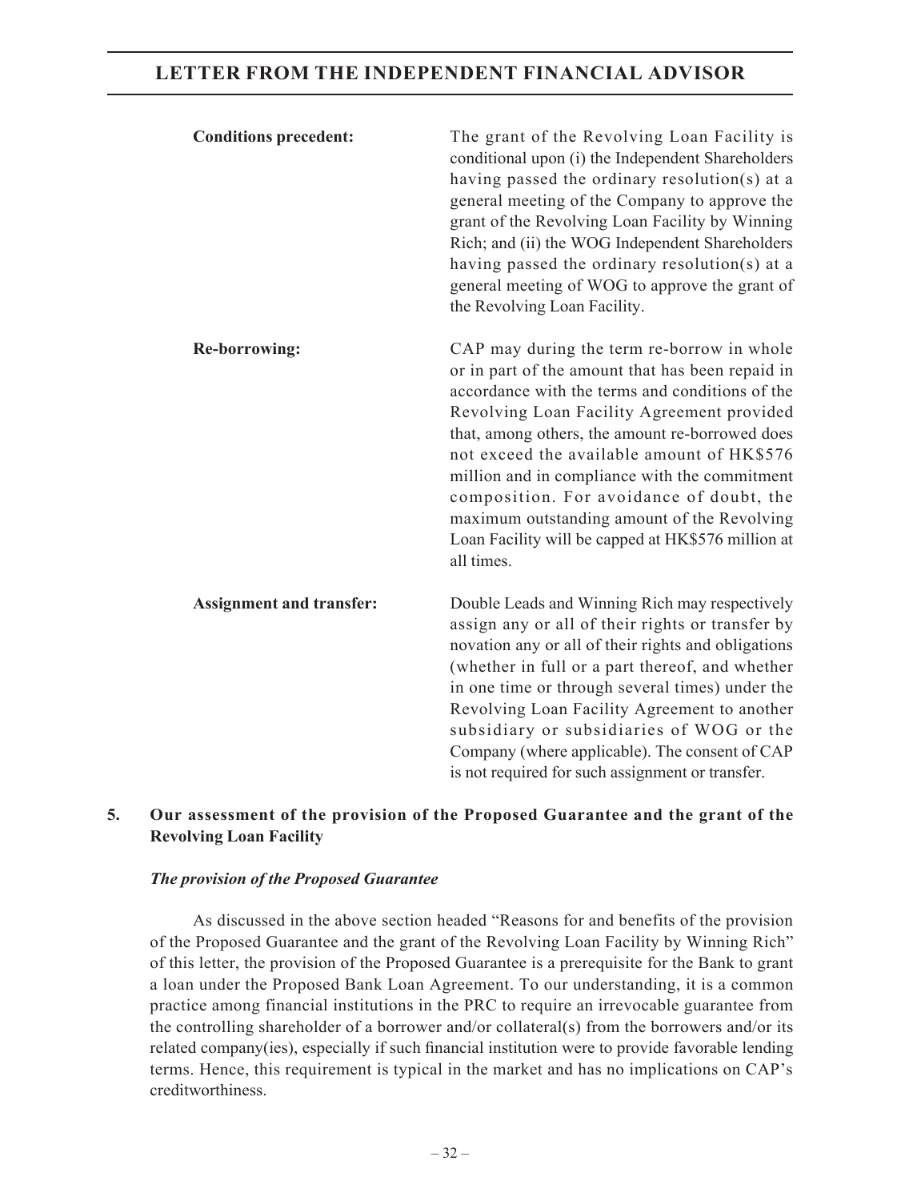| | |
|---|---|
| **Conditions precedent:** | The grant of the Revolving Loan Facility is conditional upon (i) the Independent Shareholders having passed the ordinary resolution(s) at a general meeting of the Company to approve the grant of the Revolving Loan Facility by Winning Rich; and (ii) the WOG Independent Shareholders having passed the ordinary resolution(s) at a general meeting of WOG to approve the grant of the Revolving Loan Facility. |
| **Re-borrowing:** | CAP may during the term re-borrow in whole or in part of the amount that has been repaid in accordance with the terms and conditions of the Revolving Loan Facility Agreement provided that, among others, the amount re-borrowed does not exceed the available amount of HK$576 million and in compliance with the commitment composition. For avoidance of doubt, the maximum outstanding amount of the Revolving Loan Facility will be capped at HK$576 million at all times. |
| **Assignment and transfer:** | Double Leads and Winning Rich may respectively assign any or all of their rights or transfer by novation any or all of their rights and obligations (whether in full or a part thereof, and whether in one time or through several times) under the Revolving Loan Facility Agreement to another subsidiary or subsidiaries of WOG or the Company (where applicable). The consent of CAP is not required for such assignment or transfer. |

## 5. Our assessment of the provision of the Proposed Guarantee and the grant of the Revolving Loan Facility

### *The provision of the Proposed Guarantee*

As discussed in the above section headed "Reasons for and benefits of the provision of the Proposed Guarantee and the grant of the Revolving Loan Facility by Winning Rich" of this letter, the provision of the Proposed Guarantee is a prerequisite for the Bank to grant a loan under the Proposed Bank Loan Agreement. To our understanding, it is a common practice among financial institutions in the PRC to require an irrevocable guarantee from the controlling shareholder of a borrower and/or collateral(s) from the borrowers and/or its related company(ies), especially if such financial institution were to provide favorable lending terms. Hence, this requirement is typical in the market and has no implications on CAP's creditworthiness.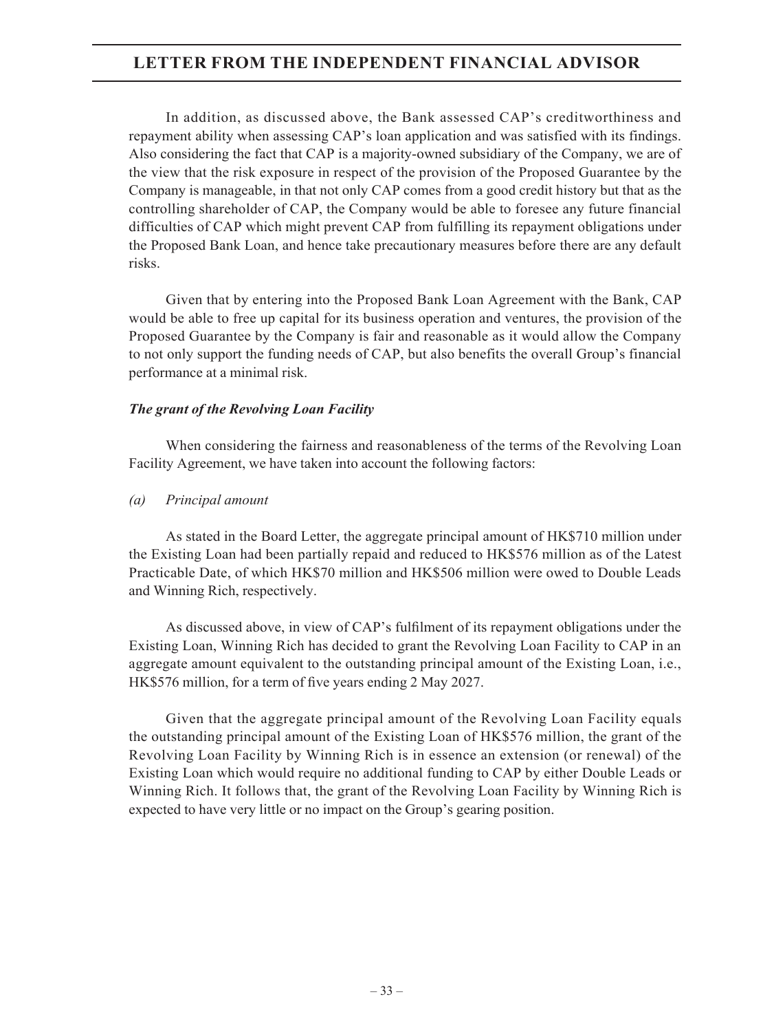In addition, as discussed above, the Bank assessed CAP's creditworthiness and repayment ability when assessing CAP's loan application and was satisfied with its findings. Also considering the fact that CAP is a majority-owned subsidiary of the Company, we are of the view that the risk exposure in respect of the provision of the Proposed Guarantee by the Company is manageable, in that not only CAP comes from a good credit history but that as the controlling shareholder of CAP, the Company would be able to foresee any future financial difficulties of CAP which might prevent CAP from fulfilling its repayment obligations under the Proposed Bank Loan, and hence take precautionary measures before there are any default risks.

Given that by entering into the Proposed Bank Loan Agreement with the Bank, CAP would be able to free up capital for its business operation and ventures, the provision of the Proposed Guarantee by the Company is fair and reasonable as it would allow the Company to not only support the funding needs of CAP, but also benefits the overall Group's financial performance at a minimal risk.

***The grant of the Revolving Loan Facility***

When considering the fairness and reasonableness of the terms of the Revolving Loan Facility Agreement, we have taken into account the following factors:

*(a) Principal amount*

As stated in the Board Letter, the aggregate principal amount of HK$710 million under the Existing Loan had been partially repaid and reduced to HK$576 million as of the Latest Practicable Date, of which HK$70 million and HK$506 million were owed to Double Leads and Winning Rich, respectively.

As discussed above, in view of CAP's fulfilment of its repayment obligations under the Existing Loan, Winning Rich has decided to grant the Revolving Loan Facility to CAP in an aggregate amount equivalent to the outstanding principal amount of the Existing Loan, i.e., HK$576 million, for a term of five years ending 2 May 2027.

Given that the aggregate principal amount of the Revolving Loan Facility equals the outstanding principal amount of the Existing Loan of HK$576 million, the grant of the Revolving Loan Facility by Winning Rich is in essence an extension (or renewal) of the Existing Loan which would require no additional funding to CAP by either Double Leads or Winning Rich. It follows that, the grant of the Revolving Loan Facility by Winning Rich is expected to have very little or no impact on the Group's gearing position.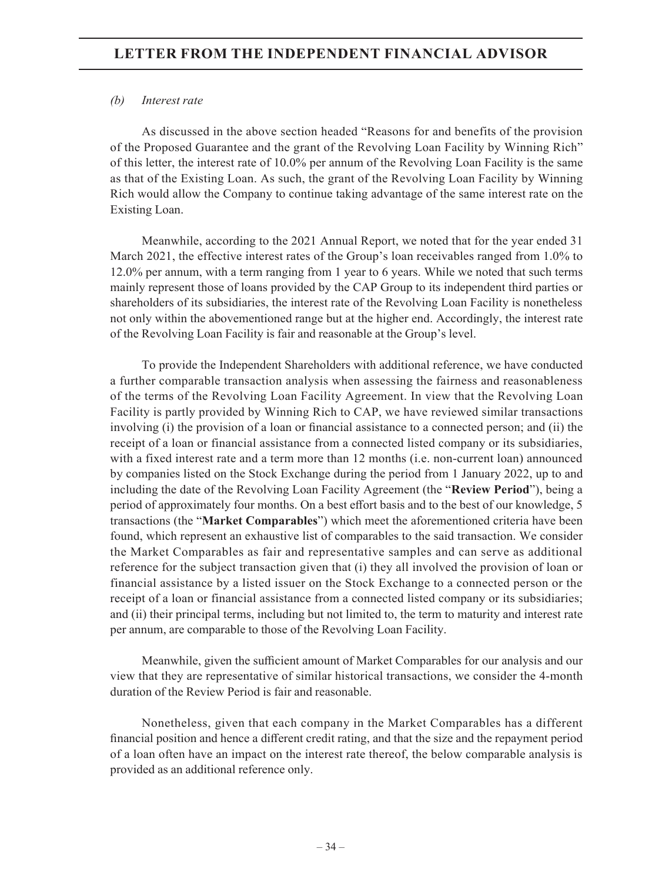*(b) Interest rate*

As discussed in the above section headed "Reasons for and benefits of the provision of the Proposed Guarantee and the grant of the Revolving Loan Facility by Winning Rich" of this letter, the interest rate of 10.0% per annum of the Revolving Loan Facility is the same as that of the Existing Loan. As such, the grant of the Revolving Loan Facility by Winning Rich would allow the Company to continue taking advantage of the same interest rate on the Existing Loan.

Meanwhile, according to the 2021 Annual Report, we noted that for the year ended 31 March 2021, the effective interest rates of the Group's loan receivables ranged from 1.0% to 12.0% per annum, with a term ranging from 1 year to 6 years. While we noted that such terms mainly represent those of loans provided by the CAP Group to its independent third parties or shareholders of its subsidiaries, the interest rate of the Revolving Loan Facility is nonetheless not only within the abovementioned range but at the higher end. Accordingly, the interest rate of the Revolving Loan Facility is fair and reasonable at the Group's level.

To provide the Independent Shareholders with additional reference, we have conducted a further comparable transaction analysis when assessing the fairness and reasonableness of the terms of the Revolving Loan Facility Agreement. In view that the Revolving Loan Facility is partly provided by Winning Rich to CAP, we have reviewed similar transactions involving (i) the provision of a loan or financial assistance to a connected person; and (ii) the receipt of a loan or financial assistance from a connected listed company or its subsidiaries, with a fixed interest rate and a term more than 12 months (i.e. non-current loan) announced by companies listed on the Stock Exchange during the period from 1 January 2022, up to and including the date of the Revolving Loan Facility Agreement (the "**Review Period**"), being a period of approximately four months. On a best effort basis and to the best of our knowledge, 5 transactions (the "**Market Comparables**") which meet the aforementioned criteria have been found, which represent an exhaustive list of comparables to the said transaction. We consider the Market Comparables as fair and representative samples and can serve as additional reference for the subject transaction given that (i) they all involved the provision of loan or financial assistance by a listed issuer on the Stock Exchange to a connected person or the receipt of a loan or financial assistance from a connected listed company or its subsidiaries; and (ii) their principal terms, including but not limited to, the term to maturity and interest rate per annum, are comparable to those of the Revolving Loan Facility.

Meanwhile, given the sufficient amount of Market Comparables for our analysis and our view that they are representative of similar historical transactions, we consider the 4-month duration of the Review Period is fair and reasonable.

Nonetheless, given that each company in the Market Comparables has a different financial position and hence a different credit rating, and that the size and the repayment period of a loan often have an impact on the interest rate thereof, the below comparable analysis is provided as an additional reference only.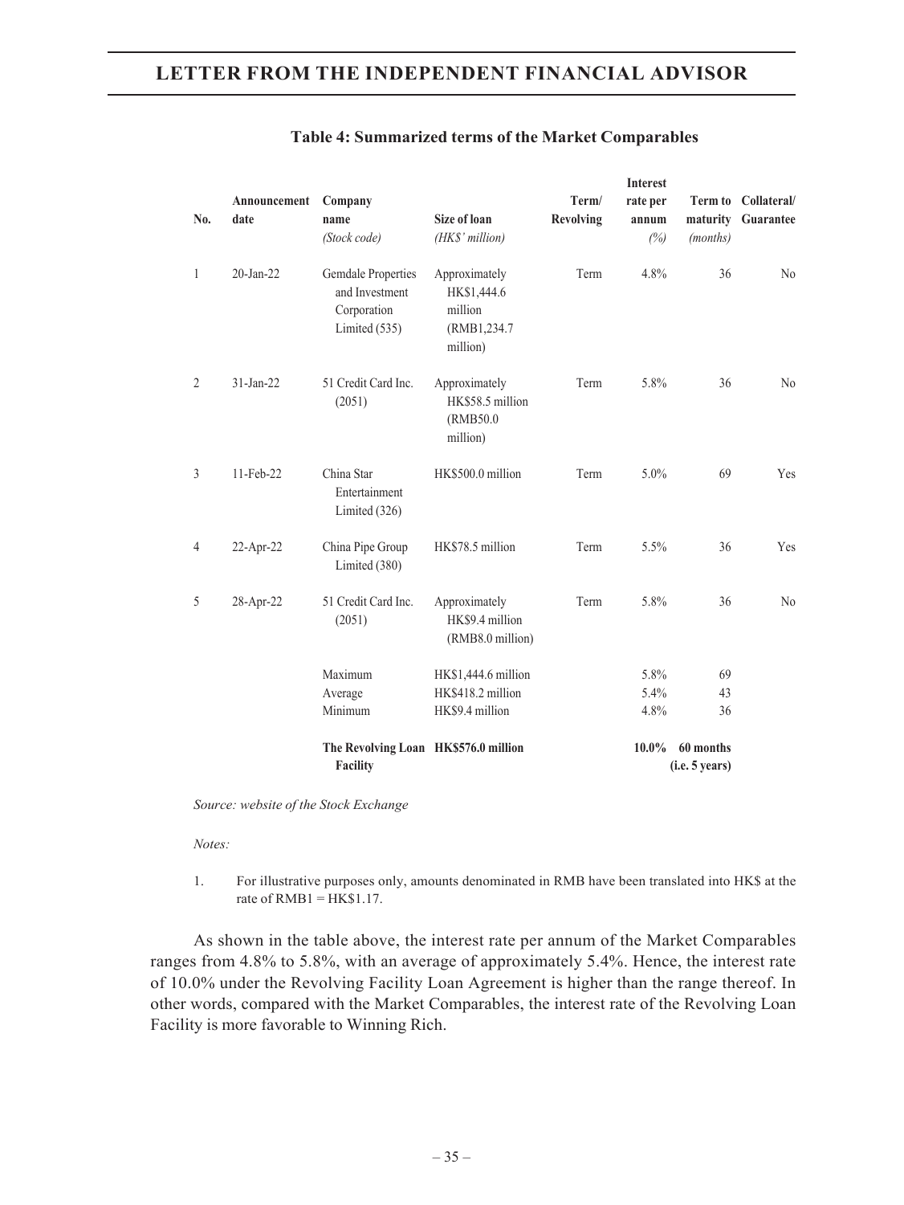## Table 4: Summarized terms of the Market Comparables

| No. | Announcement date | Company name *(Stock code)* | Size of loan *(HK$' million)* | Term/ Revolving | Interest rate per annum *(%)* | Term to maturity *(months)* | Collateral/ Guarantee |
|---|---|---|---|---|---|---|---|
| 1 | 20-Jan-22 | Gemdale Properties and Investment Corporation Limited (535) | Approximately HK$1,444.6 million (RMB1,234.7 million) | Term | 4.8% | 36 | No |
| 2 | 31-Jan-22 | 51 Credit Card Inc. (2051) | Approximately HK$58.5 million (RMB50.0 million) | Term | 5.8% | 36 | No |
| 3 | 11-Feb-22 | China Star Entertainment Limited (326) | HK$500.0 million | Term | 5.0% | 69 | Yes |
| 4 | 22-Apr-22 | China Pipe Group Limited (380) | HK$78.5 million | Term | 5.5% | 36 | Yes |
| 5 | 28-Apr-22 | 51 Credit Card Inc. (2051) | Approximately HK$9.4 million (RMB8.0 million) | Term | 5.8% | 36 | No |
| | | Maximum | HK$1,444.6 million | | 5.8% | 69 | |
| | | Average | HK$418.2 million | | 5.4% | 43 | |
| | | Minimum | HK$9.4 million | | 4.8% | 36 | |
| | | **The Revolving Loan Facility** | **HK$576.0 million** | | **10.0%** | **60 months (i.e. 5 years)** | |

*Source: website of the Stock Exchange*

*Notes:*

1. For illustrative purposes only, amounts denominated in RMB have been translated into HK$ at the rate of RMB1 = HK$1.17.

As shown in the table above, the interest rate per annum of the Market Comparables ranges from 4.8% to 5.8%, with an average of approximately 5.4%. Hence, the interest rate of 10.0% under the Revolving Facility Loan Agreement is higher than the range thereof. In other words, compared with the Market Comparables, the interest rate of the Revolving Loan Facility is more favorable to Winning Rich.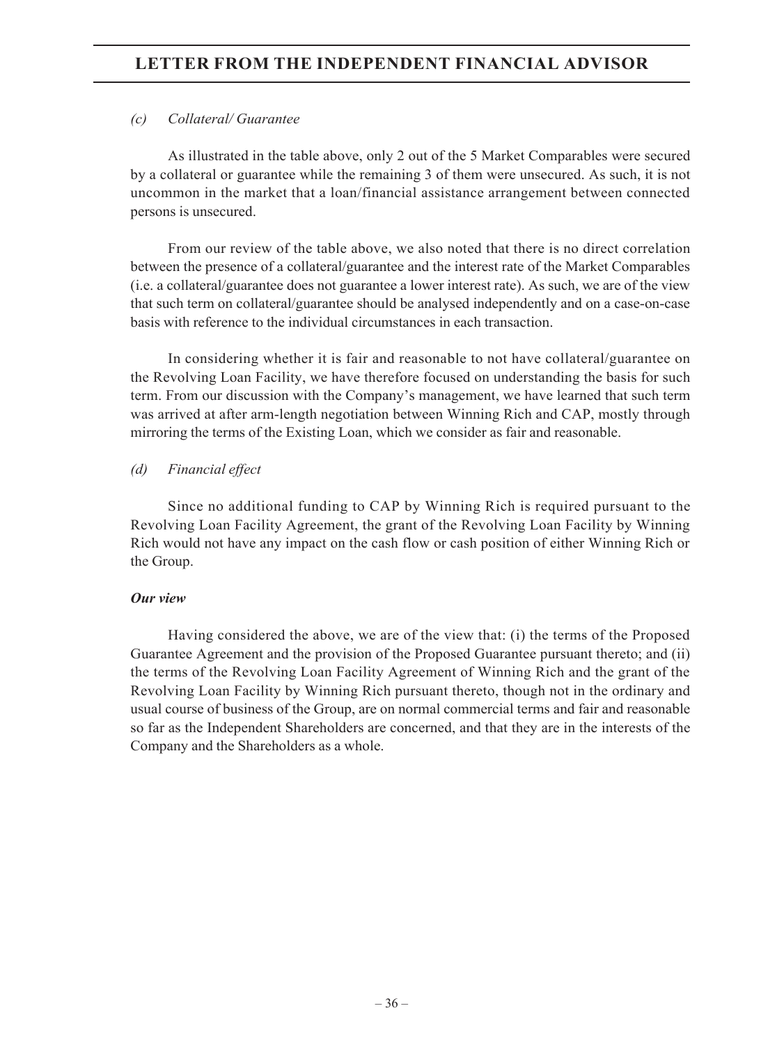*(c) Collateral/ Guarantee*

As illustrated in the table above, only 2 out of the 5 Market Comparables were secured by a collateral or guarantee while the remaining 3 of them were unsecured. As such, it is not uncommon in the market that a loan/financial assistance arrangement between connected persons is unsecured.

From our review of the table above, we also noted that there is no direct correlation between the presence of a collateral/guarantee and the interest rate of the Market Comparables (i.e. a collateral/guarantee does not guarantee a lower interest rate). As such, we are of the view that such term on collateral/guarantee should be analysed independently and on a case-on-case basis with reference to the individual circumstances in each transaction.

In considering whether it is fair and reasonable to not have collateral/guarantee on the Revolving Loan Facility, we have therefore focused on understanding the basis for such term. From our discussion with the Company's management, we have learned that such term was arrived at after arm-length negotiation between Winning Rich and CAP, mostly through mirroring the terms of the Existing Loan, which we consider as fair and reasonable.

*(d) Financial effect*

Since no additional funding to CAP by Winning Rich is required pursuant to the Revolving Loan Facility Agreement, the grant of the Revolving Loan Facility by Winning Rich would not have any impact on the cash flow or cash position of either Winning Rich or the Group.

***Our view***

Having considered the above, we are of the view that: (i) the terms of the Proposed Guarantee Agreement and the provision of the Proposed Guarantee pursuant thereto; and (ii) the terms of the Revolving Loan Facility Agreement of Winning Rich and the grant of the Revolving Loan Facility by Winning Rich pursuant thereto, though not in the ordinary and usual course of business of the Group, are on normal commercial terms and fair and reasonable so far as the Independent Shareholders are concerned, and that they are in the interests of the Company and the Shareholders as a whole.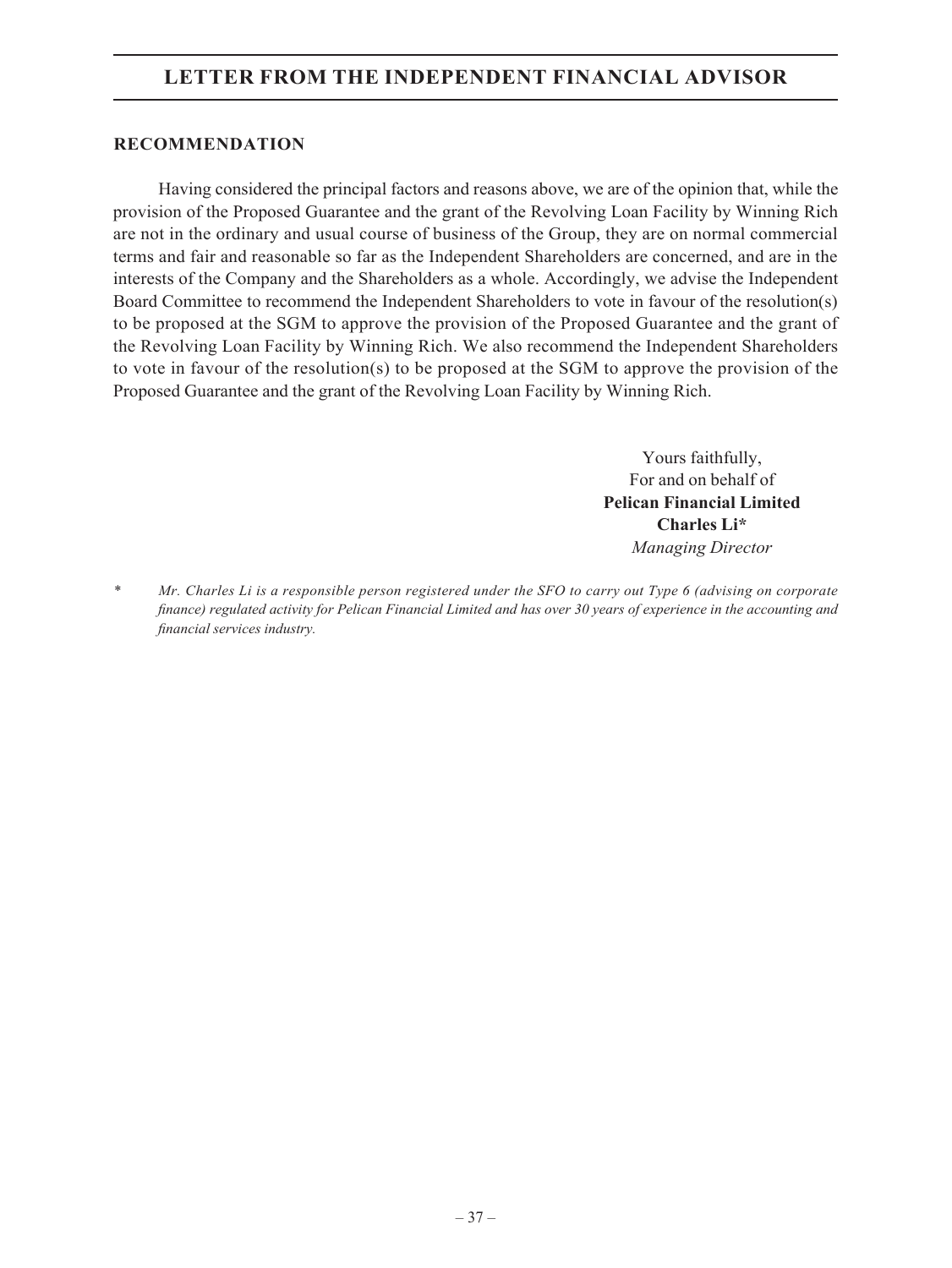## RECOMMENDATION

Having considered the principal factors and reasons above, we are of the opinion that, while the provision of the Proposed Guarantee and the grant of the Revolving Loan Facility by Winning Rich are not in the ordinary and usual course of business of the Group, they are on normal commercial terms and fair and reasonable so far as the Independent Shareholders are concerned, and are in the interests of the Company and the Shareholders as a whole. Accordingly, we advise the Independent Board Committee to recommend the Independent Shareholders to vote in favour of the resolution(s) to be proposed at the SGM to approve the provision of the Proposed Guarantee and the grant of the Revolving Loan Facility by Winning Rich. We also recommend the Independent Shareholders to vote in favour of the resolution(s) to be proposed at the SGM to approve the provision of the Proposed Guarantee and the grant of the Revolving Loan Facility by Winning Rich.

Yours faithfully,
For and on behalf of
**Pelican Financial Limited**
**Charles Li***
*Managing Director*

\* *Mr. Charles Li is a responsible person registered under the SFO to carry out Type 6 (advising on corporate finance) regulated activity for Pelican Financial Limited and has over 30 years of experience in the accounting and financial services industry.*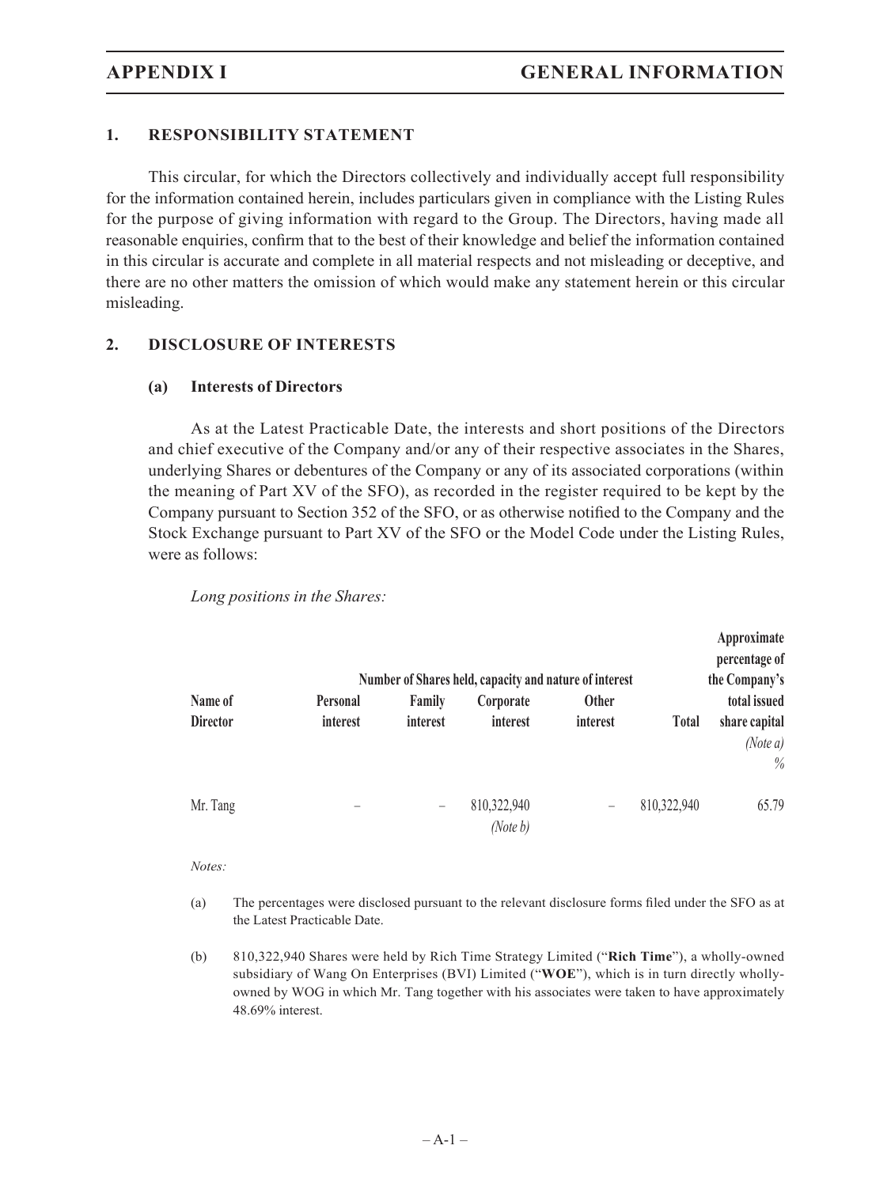# APPENDIX I GENERAL INFORMATION

## 1. RESPONSIBILITY STATEMENT

This circular, for which the Directors collectively and individually accept full responsibility for the information contained herein, includes particulars given in compliance with the Listing Rules for the purpose of giving information with regard to the Group. The Directors, having made all reasonable enquiries, confirm that to the best of their knowledge and belief the information contained in this circular is accurate and complete in all material respects and not misleading or deceptive, and there are no other matters the omission of which would make any statement herein or this circular misleading.

## 2. DISCLOSURE OF INTERESTS

### (a) Interests of Directors

As at the Latest Practicable Date, the interests and short positions of the Directors and chief executive of the Company and/or any of their respective associates in the Shares, underlying Shares or debentures of the Company or any of its associated corporations (within the meaning of Part XV of the SFO), as recorded in the register required to be kept by the Company pursuant to Section 352 of the SFO, or as otherwise notified to the Company and the Stock Exchange pursuant to Part XV of the SFO or the Model Code under the Listing Rules, were as follows:

*Long positions in the Shares:*

| Name of Director | Number of Shares held, capacity and nature of interest | | | | | Approximate percentage of the Company's total issued share capital |
|---|---|---|---|---|---|---|
| | Personal interest | Family interest | Corporate interest | Other interest | Total | *(Note a)* % |
| Mr. Tang | – | – | 810,322,940 *(Note b)* | – | 810,322,940 | 65.79 |

*Notes:*

(a) The percentages were disclosed pursuant to the relevant disclosure forms filed under the SFO as at the Latest Practicable Date.

(b) 810,322,940 Shares were held by Rich Time Strategy Limited ("**Rich Time**"), a wholly-owned subsidiary of Wang On Enterprises (BVI) Limited ("**WOE**"), which is in turn directly wholly-owned by WOG in which Mr. Tang together with his associates were taken to have approximately 48.69% interest.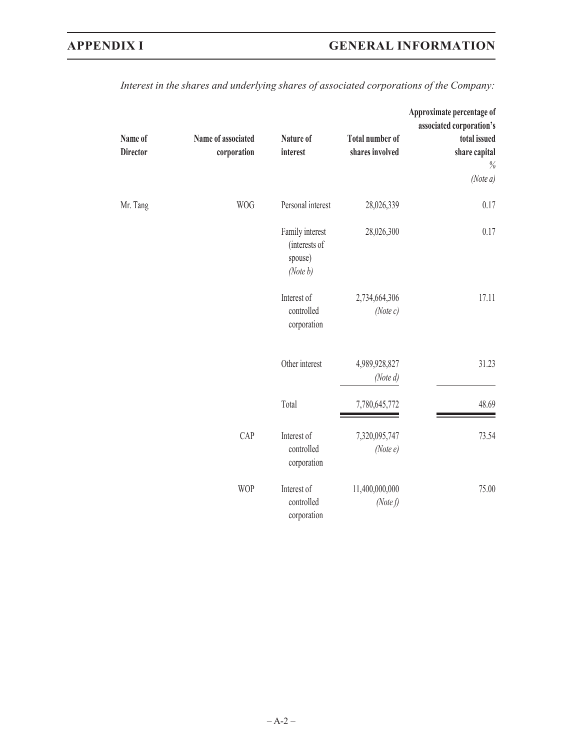*Interest in the shares and underlying shares of associated corporations of the Company:*

| Name of Director | Name of associated corporation | Nature of interest | Total number of shares involved | Approximate percentage of associated corporation's total issued share capital %<br>*(Note a)* |
|---|---|---|---|---|
| Mr. Tang | WOG | Personal interest | 28,026,339 | 0.17 |
| | | Family interest (interests of spouse) *(Note b)* | 28,026,300 | 0.17 |
| | | Interest of controlled corporation | 2,734,664,306 *(Note c)* | 17.11 |
| | | Other interest | 4,989,928,827 *(Note d)* | 31.23 |
| | | Total | 7,780,645,772 | 48.69 |
| | CAP | Interest of controlled corporation | 7,320,095,747 *(Note e)* | 73.54 |
| | WOP | Interest of controlled corporation | 11,400,000,000 *(Note f)* | 75.00 |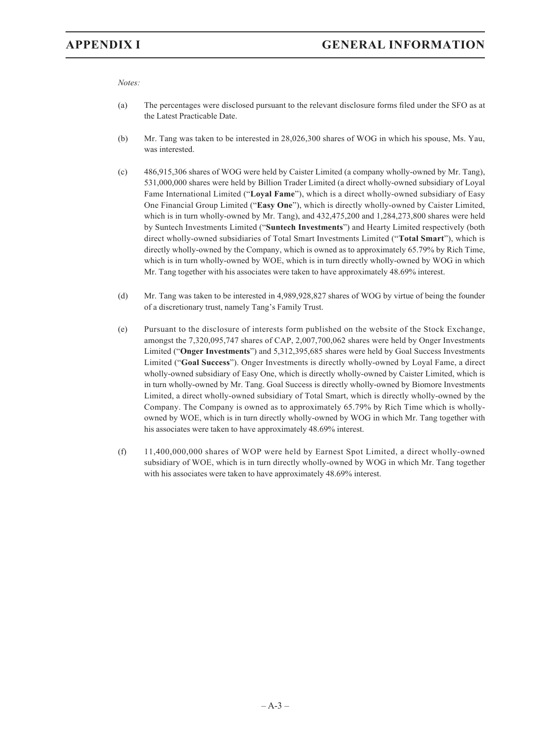*Notes:*

(a) The percentages were disclosed pursuant to the relevant disclosure forms filed under the SFO as at the Latest Practicable Date.

(b) Mr. Tang was taken to be interested in 28,026,300 shares of WOG in which his spouse, Ms. Yau, was interested.

(c) 486,915,306 shares of WOG were held by Caister Limited (a company wholly-owned by Mr. Tang), 531,000,000 shares were held by Billion Trader Limited (a direct wholly-owned subsidiary of Loyal Fame International Limited ("**Loyal Fame**"), which is a direct wholly-owned subsidiary of Easy One Financial Group Limited ("**Easy One**"), which is directly wholly-owned by Caister Limited, which is in turn wholly-owned by Mr. Tang), and 432,475,200 and 1,284,273,800 shares were held by Suntech Investments Limited ("**Suntech Investments**") and Hearty Limited respectively (both direct wholly-owned subsidiaries of Total Smart Investments Limited ("**Total Smart**"), which is directly wholly-owned by the Company, which is owned as to approximately 65.79% by Rich Time, which is in turn wholly-owned by WOE, which is in turn directly wholly-owned by WOG in which Mr. Tang together with his associates were taken to have approximately 48.69% interest.

(d) Mr. Tang was taken to be interested in 4,989,928,827 shares of WOG by virtue of being the founder of a discretionary trust, namely Tang's Family Trust.

(e) Pursuant to the disclosure of interests form published on the website of the Stock Exchange, amongst the 7,320,095,747 shares of CAP, 2,007,700,062 shares were held by Onger Investments Limited ("**Onger Investments**") and 5,312,395,685 shares were held by Goal Success Investments Limited ("**Goal Success**"). Onger Investments is directly wholly-owned by Loyal Fame, a direct wholly-owned subsidiary of Easy One, which is directly wholly-owned by Caister Limited, which is in turn wholly-owned by Mr. Tang. Goal Success is directly wholly-owned by Biomore Investments Limited, a direct wholly-owned subsidiary of Total Smart, which is directly wholly-owned by the Company. The Company is owned as to approximately 65.79% by Rich Time which is wholly-owned by WOE, which is in turn directly wholly-owned by WOG in which Mr. Tang together with his associates were taken to have approximately 48.69% interest.

(f) 11,400,000,000 shares of WOP were held by Earnest Spot Limited, a direct wholly-owned subsidiary of WOE, which is in turn directly wholly-owned by WOG in which Mr. Tang together with his associates were taken to have approximately 48.69% interest.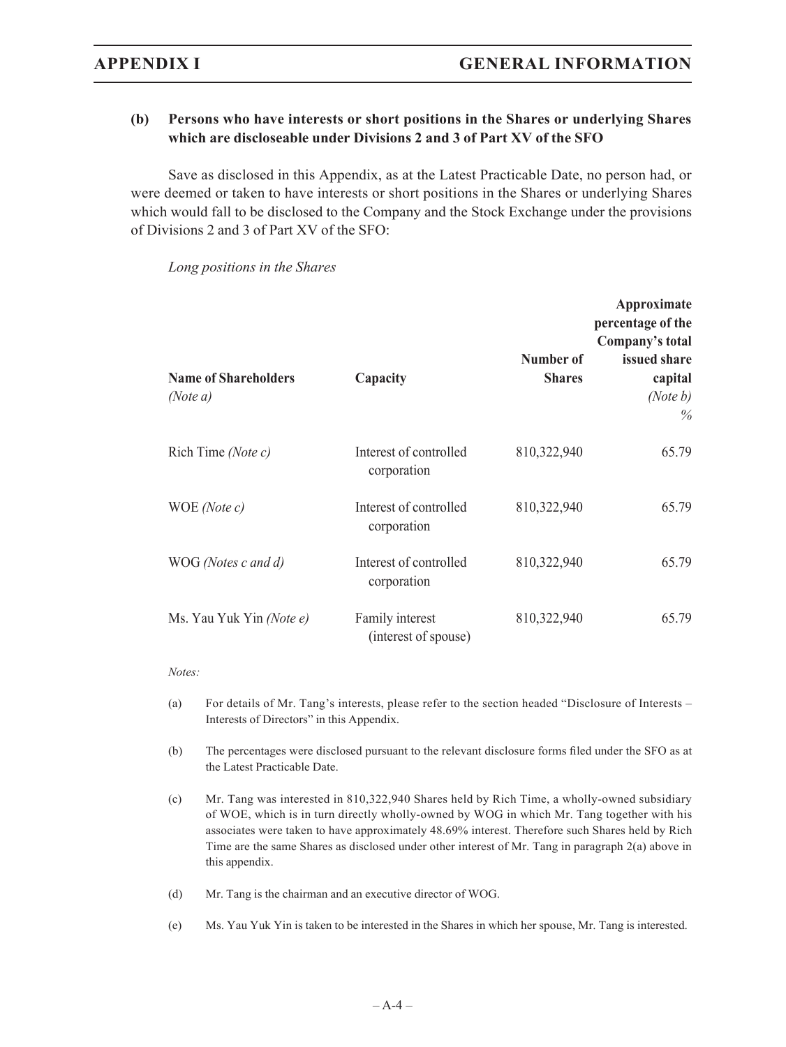### (b) Persons who have interests or short positions in the Shares or underlying Shares which are discloseable under Divisions 2 and 3 of Part XV of the SFO

Save as disclosed in this Appendix, as at the Latest Practicable Date, no person had, or were deemed or taken to have interests or short positions in the Shares or underlying Shares which would fall to be disclosed to the Company and the Stock Exchange under the provisions of Divisions 2 and 3 of Part XV of the SFO:

*Long positions in the Shares*

| **Name of Shareholders** *(Note a)* | **Capacity** | **Number of Shares** | **Approximate percentage of the Company's total issued share capital** *(Note b)* % |
|---|---|---|---|
| Rich Time *(Note c)* | Interest of controlled corporation | 810,322,940 | 65.79 |
| WOE *(Note c)* | Interest of controlled corporation | 810,322,940 | 65.79 |
| WOG *(Notes c and d)* | Interest of controlled corporation | 810,322,940 | 65.79 |
| Ms. Yau Yuk Yin *(Note e)* | Family interest (interest of spouse) | 810,322,940 | 65.79 |

*Notes:*

(a) For details of Mr. Tang's interests, please refer to the section headed "Disclosure of Interests – Interests of Directors" in this Appendix.

(b) The percentages were disclosed pursuant to the relevant disclosure forms filed under the SFO as at the Latest Practicable Date.

(c) Mr. Tang was interested in 810,322,940 Shares held by Rich Time, a wholly-owned subsidiary of WOE, which is in turn directly wholly-owned by WOG in which Mr. Tang together with his associates were taken to have approximately 48.69% interest. Therefore such Shares held by Rich Time are the same Shares as disclosed under other interest of Mr. Tang in paragraph 2(a) above in this appendix.

(d) Mr. Tang is the chairman and an executive director of WOG.

(e) Ms. Yau Yuk Yin is taken to be interested in the Shares in which her spouse, Mr. Tang is interested.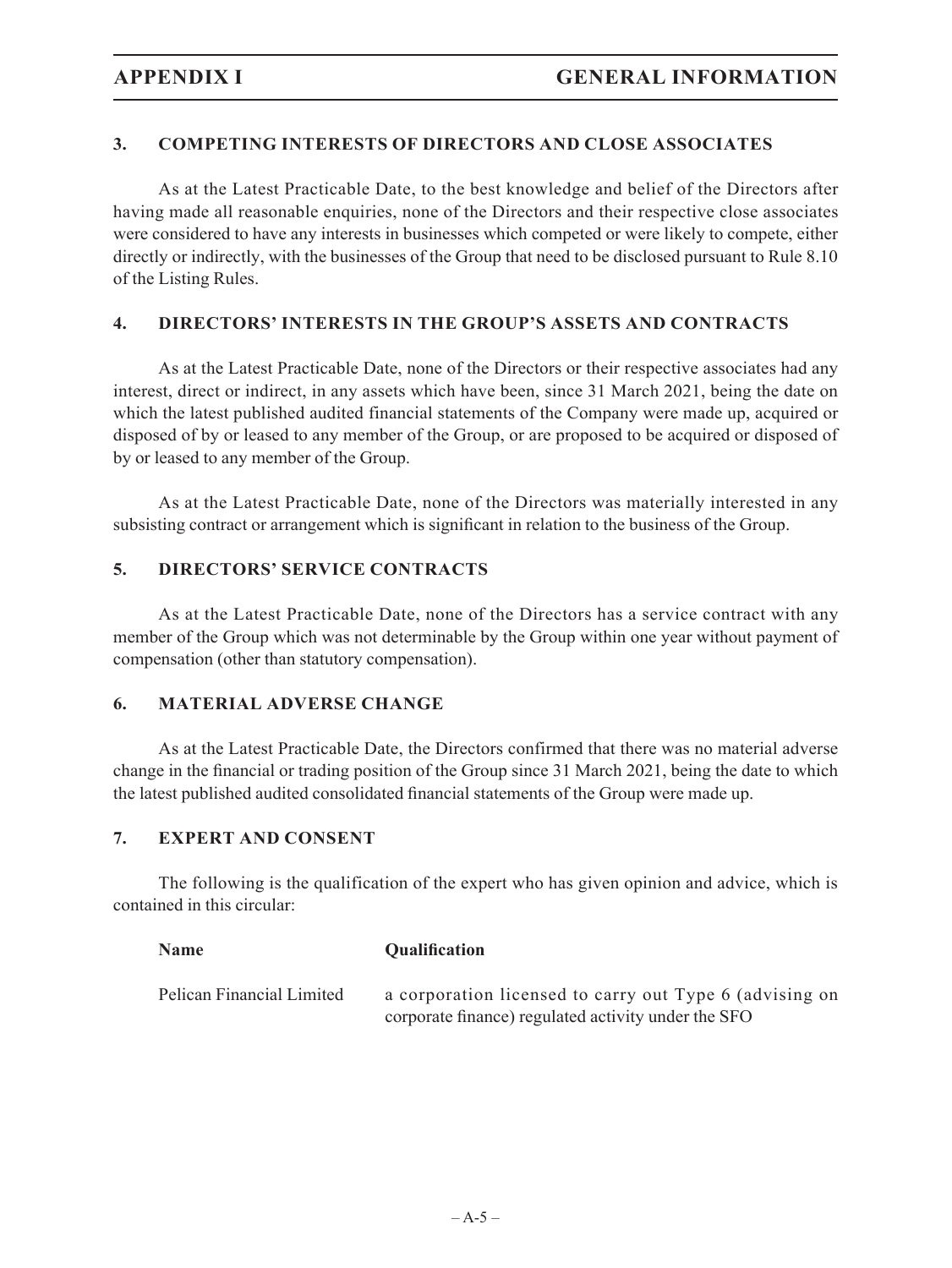### 3. COMPETING INTERESTS OF DIRECTORS AND CLOSE ASSOCIATES

As at the Latest Practicable Date, to the best knowledge and belief of the Directors after having made all reasonable enquiries, none of the Directors and their respective close associates were considered to have any interests in businesses which competed or were likely to compete, either directly or indirectly, with the businesses of the Group that need to be disclosed pursuant to Rule 8.10 of the Listing Rules.

### 4. DIRECTORS' INTERESTS IN THE GROUP'S ASSETS AND CONTRACTS

As at the Latest Practicable Date, none of the Directors or their respective associates had any interest, direct or indirect, in any assets which have been, since 31 March 2021, being the date on which the latest published audited financial statements of the Company were made up, acquired or disposed of by or leased to any member of the Group, or are proposed to be acquired or disposed of by or leased to any member of the Group.

As at the Latest Practicable Date, none of the Directors was materially interested in any subsisting contract or arrangement which is significant in relation to the business of the Group.

### 5. DIRECTORS' SERVICE CONTRACTS

As at the Latest Practicable Date, none of the Directors has a service contract with any member of the Group which was not determinable by the Group within one year without payment of compensation (other than statutory compensation).

### 6. MATERIAL ADVERSE CHANGE

As at the Latest Practicable Date, the Directors confirmed that there was no material adverse change in the financial or trading position of the Group since 31 March 2021, being the date to which the latest published audited consolidated financial statements of the Group were made up.

### 7. EXPERT AND CONSENT

The following is the qualification of the expert who has given opinion and advice, which is contained in this circular:

| Name | Qualification |
|---|---|
| Pelican Financial Limited | a corporation licensed to carry out Type 6 (advising on corporate finance) regulated activity under the SFO |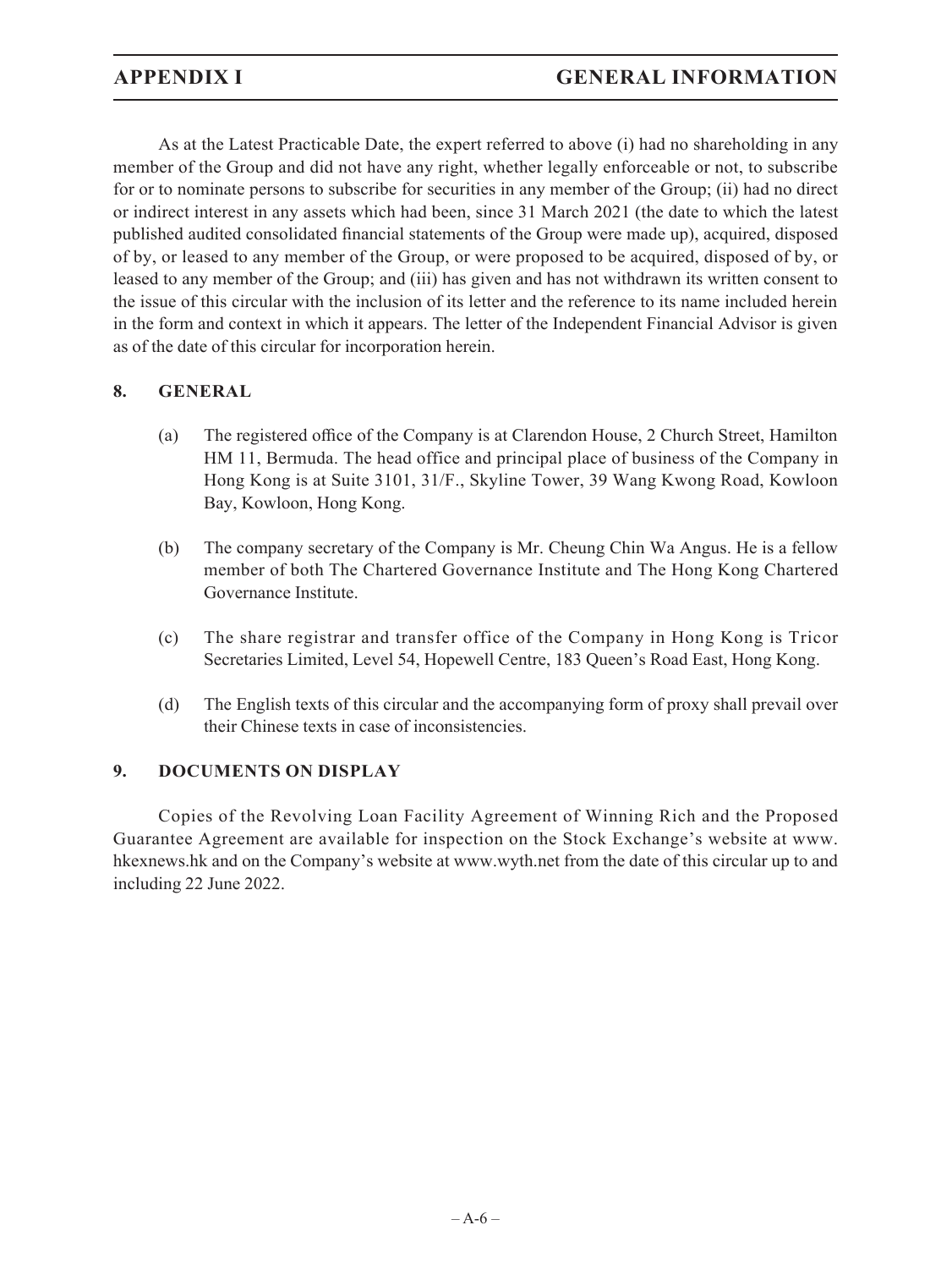As at the Latest Practicable Date, the expert referred to above (i) had no shareholding in any member of the Group and did not have any right, whether legally enforceable or not, to subscribe for or to nominate persons to subscribe for securities in any member of the Group; (ii) had no direct or indirect interest in any assets which had been, since 31 March 2021 (the date to which the latest published audited consolidated financial statements of the Group were made up), acquired, disposed of by, or leased to any member of the Group, or were proposed to be acquired, disposed of by, or leased to any member of the Group; and (iii) has given and has not withdrawn its written consent to the issue of this circular with the inclusion of its letter and the reference to its name included herein in the form and context in which it appears. The letter of the Independent Financial Advisor is given as of the date of this circular for incorporation herein.

## 8. GENERAL

(a) The registered office of the Company is at Clarendon House, 2 Church Street, Hamilton HM 11, Bermuda. The head office and principal place of business of the Company in Hong Kong is at Suite 3101, 31/F., Skyline Tower, 39 Wang Kwong Road, Kowloon Bay, Kowloon, Hong Kong.

(b) The company secretary of the Company is Mr. Cheung Chin Wa Angus. He is a fellow member of both The Chartered Governance Institute and The Hong Kong Chartered Governance Institute.

(c) The share registrar and transfer office of the Company in Hong Kong is Tricor Secretaries Limited, Level 54, Hopewell Centre, 183 Queen's Road East, Hong Kong.

(d) The English texts of this circular and the accompanying form of proxy shall prevail over their Chinese texts in case of inconsistencies.

## 9. DOCUMENTS ON DISPLAY

Copies of the Revolving Loan Facility Agreement of Winning Rich and the Proposed Guarantee Agreement are available for inspection on the Stock Exchange's website at www.hkexnews.hk and on the Company's website at www.wyth.net from the date of this circular up to and including 22 June 2022.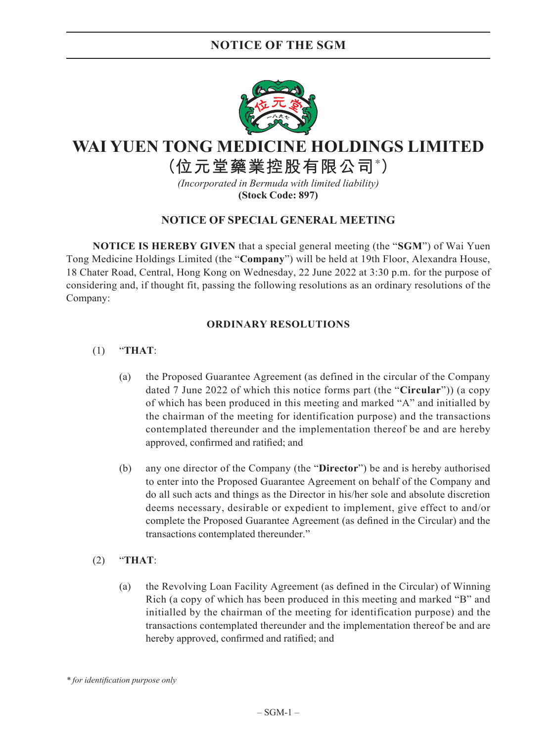# WAI YUEN TONG MEDICINE HOLDINGS LIMITED

## (位元堂藥業控股有限公司*)

*(Incorporated in Bermuda with limited liability)*

**(Stock Code: 897)**

### NOTICE OF SPECIAL GENERAL MEETING

**NOTICE IS HEREBY GIVEN** that a special general meeting (the "**SGM**") of Wai Yuen Tong Medicine Holdings Limited (the "**Company**") will be held at 19th Floor, Alexandra House, 18 Chater Road, Central, Hong Kong on Wednesday, 22 June 2022 at 3:30 p.m. for the purpose of considering and, if thought fit, passing the following resolutions as an ordinary resolutions of the Company:

### ORDINARY RESOLUTIONS

(1) "**THAT**:

(a) the Proposed Guarantee Agreement (as defined in the circular of the Company dated 7 June 2022 of which this notice forms part (the "**Circular**")) (a copy of which has been produced in this meeting and marked "A" and initialled by the chairman of the meeting for identification purpose) and the transactions contemplated thereunder and the implementation thereof be and are hereby approved, confirmed and ratified; and

(b) any one director of the Company (the "**Director**") be and is hereby authorised to enter into the Proposed Guarantee Agreement on behalf of the Company and do all such acts and things as the Director in his/her sole and absolute discretion deems necessary, desirable or expedient to implement, give effect to and/or complete the Proposed Guarantee Agreement (as defined in the Circular) and the transactions contemplated thereunder."

(2) "**THAT**:

(a) the Revolving Loan Facility Agreement (as defined in the Circular) of Winning Rich (a copy of which has been produced in this meeting and marked "B" and initialled by the chairman of the meeting for identification purpose) and the transactions contemplated thereunder and the implementation thereof be and are hereby approved, confirmed and ratified; and

*\* for identification purpose only*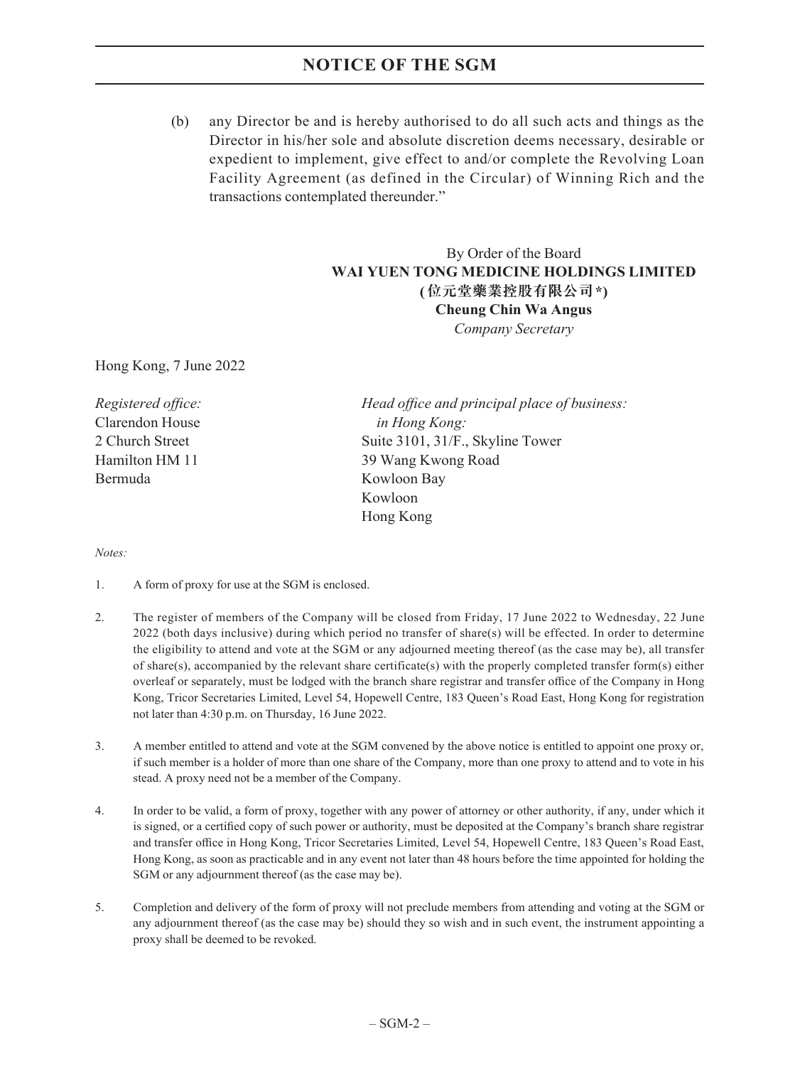(b) any Director be and is hereby authorised to do all such acts and things as the Director in his/her sole and absolute discretion deems necessary, desirable or expedient to implement, give effect to and/or complete the Revolving Loan Facility Agreement (as defined in the Circular) of Winning Rich and the transactions contemplated thereunder."

By Order of the Board
**WAI YUEN TONG MEDICINE HOLDINGS LIMITED**
**(位元堂藥業控股有限公司*)**
**Cheung Chin Wa Angus**
*Company Secretary*

Hong Kong, 7 June 2022

*Registered office:*
Clarendon House
2 Church Street
Hamilton HM 11
Bermuda

*Head office and principal place of business: in Hong Kong:*
Suite 3101, 31/F., Skyline Tower
39 Wang Kwong Road
Kowloon Bay
Kowloon
Hong Kong

*Notes:*

1. A form of proxy for use at the SGM is enclosed.

2. The register of members of the Company will be closed from Friday, 17 June 2022 to Wednesday, 22 June 2022 (both days inclusive) during which period no transfer of share(s) will be effected. In order to determine the eligibility to attend and vote at the SGM or any adjourned meeting thereof (as the case may be), all transfer of share(s), accompanied by the relevant share certificate(s) with the properly completed transfer form(s) either overleaf or separately, must be lodged with the branch share registrar and transfer office of the Company in Hong Kong, Tricor Secretaries Limited, Level 54, Hopewell Centre, 183 Queen's Road East, Hong Kong for registration not later than 4:30 p.m. on Thursday, 16 June 2022.

3. A member entitled to attend and vote at the SGM convened by the above notice is entitled to appoint one proxy or, if such member is a holder of more than one share of the Company, more than one proxy to attend and to vote in his stead. A proxy need not be a member of the Company.

4. In order to be valid, a form of proxy, together with any power of attorney or other authority, if any, under which it is signed, or a certified copy of such power or authority, must be deposited at the Company's branch share registrar and transfer office in Hong Kong, Tricor Secretaries Limited, Level 54, Hopewell Centre, 183 Queen's Road East, Hong Kong, as soon as practicable and in any event not later than 48 hours before the time appointed for holding the SGM or any adjournment thereof (as the case may be).

5. Completion and delivery of the form of proxy will not preclude members from attending and voting at the SGM or any adjournment thereof (as the case may be) should they so wish and in such event, the instrument appointing a proxy shall be deemed to be revoked.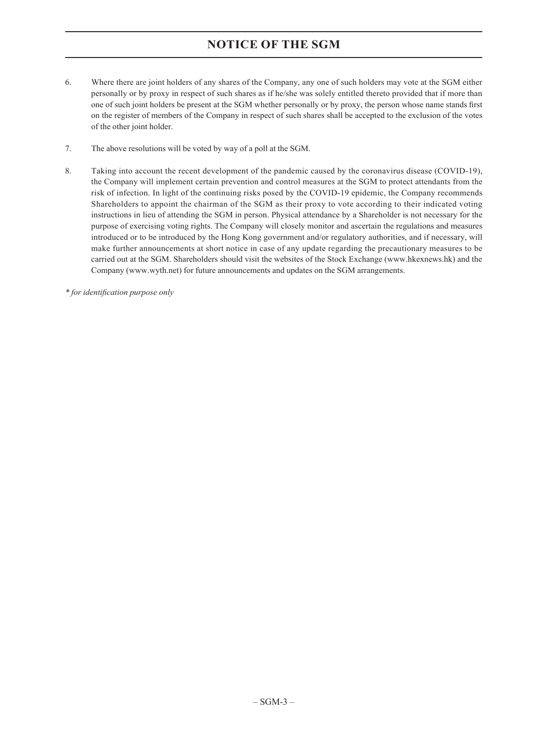# NOTICE OF THE SGM

6. Where there are joint holders of any shares of the Company, any one of such holders may vote at the SGM either personally or by proxy in respect of such shares as if he/she was solely entitled thereto provided that if more than one of such joint holders be present at the SGM whether personally or by proxy, the person whose name stands first on the register of members of the Company in respect of such shares shall be accepted to the exclusion of the votes of the other joint holder.

7. The above resolutions will be voted by way of a poll at the SGM.

8. Taking into account the recent development of the pandemic caused by the coronavirus disease (COVID-19), the Company will implement certain prevention and control measures at the SGM to protect attendants from the risk of infection. In light of the continuing risks posed by the COVID-19 epidemic, the Company recommends Shareholders to appoint the chairman of the SGM as their proxy to vote according to their indicated voting instructions in lieu of attending the SGM in person. Physical attendance by a Shareholder is not necessary for the purpose of exercising voting rights. The Company will closely monitor and ascertain the regulations and measures introduced or to be introduced by the Hong Kong government and/or regulatory authorities, and if necessary, will make further announcements at short notice in case of any update regarding the precautionary measures to be carried out at the SGM. Shareholders should visit the websites of the Stock Exchange (www.hkexnews.hk) and the Company (www.wyth.net) for future announcements and updates on the SGM arrangements.

*\* for identification purpose only*